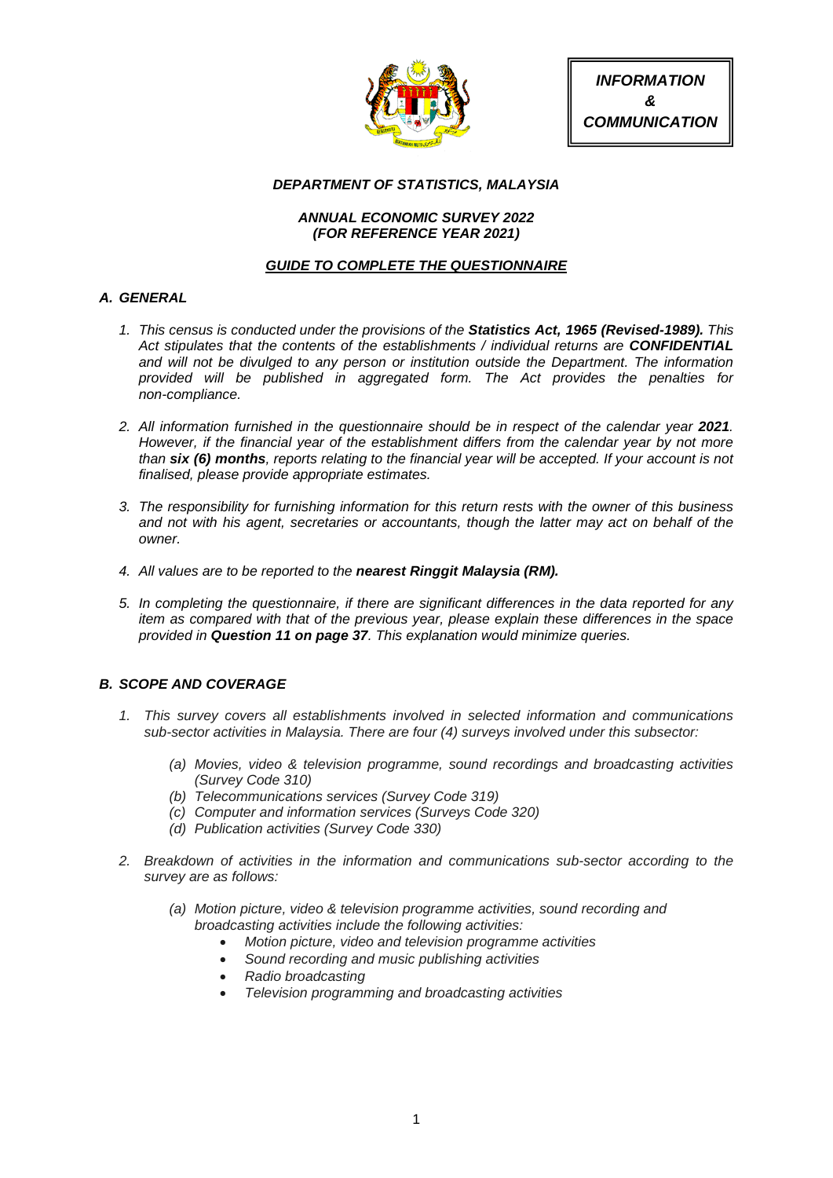**INFORMATION & COMMUNICATION**

***DEPARTMENT OF STATISTICS, MALAYSIA***

***ANNUAL ECONOMIC SURVEY 2022***
***(FOR REFERENCE YEAR 2021)***

***GUIDE TO COMPLETE THE QUESTIONNAIRE***

## *A. GENERAL*

1. *This census is conducted under the provisions of the **Statistics Act, 1965 (Revised-1989).** This Act stipulates that the contents of the establishments / individual returns are **CONFIDENTIAL** and will not be divulged to any person or institution outside the Department. The information provided will be published in aggregated form. The Act provides the penalties for non-compliance.*

2. *All information furnished in the questionnaire should be in respect of the calendar year **2021**. However, if the financial year of the establishment differs from the calendar year by not more than **six (6) months**, reports relating to the financial year will be accepted. If your account is not finalised, please provide appropriate estimates.*

3. *The responsibility for furnishing information for this return rests with the owner of this business and not with his agent, secretaries or accountants, though the latter may act on behalf of the owner.*

4. *All values are to be reported to the **nearest Ringgit Malaysia (RM).***

5. *In completing the questionnaire, if there are significant differences in the data reported for any item as compared with that of the previous year, please explain these differences in the space provided in **Question 11 on page 37**. This explanation would minimize queries.*

## *B. SCOPE AND COVERAGE*

1. *This survey covers all establishments involved in selected information and communications sub-sector activities in Malaysia. There are four (4) surveys involved under this subsector:*

   *(a) Movies, video & television programme, sound recordings and broadcasting activities (Survey Code 310)*
   *(b) Telecommunications services (Survey Code 319)*
   *(c) Computer and information services (Surveys Code 320)*
   *(d) Publication activities (Survey Code 330)*

2. *Breakdown of activities in the information and communications sub-sector according to the survey are as follows:*

   *(a) Motion picture, video & television programme activities, sound recording and broadcasting activities include the following activities:*
   - *Motion picture, video and television programme activities*
   - *Sound recording and music publishing activities*
   - *Radio broadcasting*
   - *Television programming and broadcasting activities*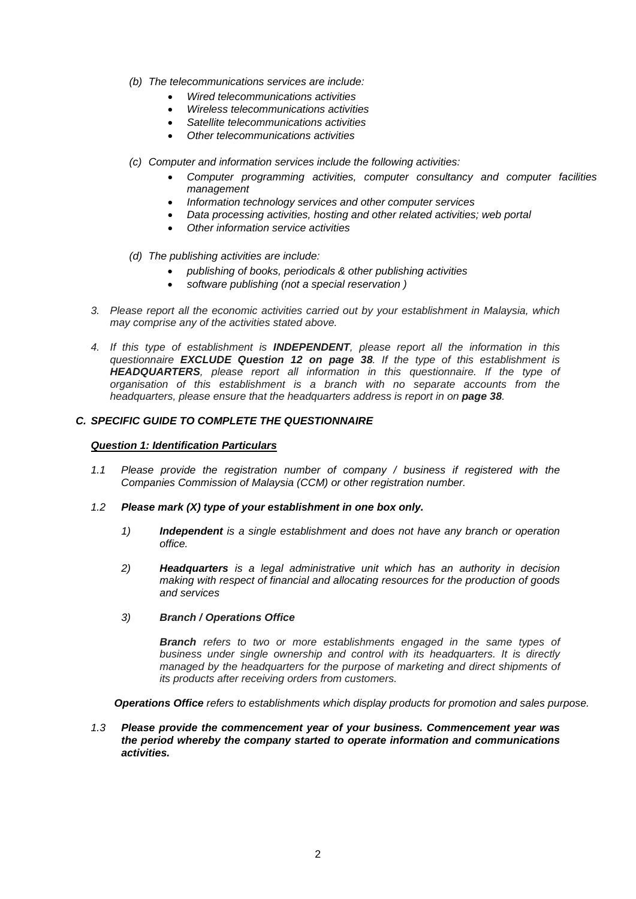*(b) The telecommunications services are include:*

- *Wired telecommunications activities*
- *Wireless telecommunications activities*
- *Satellite telecommunications activities*
- *Other telecommunications activities*

*(c) Computer and information services include the following activities:*

- *Computer programming activities, computer consultancy and computer facilities management*
- *Information technology services and other computer services*
- *Data processing activities, hosting and other related activities; web portal*
- *Other information service activities*

*(d) The publishing activities are include:*

- *publishing of books, periodicals & other publishing activities*
- *software publishing (not a special reservation )*

3. *Please report all the economic activities carried out by your establishment in Malaysia, which may comprise any of the activities stated above.*

4. *If this type of establishment is **INDEPENDENT**, please report all the information in this questionnaire **EXCLUDE Question 12 on page 38**. If the type of this establishment is **HEADQUARTERS**, please report all information in this questionnaire. If the type of organisation of this establishment is a branch with no separate accounts from the headquarters, please ensure that the headquarters address is report in on **page 38**.*

### *C. SPECIFIC GUIDE TO COMPLETE THE QUESTIONNAIRE*

***Question 1: Identification Particulars***

1.1 *Please provide the registration number of company / business if registered with the Companies Commission of Malaysia (CCM) or other registration number.*

1.2 ***Please mark (X) type of your establishment in one box only.***

1) ***Independent** is a single establishment and does not have any branch or operation office.*

2) ***Headquarters** is a legal administrative unit which has an authority in decision making with respect of financial and allocating resources for the production of goods and services*

3) ***Branch / Operations Office***

***Branch** refers to two or more establishments engaged in the same types of business under single ownership and control with its headquarters. It is directly managed by the headquarters for the purpose of marketing and direct shipments of its products after receiving orders from customers.*

***Operations Office** refers to establishments which display products for promotion and sales purpose.*

1.3 ***Please provide the commencement year of your business. Commencement year was the period whereby the company started to operate information and communications activities.***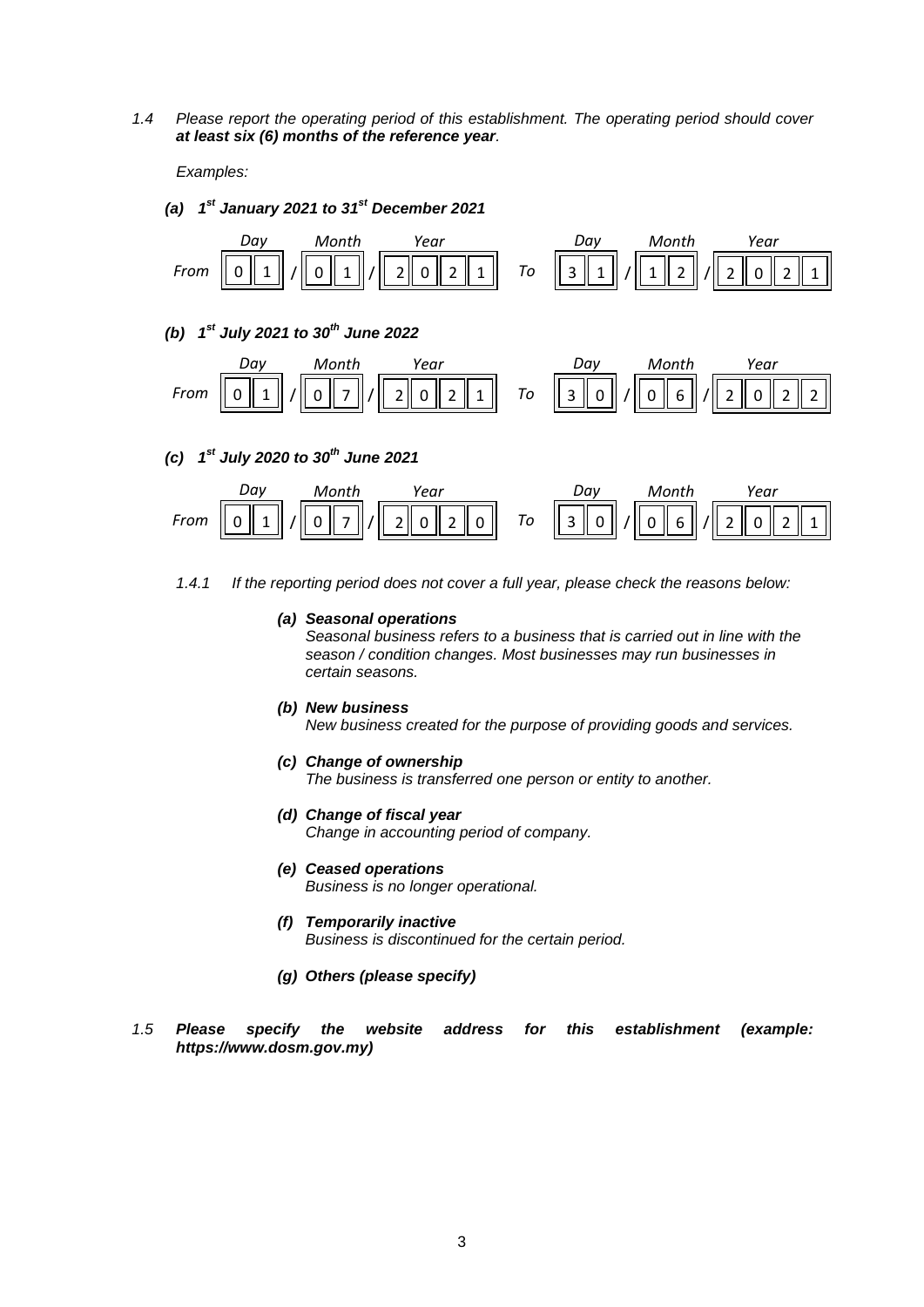1.4 *Please report the operating period of this establishment. The operating period should cover **at least six (6) months of the reference year**.*

*Examples:*

***(a) 1[st] January 2021 to 31[st] December 2021***

| | Day | | Month | | Year | | Day | | Month | | Year |
|---|---|---|---|---|---|---|---|---|---|---|---|
| From | 0 1 | / | 0 1 | / | 2 0 2 1 | To | 3 1 | / | 1 2 | / | 2 0 2 1 |

***(b) 1[st] July 2021 to 30[th] June 2022***

| | Day | | Month | | Year | | Day | | Month | | Year |
|---|---|---|---|---|---|---|---|---|---|---|---|
| From | 0 1 | / | 0 7 | / | 2 0 2 1 | To | 3 0 | / | 0 6 | / | 2 0 2 2 |

***(c) 1[st] July 2020 to 30[th] June 2021***

| | Day | | Month | | Year | | Day | | Month | | Year |
|---|---|---|---|---|---|---|---|---|---|---|---|
| From | 0 1 | / | 0 7 | / | 2 0 2 0 | To | 3 0 | / | 0 6 | / | 2 0 2 1 |

1.4.1 *If the reporting period does not cover a full year, please check the reasons below:*

***(a) Seasonal operations***
*Seasonal business refers to a business that is carried out in line with the season / condition changes. Most businesses may run businesses in certain seasons.*

***(b) New business***
*New business created for the purpose of providing goods and services.*

***(c) Change of ownership***
*The business is transferred one person or entity to another.*

***(d) Change of fiscal year***
*Change in accounting period of company.*

***(e) Ceased operations***
*Business is no longer operational.*

***(f) Temporarily inactive***
*Business is discontinued for the certain period.*

***(g) Others (please specify)***

1.5 ***Please specify the website address for this establishment (example: https://www.dosm.gov.my)***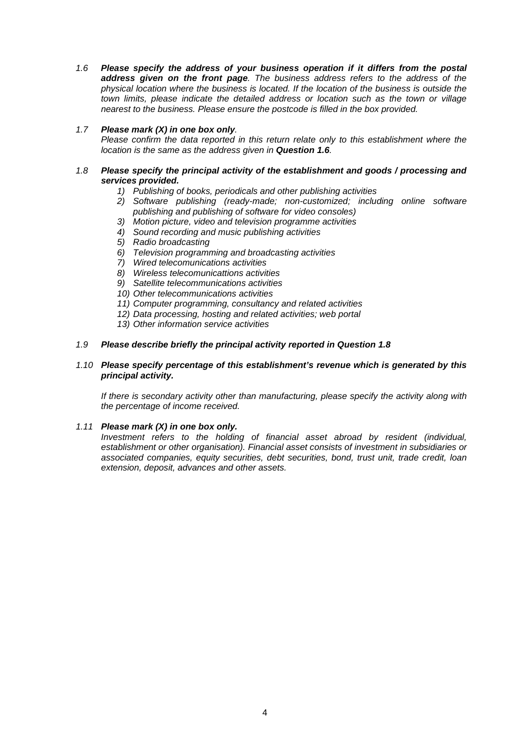1.6 ***Please specify the address of your business operation if it differs from the postal address given on the front page****. The business address refers to the address of the physical location where the business is located. If the location of the business is outside the town limits, please indicate the detailed address or location such as the town or village nearest to the business. Please ensure the postcode is filled in the box provided.*

1.7 ***Please mark (X) in one box only****.*
*Please confirm the data reported in this return relate only to this establishment where the location is the same as the address given in* ***Question 1.6****.*

1.8 ***Please specify the principal activity of the establishment and goods / processing and services provided.***

1) *Publishing of books, periodicals and other publishing activities*
2) *Software publishing (ready-made; non-customized; including online software publishing and publishing of software for video consoles)*
3) *Motion picture, video and television programme activities*
4) *Sound recording and music publishing activities*
5) *Radio broadcasting*
6) *Television programming and broadcasting activities*
7) *Wired telecomunications activities*
8) *Wireless telecomunicattions activities*
9) *Satellite telecommunications activities*
10) *Other telecommunications activities*
11) *Computer programming, consultancy and related activities*
12) *Data processing, hosting and related activities; web portal*
13) *Other information service activities*

1.9 ***Please describe briefly the principal activity reported in Question 1.8***

1.10 ***Please specify percentage of this establishment's revenue which is generated by this principal activity.***

*If there is secondary activity other than manufacturing, please specify the activity along with the percentage of income received.*

1.11 ***Please mark (X) in one box only.***
*Investment refers to the holding of financial asset abroad by resident (individual, establishment or other organisation). Financial asset consists of investment in subsidiaries or associated companies, equity securities, debt securities, bond, trust unit, trade credit, loan extension, deposit, advances and other assets.*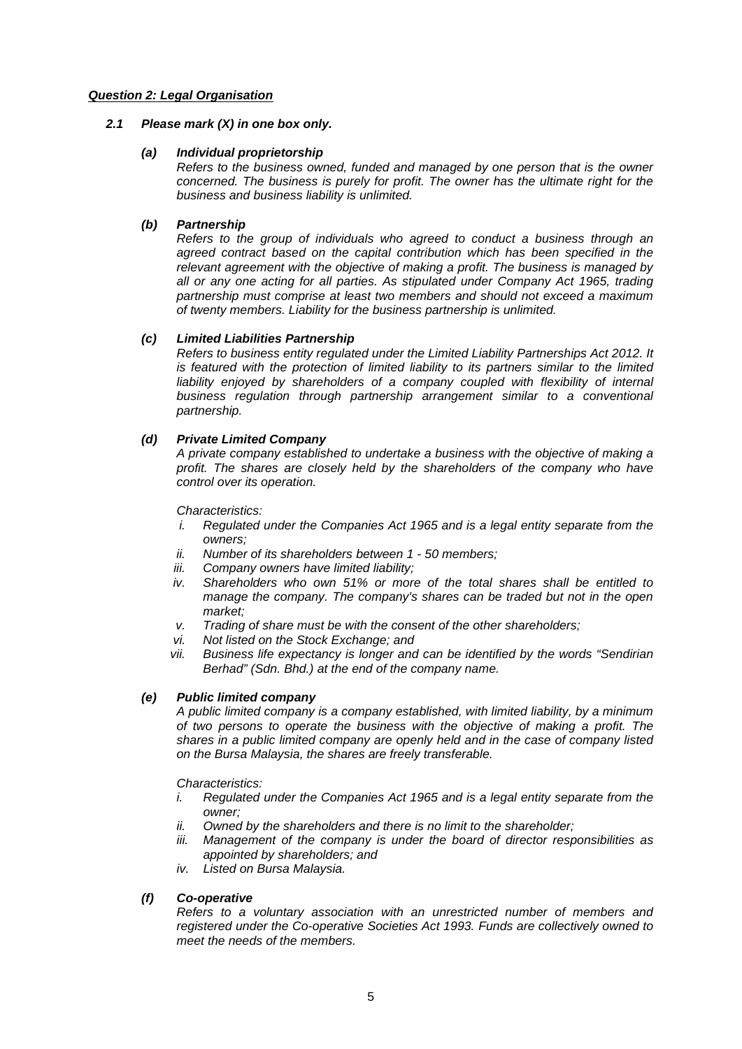***Question 2: Legal Organisation***

***2.1 Please mark (X) in one box only.***

***(a) Individual proprietorship***

*Refers to the business owned, funded and managed by one person that is the owner concerned. The business is purely for profit. The owner has the ultimate right for the business and business liability is unlimited.*

***(b) Partnership***

*Refers to the group of individuals who agreed to conduct a business through an agreed contract based on the capital contribution which has been specified in the relevant agreement with the objective of making a profit. The business is managed by all or any one acting for all parties. As stipulated under Company Act 1965, trading partnership must comprise at least two members and should not exceed a maximum of twenty members. Liability for the business partnership is unlimited.*

***(c) Limited Liabilities Partnership***

*Refers to business entity regulated under the Limited Liability Partnerships Act 2012. It is featured with the protection of limited liability to its partners similar to the limited liability enjoyed by shareholders of a company coupled with flexibility of internal business regulation through partnership arrangement similar to a conventional partnership.*

***(d) Private Limited Company***

*A private company established to undertake a business with the objective of making a profit. The shares are closely held by the shareholders of the company who have control over its operation.*

*Characteristics:*

*i. Regulated under the Companies Act 1965 and is a legal entity separate from the owners;*
*ii. Number of its shareholders between 1 - 50 members;*
*iii. Company owners have limited liability;*
*iv. Shareholders who own 51% or more of the total shares shall be entitled to manage the company. The company's shares can be traded but not in the open market;*
*v. Trading of share must be with the consent of the other shareholders;*
*vi. Not listed on the Stock Exchange; and*
*vii. Business life expectancy is longer and can be identified by the words "Sendirian Berhad" (Sdn. Bhd.) at the end of the company name.*

***(e) Public limited company***

*A public limited company is a company established, with limited liability, by a minimum of two persons to operate the business with the objective of making a profit. The shares in a public limited company are openly held and in the case of company listed on the Bursa Malaysia, the shares are freely transferable.*

*Characteristics:*

*i. Regulated under the Companies Act 1965 and is a legal entity separate from the owner;*
*ii. Owned by the shareholders and there is no limit to the shareholder;*
*iii. Management of the company is under the board of director responsibilities as appointed by shareholders; and*
*iv. Listed on Bursa Malaysia.*

***(f) Co-operative***

*Refers to a voluntary association with an unrestricted number of members and registered under the Co-operative Societies Act 1993. Funds are collectively owned to meet the needs of the members.*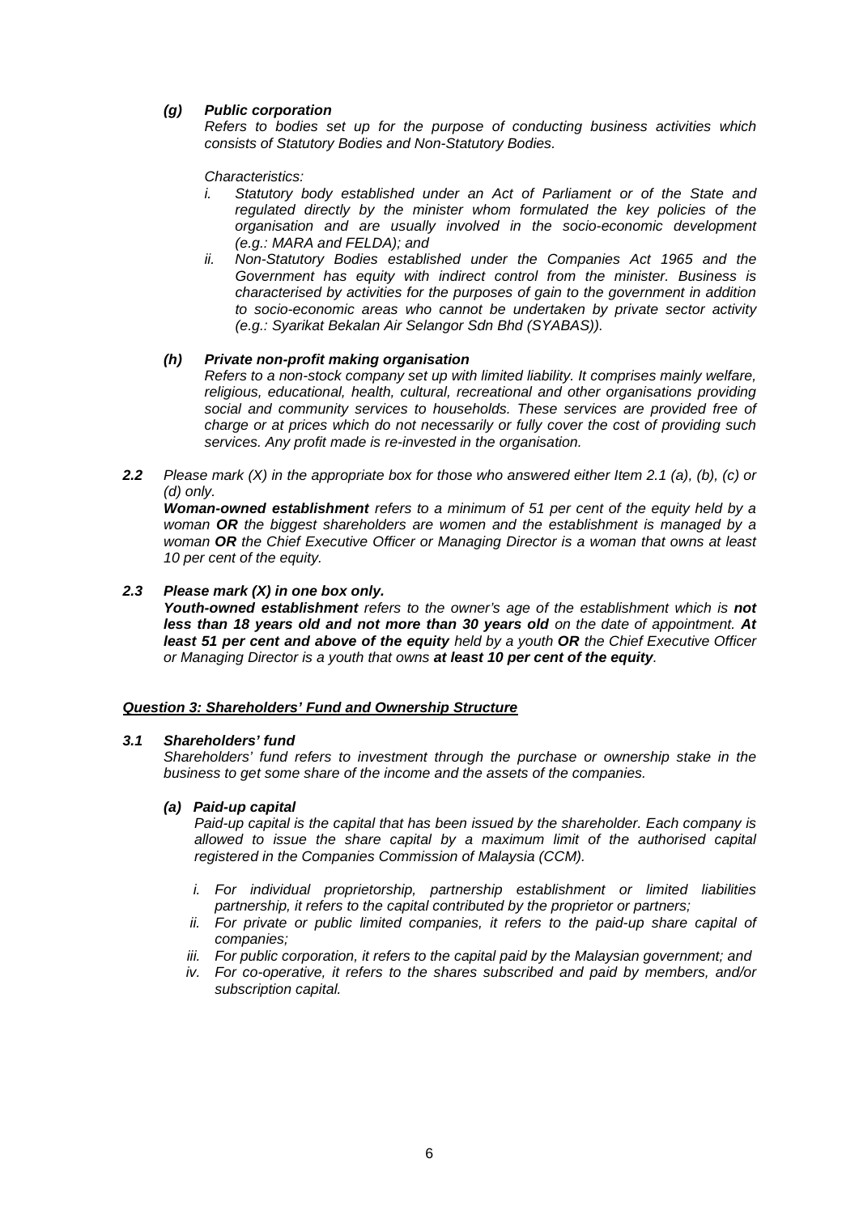***(g) Public corporation***

*Refers to bodies set up for the purpose of conducting business activities which consists of Statutory Bodies and Non-Statutory Bodies.*

*Characteristics:*

- *i. Statutory body established under an Act of Parliament or of the State and regulated directly by the minister whom formulated the key policies of the organisation and are usually involved in the socio-economic development (e.g.: MARA and FELDA); and*
- *ii. Non-Statutory Bodies established under the Companies Act 1965 and the Government has equity with indirect control from the minister. Business is characterised by activities for the purposes of gain to the government in addition to socio-economic areas who cannot be undertaken by private sector activity (e.g.: Syarikat Bekalan Air Selangor Sdn Bhd (SYABAS)).*

***(h) Private non-profit making organisation***

*Refers to a non-stock company set up with limited liability. It comprises mainly welfare, religious, educational, health, cultural, recreational and other organisations providing social and community services to households. These services are provided free of charge or at prices which do not necessarily or fully cover the cost of providing such services. Any profit made is re-invested in the organisation.*

***2.2*** *Please mark (X) in the appropriate box for those who answered either Item 2.1 (a), (b), (c) or (d) only.*

***Woman-owned establishment*** *refers to a minimum of 51 per cent of the equity held by a woman* ***OR*** *the biggest shareholders are women and the establishment is managed by a woman* ***OR*** *the Chief Executive Officer or Managing Director is a woman that owns at least 10 per cent of the equity.*

***2.3 Please mark (X) in one box only.***

***Youth-owned establishment*** *refers to the owner's age of the establishment which is* ***not less than 18 years old and not more than 30 years old*** *on the date of appointment.* ***At least 51 per cent and above of the equity*** *held by a youth* ***OR*** *the Chief Executive Officer or Managing Director is a youth that owns* ***at least 10 per cent of the equity****.*

## ***Question 3: Shareholders' Fund and Ownership Structure***

***3.1 Shareholders' fund***

*Shareholders' fund refers to investment through the purchase or ownership stake in the business to get some share of the income and the assets of the companies.*

***(a) Paid-up capital***

*Paid-up capital is the capital that has been issued by the shareholder. Each company is allowed to issue the share capital by a maximum limit of the authorised capital registered in the Companies Commission of Malaysia (CCM).*

- *i. For individual proprietorship, partnership establishment or limited liabilities partnership, it refers to the capital contributed by the proprietor or partners;*
- *ii. For private or public limited companies, it refers to the paid-up share capital of companies;*
- *iii. For public corporation, it refers to the capital paid by the Malaysian government; and*
- *iv. For co-operative, it refers to the shares subscribed and paid by members, and/or subscription capital.*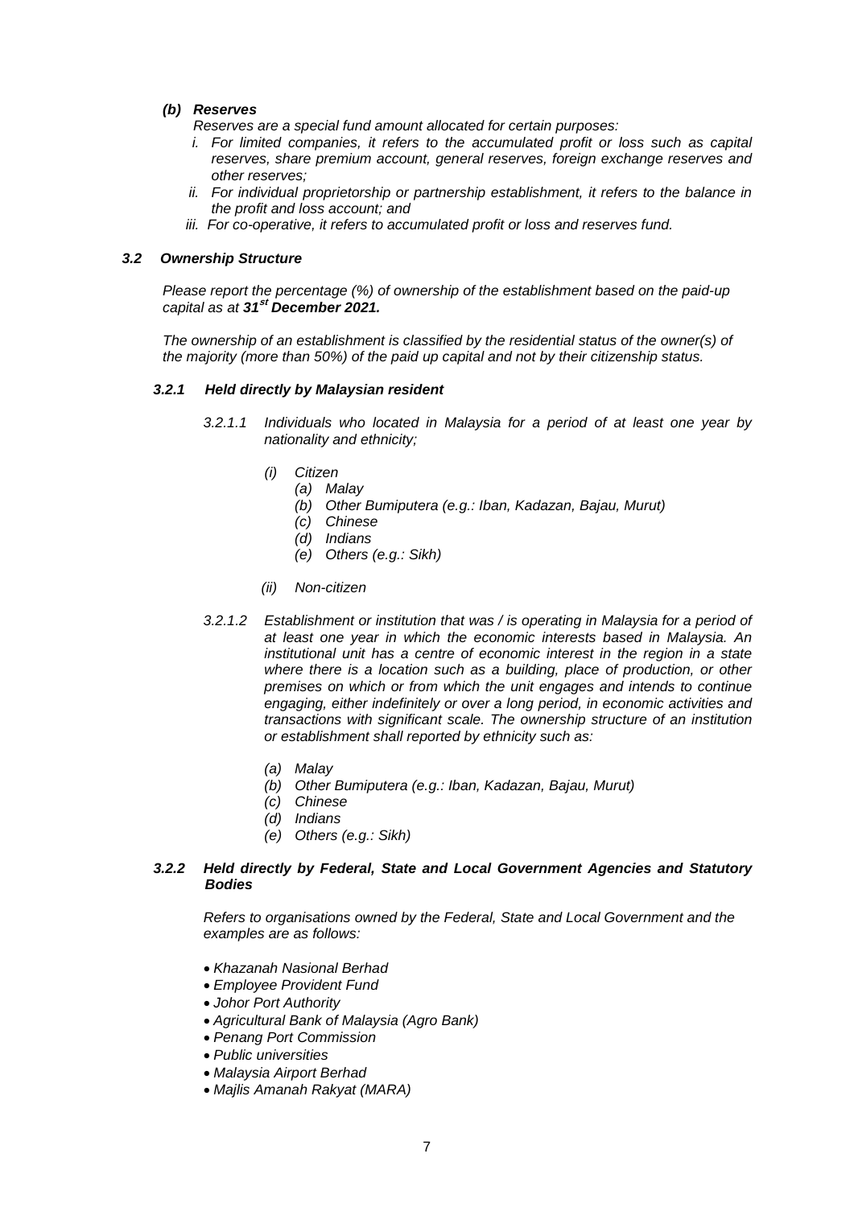***(b) Reserves***

*Reserves are a special fund amount allocated for certain purposes:*

1. *For limited companies, it refers to the accumulated profit or loss such as capital reserves, share premium account, general reserves, foreign exchange reserves and other reserves;*
2. *For individual proprietorship or partnership establishment, it refers to the balance in the profit and loss account; and*
3. *For co-operative, it refers to accumulated profit or loss and reserves fund.*

### *3.2 Ownership Structure*

*Please report the percentage (%) of ownership of the establishment based on the paid-up capital as at **31st December 2021.***

*The ownership of an establishment is classified by the residential status of the owner(s) of the majority (more than 50%) of the paid up capital and not by their citizenship status.*

#### *3.2.1 Held directly by Malaysian resident*

*3.2.1.1 Individuals who located in Malaysia for a period of at least one year by nationality and ethnicity;*

- *(i) Citizen*
  - *(a) Malay*
  - *(b) Other Bumiputera (e.g.: Iban, Kadazan, Bajau, Murut)*
  - *(c) Chinese*
  - *(d) Indians*
  - *(e) Others (e.g.: Sikh)*
- *(ii) Non-citizen*

*3.2.1.2 Establishment or institution that was / is operating in Malaysia for a period of at least one year in which the economic interests based in Malaysia. An institutional unit has a centre of economic interest in the region in a state where there is a location such as a building, place of production, or other premises on which or from which the unit engages and intends to continue engaging, either indefinitely or over a long period, in economic activities and transactions with significant scale. The ownership structure of an institution or establishment shall reported by ethnicity such as:*

- *(a) Malay*
- *(b) Other Bumiputera (e.g.: Iban, Kadazan, Bajau, Murut)*
- *(c) Chinese*
- *(d) Indians*
- *(e) Others (e.g.: Sikh)*

#### *3.2.2 Held directly by Federal, State and Local Government Agencies and Statutory Bodies*

*Refers to organisations owned by the Federal, State and Local Government and the examples are as follows:*

- *Khazanah Nasional Berhad*
- *Employee Provident Fund*
- *Johor Port Authority*
- *Agricultural Bank of Malaysia (Agro Bank)*
- *Penang Port Commission*
- *Public universities*
- *Malaysia Airport Berhad*
- *Majlis Amanah Rakyat (MARA)*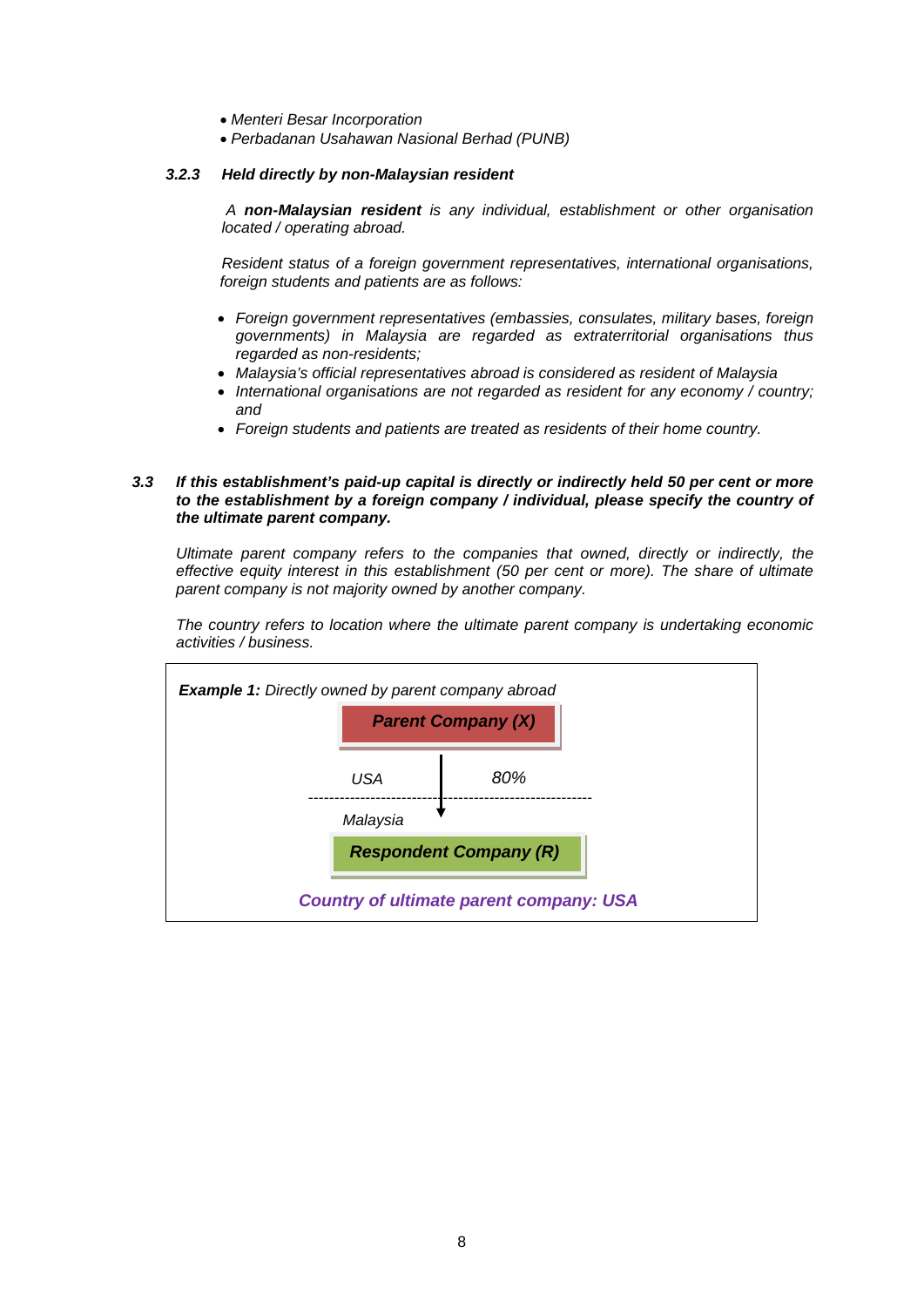- *Menteri Besar Incorporation*
- *Perbadanan Usahawan Nasional Berhad (PUNB)*

#### *3.2.3 Held directly by non-Malaysian resident*

*A **non-Malaysian resident** is any individual, establishment or other organisation located / operating abroad.*

*Resident status of a foreign government representatives, international organisations, foreign students and patients are as follows:*

- *Foreign government representatives (embassies, consulates, military bases, foreign governments) in Malaysia are regarded as extraterritorial organisations thus regarded as non-residents;*
- *Malaysia's official representatives abroad is considered as resident of Malaysia*
- *International organisations are not regarded as resident for any economy / country; and*
- *Foreign students and patients are treated as residents of their home country.*

### *3.3 If this establishment's paid-up capital is directly or indirectly held 50 per cent or more to the establishment by a foreign company / individual, please specify the country of the ultimate parent company.*

*Ultimate parent company refers to the companies that owned, directly or indirectly, the effective equity interest in this establishment (50 per cent or more). The share of ultimate parent company is not majority owned by another company.*

*The country refers to location where the ultimate parent company is undertaking economic activities / business.*

***Example 1:** Directly owned by parent company abroad*

***Parent Company (X)***

*USA* — *80%* ↓

*Malaysia*

***Respondent Company (R)***

***Country of ultimate parent company: USA***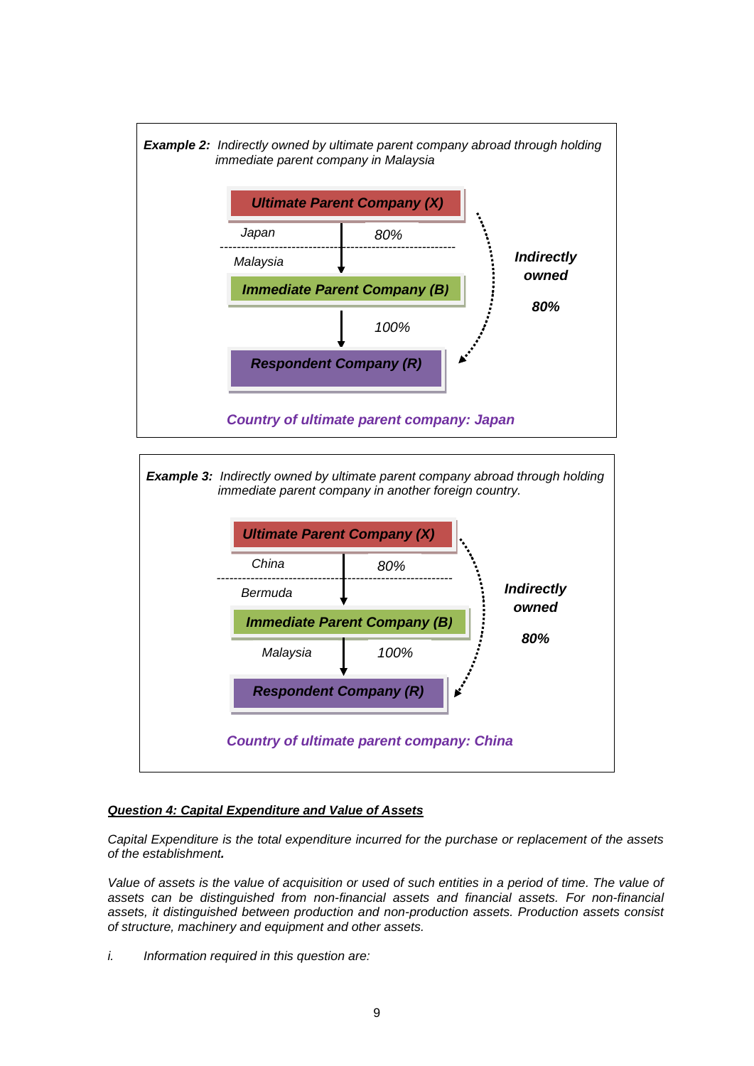**Example 2:** *Indirectly owned by ultimate parent company abroad through holding immediate parent company in Malaysia*

***Ultimate Parent Company (X)***

*Japan* — *80%*

*Malaysia*

***Immediate Parent Company (B)***

*100%*

***Respondent Company (R)***

***Indirectly owned***

***80%***

***Country of ultimate parent company: Japan***

**Example 3:** *Indirectly owned by ultimate parent company abroad through holding immediate parent company in another foreign country.*

***Ultimate Parent Company (X)***

*China* — *80%*

*Bermuda*

***Immediate Parent Company (B)***

*Malaysia* — *100%*

***Respondent Company (R)***

***Indirectly owned***

***80%***

***Country of ultimate parent company: China***

***Question 4: Capital Expenditure and Value of Assets***

*Capital Expenditure is the total expenditure incurred for the purchase or replacement of the assets of the establishment.*

*Value of assets is the value of acquisition or used of such entities in a period of time. The value of assets can be distinguished from non-financial assets and financial assets. For non-financial assets, it distinguished between production and non-production assets. Production assets consist of structure, machinery and equipment and other assets.*

*i.* *Information required in this question are:*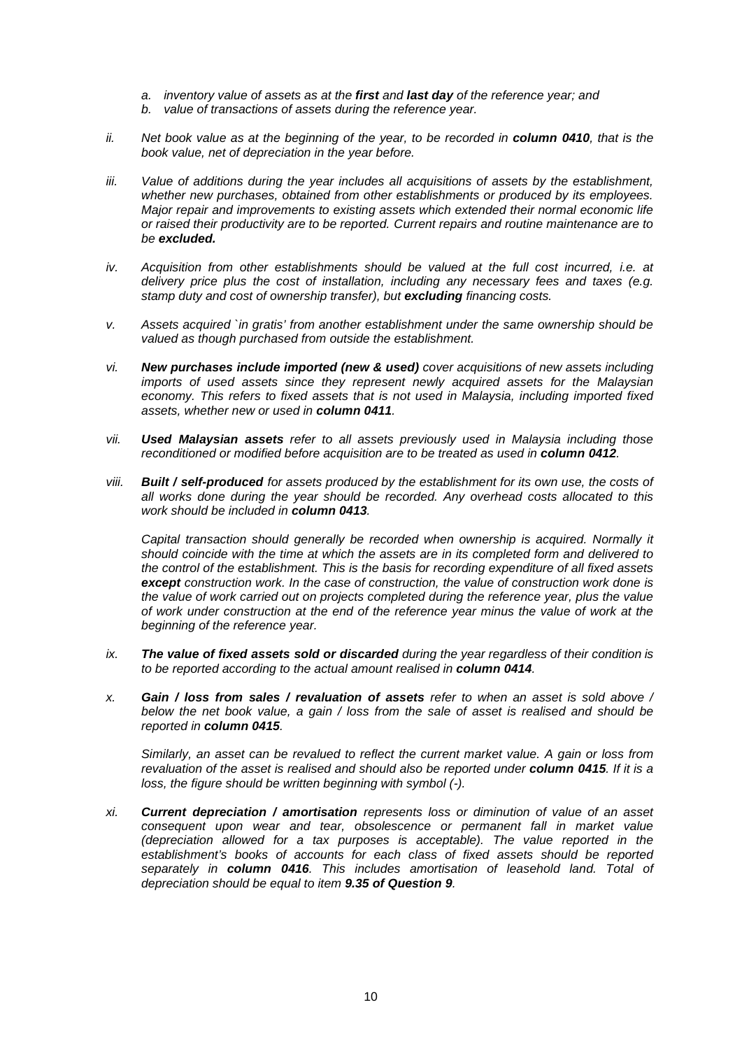*a. inventory value of assets as at the **first** and **last day** of the reference year; and*

*b. value of transactions of assets during the reference year.*

*ii. Net book value as at the beginning of the year, to be recorded in **column 0410**, that is the book value, net of depreciation in the year before.*

*iii. Value of additions during the year includes all acquisitions of assets by the establishment, whether new purchases, obtained from other establishments or produced by its employees. Major repair and improvements to existing assets which extended their normal economic life or raised their productivity are to be reported. Current repairs and routine maintenance are to be **excluded.***

*iv. Acquisition from other establishments should be valued at the full cost incurred, i.e. at delivery price plus the cost of installation, including any necessary fees and taxes (e.g. stamp duty and cost of ownership transfer), but **excluding** financing costs.*

*v. Assets acquired `in gratis' from another establishment under the same ownership should be valued as though purchased from outside the establishment.*

*vi. **New purchases include imported (new & used)** cover acquisitions of new assets including imports of used assets since they represent newly acquired assets for the Malaysian economy. This refers to fixed assets that is not used in Malaysia, including imported fixed assets, whether new or used in **column 0411**.*

*vii. **Used Malaysian assets** refer to all assets previously used in Malaysia including those reconditioned or modified before acquisition are to be treated as used in **column 0412**.*

*viii. **Built / self-produced** for assets produced by the establishment for its own use, the costs of all works done during the year should be recorded. Any overhead costs allocated to this work should be included in **column 0413**.*

*Capital transaction should generally be recorded when ownership is acquired. Normally it should coincide with the time at which the assets are in its completed form and delivered to the control of the establishment. This is the basis for recording expenditure of all fixed assets **except** construction work. In the case of construction, the value of construction work done is the value of work carried out on projects completed during the reference year, plus the value of work under construction at the end of the reference year minus the value of work at the beginning of the reference year.*

*ix. **The value of fixed assets sold or discarded** during the year regardless of their condition is to be reported according to the actual amount realised in **column 0414**.*

*x. **Gain / loss from sales / revaluation of assets** refer to when an asset is sold above / below the net book value, a gain / loss from the sale of asset is realised and should be reported in **column 0415**.*

*Similarly, an asset can be revalued to reflect the current market value. A gain or loss from revaluation of the asset is realised and should also be reported under **column 0415**. If it is a loss, the figure should be written beginning with symbol (-).*

*xi. **Current depreciation / amortisation** represents loss or diminution of value of an asset consequent upon wear and tear, obsolescence or permanent fall in market value (depreciation allowed for a tax purposes is acceptable). The value reported in the establishment's books of accounts for each class of fixed assets should be reported separately in **column 0416**. This includes amortisation of leasehold land. Total of depreciation should be equal to item **9.35 of Question 9**.*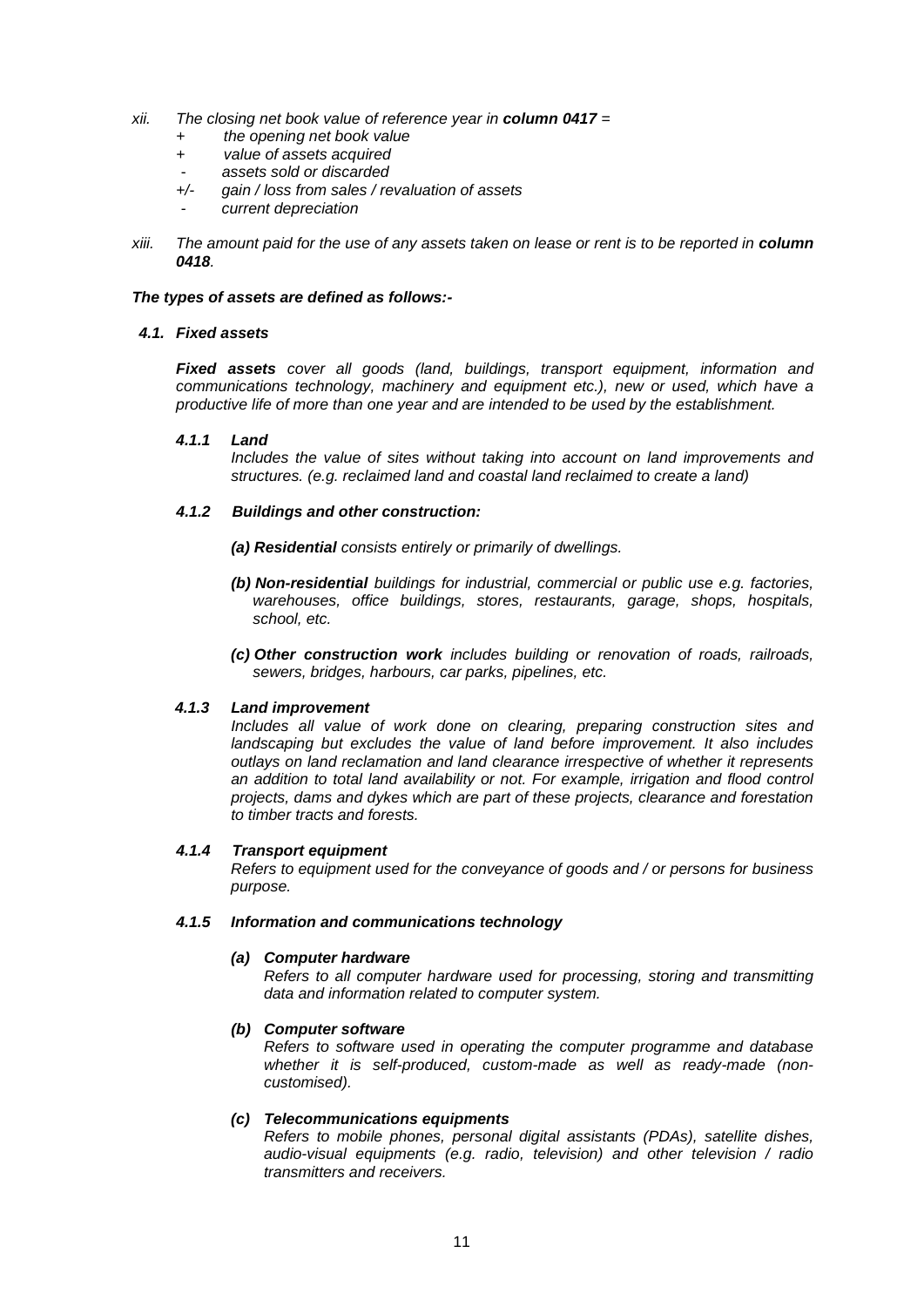*xii. The closing net book value of reference year in **column 0417** =*

- *+ the opening net book value*
- *+ value of assets acquired*
- *- assets sold or discarded*
- *+/- gain / loss from sales / revaluation of assets*
- *- current depreciation*

*xiii. The amount paid for the use of any assets taken on lease or rent is to be reported in **column 0418**.*

***The types of assets are defined as follows:-***

### *4.1. Fixed assets*

***Fixed assets** cover all goods (land, buildings, transport equipment, information and communications technology, machinery and equipment etc.), new or used, which have a productive life of more than one year and are intended to be used by the establishment.*

#### *4.1.1 Land*

*Includes the value of sites without taking into account on land improvements and structures. (e.g. reclaimed land and coastal land reclaimed to create a land)*

#### *4.1.2 Buildings and other construction:*

***(a) Residential** consists entirely or primarily of dwellings.*

***(b) Non-residential** buildings for industrial, commercial or public use e.g. factories, warehouses, office buildings, stores, restaurants, garage, shops, hospitals, school, etc.*

***(c) Other construction work** includes building or renovation of roads, railroads, sewers, bridges, harbours, car parks, pipelines, etc.*

#### *4.1.3 Land improvement*

*Includes all value of work done on clearing, preparing construction sites and landscaping but excludes the value of land before improvement. It also includes outlays on land reclamation and land clearance irrespective of whether it represents an addition to total land availability or not. For example, irrigation and flood control projects, dams and dykes which are part of these projects, clearance and forestation to timber tracts and forests.*

#### *4.1.4 Transport equipment*

*Refers to equipment used for the conveyance of goods and / or persons for business purpose.*

#### *4.1.5 Information and communications technology*

***(a) Computer hardware***

*Refers to all computer hardware used for processing, storing and transmitting data and information related to computer system.*

***(b) Computer software***

*Refers to software used in operating the computer programme and database whether it is self-produced, custom-made as well as ready-made (non-customised).*

***(c) Telecommunications equipments***

*Refers to mobile phones, personal digital assistants (PDAs), satellite dishes, audio-visual equipments (e.g. radio, television) and other television / radio transmitters and receivers.*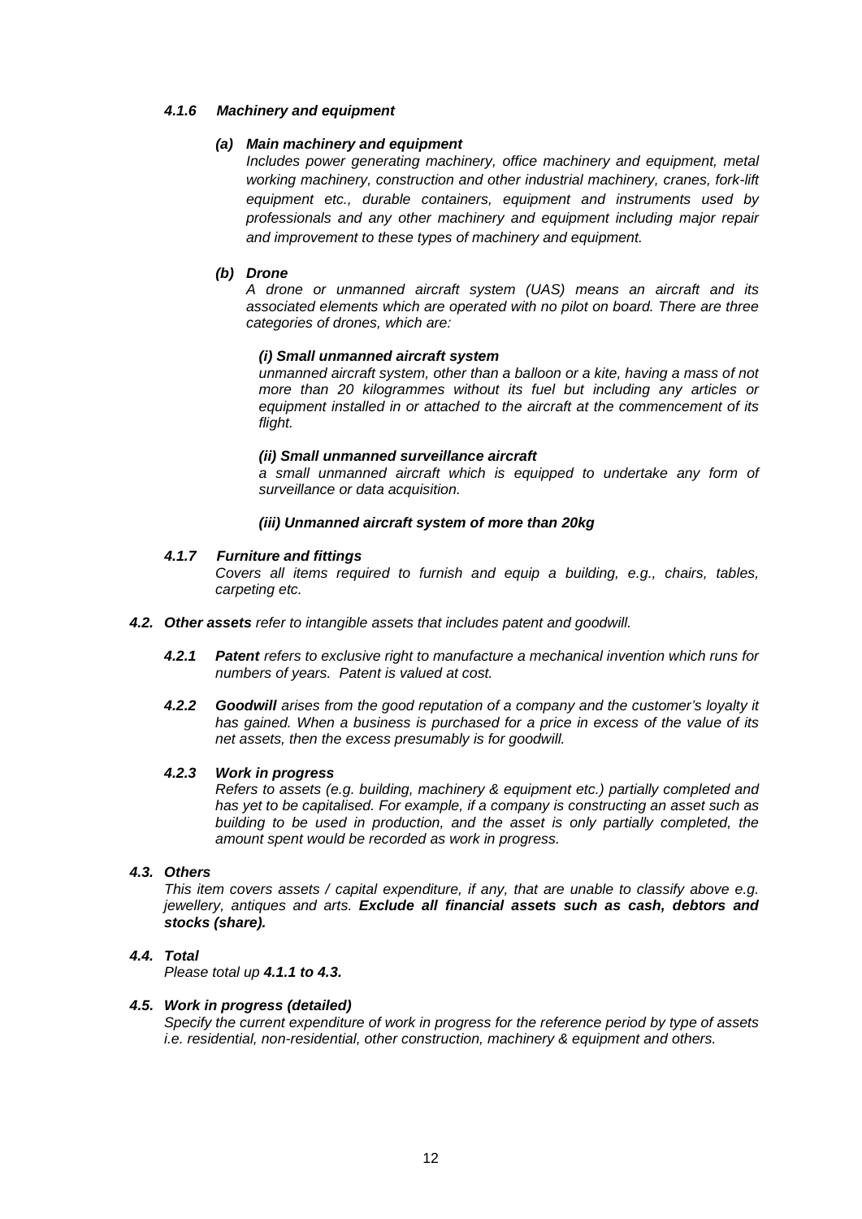#### *4.1.6 Machinery and equipment*

***(a) Main machinery and equipment***

*Includes power generating machinery, office machinery and equipment, metal working machinery, construction and other industrial machinery, cranes, fork-lift equipment etc., durable containers, equipment and instruments used by professionals and any other machinery and equipment including major repair and improvement to these types of machinery and equipment.*

***(b) Drone***

*A drone or unmanned aircraft system (UAS) means an aircraft and its associated elements which are operated with no pilot on board. There are three categories of drones, which are:*

***(i) Small unmanned aircraft system***

*unmanned aircraft system, other than a balloon or a kite, having a mass of not more than 20 kilogrammes without its fuel but including any articles or equipment installed in or attached to the aircraft at the commencement of its flight.*

***(ii) Small unmanned surveillance aircraft***

*a small unmanned aircraft which is equipped to undertake any form of surveillance or data acquisition.*

***(iii) Unmanned aircraft system of more than 20kg***

#### *4.1.7 Furniture and fittings*

*Covers all items required to furnish and equip a building, e.g., chairs, tables, carpeting etc.*

***4.2. Other assets*** *refer to intangible assets that includes patent and goodwill.*

***4.2.1 Patent*** *refers to exclusive right to manufacture a mechanical invention which runs for numbers of years. Patent is valued at cost.*

***4.2.2 Goodwill*** *arises from the good reputation of a company and the customer's loyalty it has gained. When a business is purchased for a price in excess of the value of its net assets, then the excess presumably is for goodwill.*

***4.2.3 Work in progress***

*Refers to assets (e.g. building, machinery & equipment etc.) partially completed and has yet to be capitalised. For example, if a company is constructing an asset such as building to be used in production, and the asset is only partially completed, the amount spent would be recorded as work in progress.*

### *4.3. Others*

*This item covers assets / capital expenditure, if any, that are unable to classify above e.g. jewellery, antiques and arts.* ***Exclude all financial assets such as cash, debtors and stocks (share).***

### *4.4. Total*

*Please total up* ***4.1.1 to 4.3.***

### *4.5. Work in progress (detailed)*

*Specify the current expenditure of work in progress for the reference period by type of assets i.e. residential, non-residential, other construction, machinery & equipment and others.*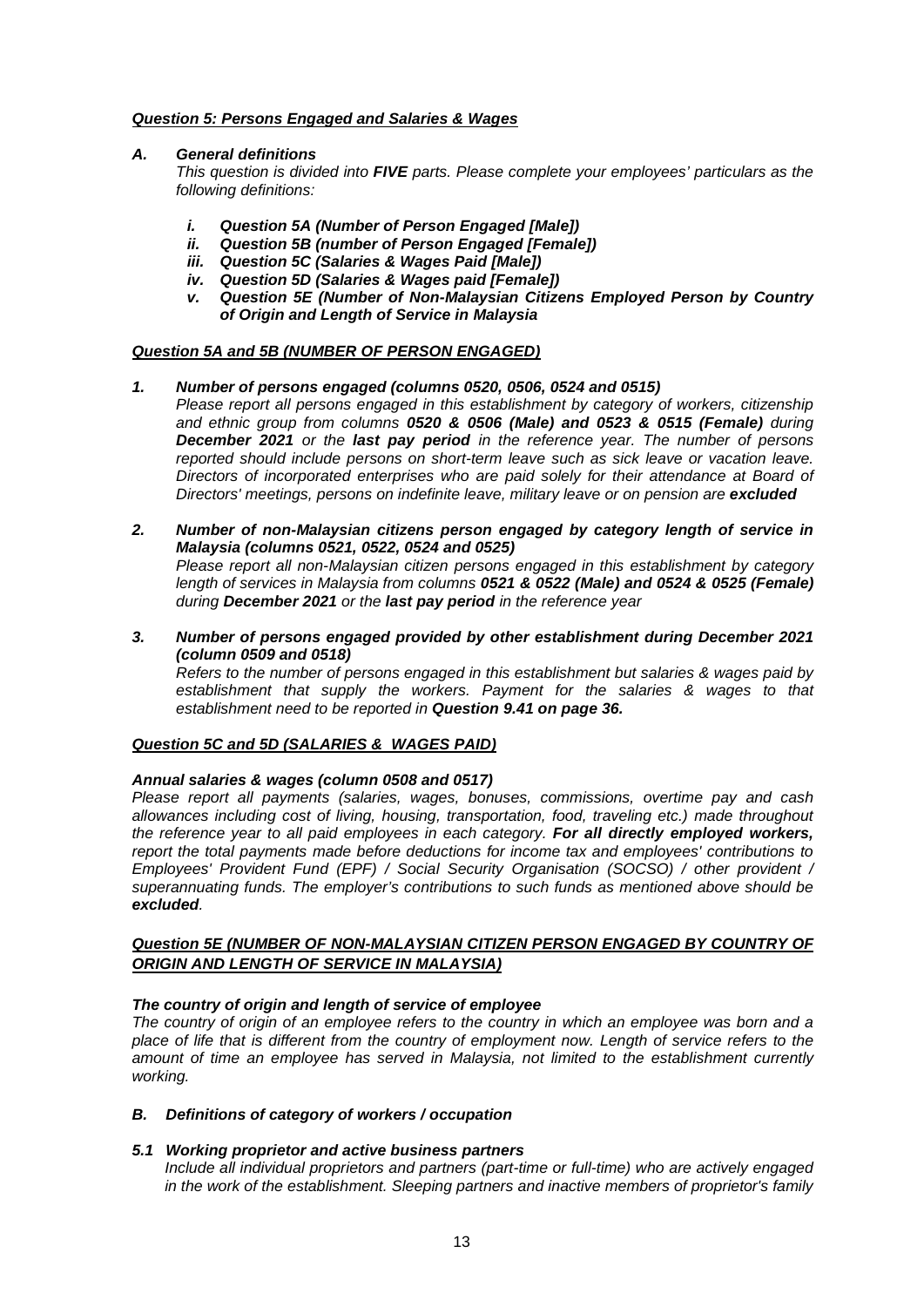***Question 5: Persons Engaged and Salaries & Wages***

***A. General definitions***

*This question is divided into **FIVE** parts. Please complete your employees' particulars as the following definitions:*

- ***i. Question 5A (Number of Person Engaged [Male])***
- ***ii. Question 5B (number of Person Engaged [Female])***
- ***iii. Question 5C (Salaries & Wages Paid [Male])***
- ***iv. Question 5D (Salaries & Wages paid [Female])***
- ***v. Question 5E (Number of Non-Malaysian Citizens Employed Person by Country of Origin and Length of Service in Malaysia***

***Question 5A and 5B (NUMBER OF PERSON ENGAGED)***

***1. Number of persons engaged (columns 0520, 0506, 0524 and 0515)***

*Please report all persons engaged in this establishment by category of workers, citizenship and ethnic group from columns **0520 & 0506 (Male) and 0523 & 0515 (Female)** during **December 2021** or the **last pay period** in the reference year. The number of persons reported should include persons on short-term leave such as sick leave or vacation leave. Directors of incorporated enterprises who are paid solely for their attendance at Board of Directors' meetings, persons on indefinite leave, military leave or on pension are **excluded***

***2. Number of non-Malaysian citizens person engaged by category length of service in Malaysia (columns 0521, 0522, 0524 and 0525)***

*Please report all non-Malaysian citizen persons engaged in this establishment by category length of services in Malaysia from columns **0521 & 0522 (Male) and 0524 & 0525 (Female)** during **December 2021** or the **last pay period** in the reference year*

***3. Number of persons engaged provided by other establishment during December 2021 (column 0509 and 0518)***

*Refers to the number of persons engaged in this establishment but salaries & wages paid by establishment that supply the workers. Payment for the salaries & wages to that establishment need to be reported in **Question 9.41 on page 36.***

***Question 5C and 5D (SALARIES & WAGES PAID)***

***Annual salaries & wages (column 0508 and 0517)***

*Please report all payments (salaries, wages, bonuses, commissions, overtime pay and cash allowances including cost of living, housing, transportation, food, traveling etc.) made throughout the reference year to all paid employees in each category. **For all directly employed workers,** report the total payments made before deductions for income tax and employees' contributions to Employees' Provident Fund (EPF) / Social Security Organisation (SOCSO) / other provident / superannuating funds. The employer's contributions to such funds as mentioned above should be **excluded**.*

***Question 5E (NUMBER OF NON-MALAYSIAN CITIZEN PERSON ENGAGED BY COUNTRY OF ORIGIN AND LENGTH OF SERVICE IN MALAYSIA)***

***The country of origin and length of service of employee***

*The country of origin of an employee refers to the country in which an employee was born and a place of life that is different from the country of employment now. Length of service refers to the amount of time an employee has served in Malaysia, not limited to the establishment currently working.*

***B. Definitions of category of workers / occupation***

***5.1 Working proprietor and active business partners***

*Include all individual proprietors and partners (part-time or full-time) who are actively engaged in the work of the establishment. Sleeping partners and inactive members of proprietor's family*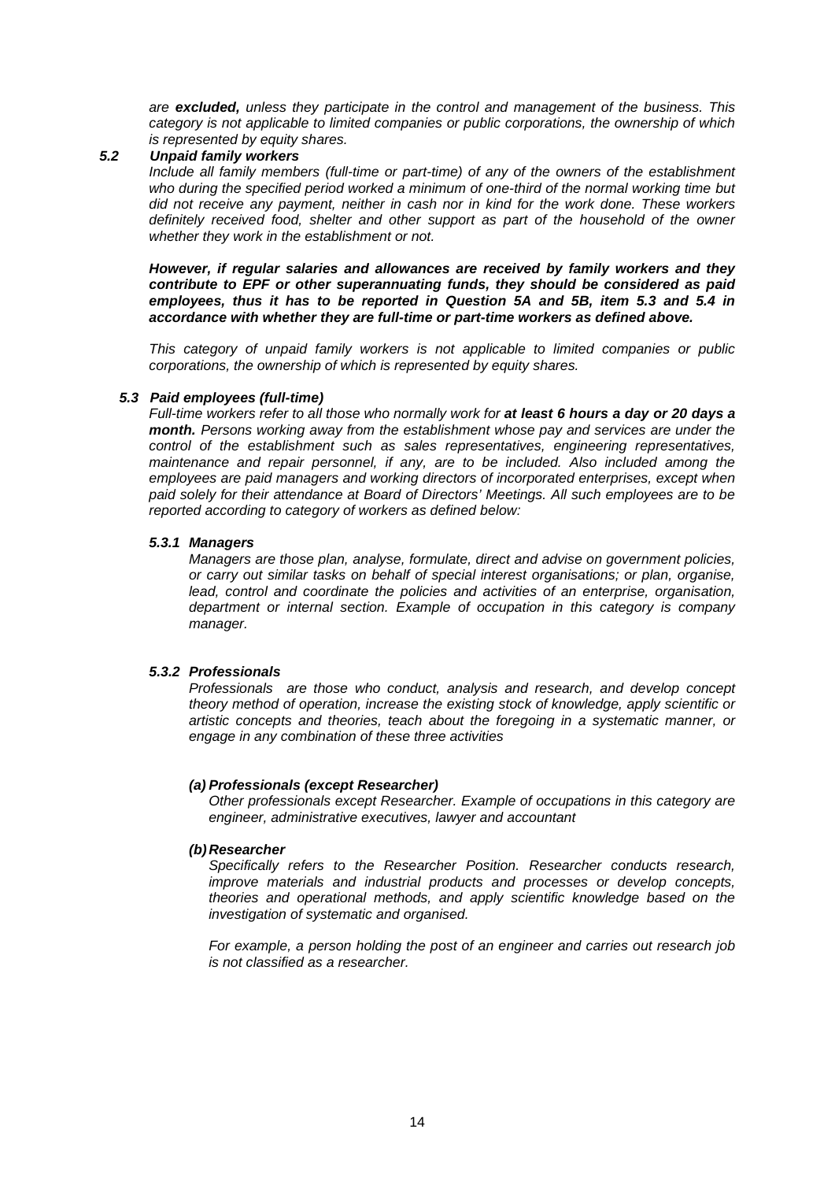*are **excluded,** unless they participate in the control and management of the business. This category is not applicable to limited companies or public corporations, the ownership of which is represented by equity shares.*

### *5.2 Unpaid family workers*

*Include all family members (full-time or part-time) of any of the owners of the establishment who during the specified period worked a minimum of one-third of the normal working time but did not receive any payment, neither in cash nor in kind for the work done. These workers definitely received food, shelter and other support as part of the household of the owner whether they work in the establishment or not.*

***However, if regular salaries and allowances are received by family workers and they contribute to EPF or other superannuating funds, they should be considered as paid employees, thus it has to be reported in Question 5A and 5B, item 5.3 and 5.4 in accordance with whether they are full-time or part-time workers as defined above.***

*This category of unpaid family workers is not applicable to limited companies or public corporations, the ownership of which is represented by equity shares.*

### *5.3 Paid employees (full-time)*

*Full-time workers refer to all those who normally work for **at least 6 hours a day or 20 days a month.** Persons working away from the establishment whose pay and services are under the control of the establishment such as sales representatives, engineering representatives, maintenance and repair personnel, if any, are to be included. Also included among the employees are paid managers and working directors of incorporated enterprises, except when paid solely for their attendance at Board of Directors' Meetings. All such employees are to be reported according to category of workers as defined below:*

#### *5.3.1 Managers*

*Managers are those plan, analyse, formulate, direct and advise on government policies, or carry out similar tasks on behalf of special interest organisations; or plan, organise, lead, control and coordinate the policies and activities of an enterprise, organisation, department or internal section. Example of occupation in this category is company manager.*

#### *5.3.2 Professionals*

*Professionals are those who conduct, analysis and research, and develop concept theory method of operation, increase the existing stock of knowledge, apply scientific or artistic concepts and theories, teach about the foregoing in a systematic manner, or engage in any combination of these three activities*

##### *(a) Professionals (except Researcher)*

*Other professionals except Researcher. Example of occupations in this category are engineer, administrative executives, lawyer and accountant*

##### *(b) Researcher*

*Specifically refers to the Researcher Position. Researcher conducts research, improve materials and industrial products and processes or develop concepts, theories and operational methods, and apply scientific knowledge based on the investigation of systematic and organised.*

*For example, a person holding the post of an engineer and carries out research job is not classified as a researcher.*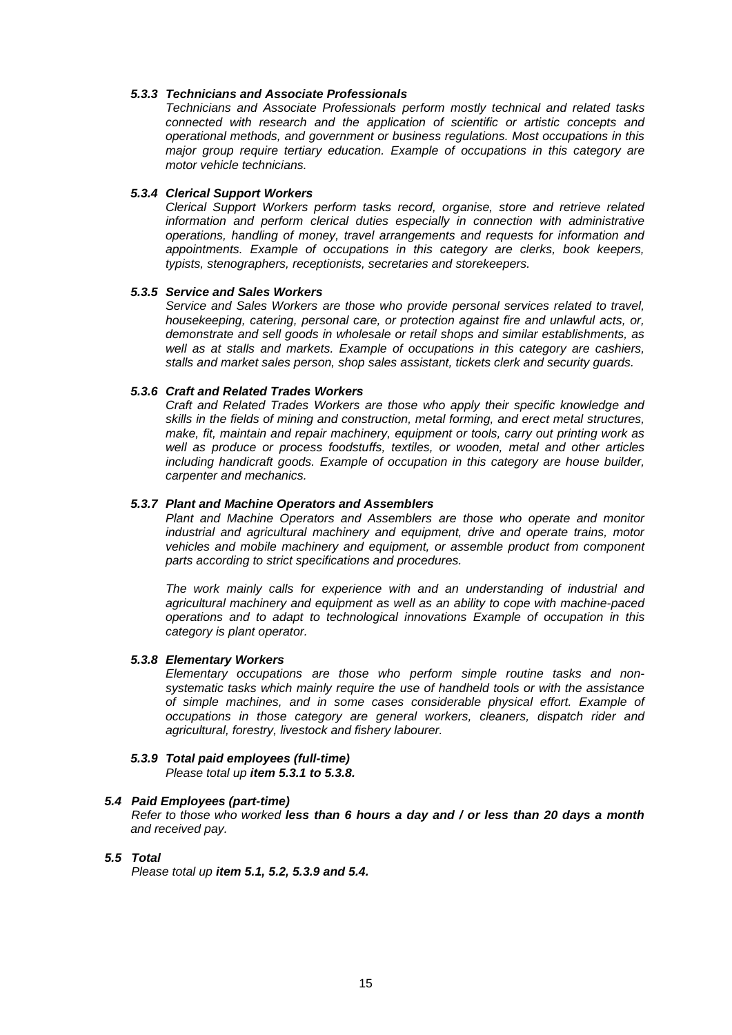#### *5.3.3 Technicians and Associate Professionals*

*Technicians and Associate Professionals perform mostly technical and related tasks connected with research and the application of scientific or artistic concepts and operational methods, and government or business regulations. Most occupations in this major group require tertiary education. Example of occupations in this category are motor vehicle technicians.*

#### *5.3.4 Clerical Support Workers*

*Clerical Support Workers perform tasks record, organise, store and retrieve related information and perform clerical duties especially in connection with administrative operations, handling of money, travel arrangements and requests for information and appointments. Example of occupations in this category are clerks, book keepers, typists, stenographers, receptionists, secretaries and storekeepers.*

#### *5.3.5 Service and Sales Workers*

*Service and Sales Workers are those who provide personal services related to travel, housekeeping, catering, personal care, or protection against fire and unlawful acts, or, demonstrate and sell goods in wholesale or retail shops and similar establishments, as well as at stalls and markets. Example of occupations in this category are cashiers, stalls and market sales person, shop sales assistant, tickets clerk and security guards.*

#### *5.3.6 Craft and Related Trades Workers*

*Craft and Related Trades Workers are those who apply their specific knowledge and skills in the fields of mining and construction, metal forming, and erect metal structures, make, fit, maintain and repair machinery, equipment or tools, carry out printing work as well as produce or process foodstuffs, textiles, or wooden, metal and other articles including handicraft goods. Example of occupation in this category are house builder, carpenter and mechanics.*

#### *5.3.7 Plant and Machine Operators and Assemblers*

*Plant and Machine Operators and Assemblers are those who operate and monitor industrial and agricultural machinery and equipment, drive and operate trains, motor vehicles and mobile machinery and equipment, or assemble product from component parts according to strict specifications and procedures.*

*The work mainly calls for experience with and an understanding of industrial and agricultural machinery and equipment as well as an ability to cope with machine-paced operations and to adapt to technological innovations Example of occupation in this category is plant operator.*

#### *5.3.8 Elementary Workers*

*Elementary occupations are those who perform simple routine tasks and non-systematic tasks which mainly require the use of handheld tools or with the assistance of simple machines, and in some cases considerable physical effort. Example of occupations in those category are general workers, cleaners, dispatch rider and agricultural, forestry, livestock and fishery labourer.*

#### *5.3.9 Total paid employees (full-time)*

*Please total up* ***item 5.3.1 to 5.3.8.***

### *5.4 Paid Employees (part-time)*

*Refer to those who worked* ***less than 6 hours a day and / or less than 20 days a month*** *and received pay.*

### *5.5 Total*

*Please total up* ***item 5.1, 5.2, 5.3.9 and 5.4.***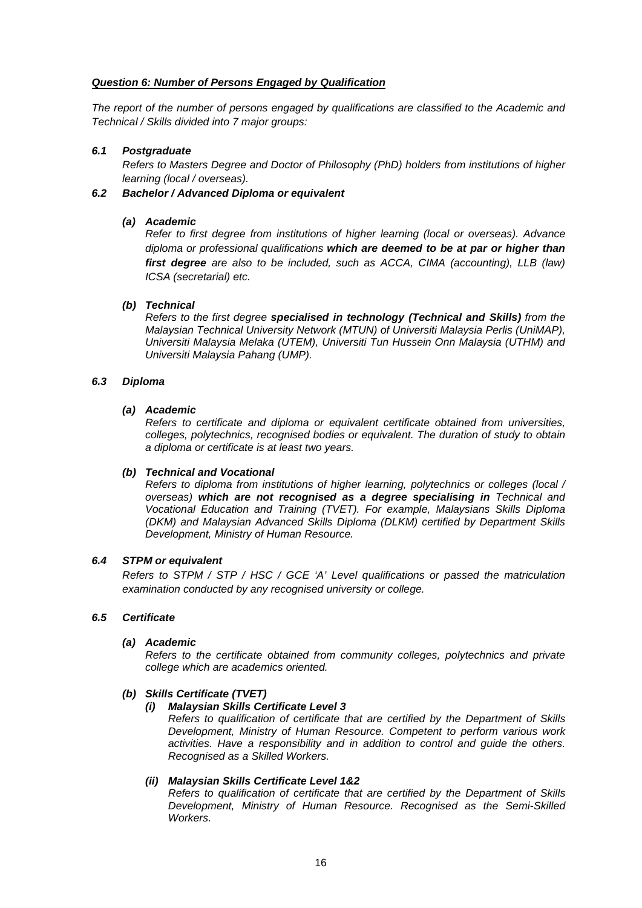***Question 6: Number of Persons Engaged by Qualification***

*The report of the number of persons engaged by qualifications are classified to the Academic and Technical / Skills divided into 7 major groups:*

***6.1 Postgraduate***

*Refers to Masters Degree and Doctor of Philosophy (PhD) holders from institutions of higher learning (local / overseas).*

***6.2 Bachelor / Advanced Diploma or equivalent***

***(a) Academic***

*Refer to first degree from institutions of higher learning (local or overseas). Advance diploma or professional qualifications **which are deemed to be at par or higher than first degree** are also to be included, such as ACCA, CIMA (accounting), LLB (law) ICSA (secretarial) etc.*

***(b) Technical***

*Refers to the first degree **specialised in technology (Technical and Skills)** from the Malaysian Technical University Network (MTUN) of Universiti Malaysia Perlis (UniMAP), Universiti Malaysia Melaka (UTEM), Universiti Tun Hussein Onn Malaysia (UTHM) and Universiti Malaysia Pahang (UMP).*

***6.3 Diploma***

***(a) Academic***

*Refers to certificate and diploma or equivalent certificate obtained from universities, colleges, polytechnics, recognised bodies or equivalent. The duration of study to obtain a diploma or certificate is at least two years.*

***(b) Technical and Vocational***

*Refers to diploma from institutions of higher learning, polytechnics or colleges (local / overseas) **which are not recognised as a degree specialising in** Technical and Vocational Education and Training (TVET). For example, Malaysians Skills Diploma (DKM) and Malaysian Advanced Skills Diploma (DLKM) certified by Department Skills Development, Ministry of Human Resource.*

***6.4 STPM or equivalent***

*Refers to STPM / STP / HSC / GCE 'A' Level qualifications or passed the matriculation examination conducted by any recognised university or college.*

***6.5 Certificate***

***(a) Academic***

*Refers to the certificate obtained from community colleges, polytechnics and private college which are academics oriented.*

***(b) Skills Certificate (TVET)***

***(i) Malaysian Skills Certificate Level 3***

*Refers to qualification of certificate that are certified by the Department of Skills Development, Ministry of Human Resource. Competent to perform various work activities. Have a responsibility and in addition to control and guide the others. Recognised as a Skilled Workers.*

***(ii) Malaysian Skills Certificate Level 1&2***

*Refers to qualification of certificate that are certified by the Department of Skills Development, Ministry of Human Resource. Recognised as the Semi-Skilled Workers.*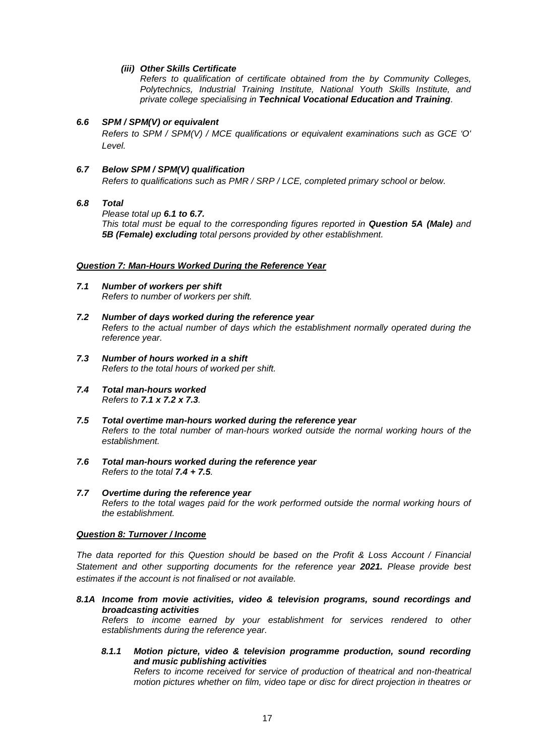***(iii) Other Skills Certificate***

*Refers to qualification of certificate obtained from the by Community Colleges, Polytechnics, Industrial Training Institute, National Youth Skills Institute, and private college specialising in **Technical Vocational Education and Training**.*

***6.6 SPM / SPM(V) or equivalent***

*Refers to SPM / SPM(V) / MCE qualifications or equivalent examinations such as GCE 'O' Level.*

***6.7 Below SPM / SPM(V) qualification***

*Refers to qualifications such as PMR / SRP / LCE, completed primary school or below.*

***6.8 Total***

*Please total up **6.1 to 6.7.***

*This total must be equal to the corresponding figures reported in **Question 5A (Male)** and **5B (Female) excluding** total persons provided by other establishment.*

***<u>Question 7: Man-Hours Worked During the Reference Year</u>***

***7.1 Number of workers per shift***

*Refers to number of workers per shift.*

***7.2 Number of days worked during the reference year***

*Refers to the actual number of days which the establishment normally operated during the reference year.*

***7.3 Number of hours worked in a shift***

*Refers to the total hours of worked per shift.*

***7.4 Total man-hours worked***

*Refers to **7.1 x 7.2 x 7.3**.*

***7.5 Total overtime man-hours worked during the reference year***

*Refers to the total number of man-hours worked outside the normal working hours of the establishment.*

***7.6 Total man-hours worked during the reference year***

*Refers to the total **7.4 + 7.5**.*

***7.7 Overtime during the reference year***

*Refers to the total wages paid for the work performed outside the normal working hours of the establishment.*

***<u>Question 8: Turnover / Income</u>***

*The data reported for this Question should be based on the Profit & Loss Account / Financial Statement and other supporting documents for the reference year **2021.** Please provide best estimates if the account is not finalised or not available.*

***8.1A Income from movie activities, video & television programs, sound recordings and broadcasting activities***

*Refers to income earned by your establishment for services rendered to other establishments during the reference year.*

***8.1.1 Motion picture, video & television programme production, sound recording and music publishing activities***

*Refers to income received for service of production of theatrical and non-theatrical motion pictures whether on film, video tape or disc for direct projection in theatres or*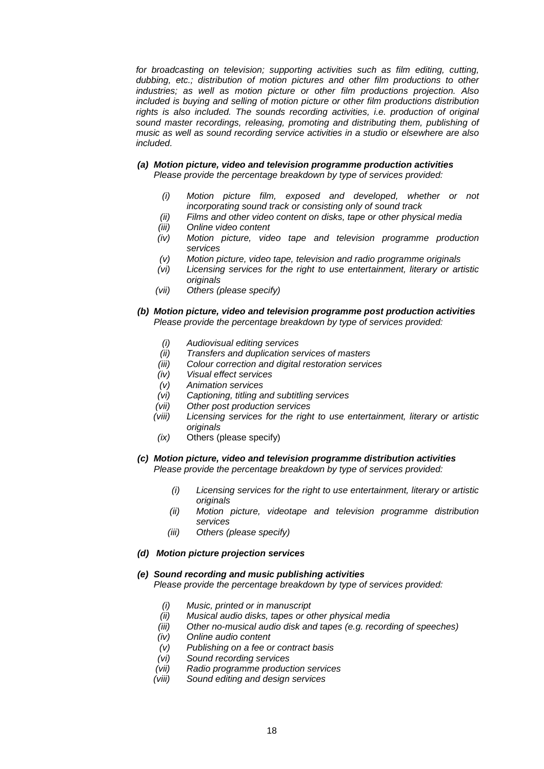*for broadcasting on television; supporting activities such as film editing, cutting, dubbing, etc.; distribution of motion pictures and other film productions to other industries; as well as motion picture or other film productions projection. Also included is buying and selling of motion picture or other film productions distribution rights is also included. The sounds recording activities, i.e. production of original sound master recordings, releasing, promoting and distributing them, publishing of music as well as sound recording service activities in a studio or elsewhere are also included.*

***(a) Motion picture, video and television programme production activities***
*Please provide the percentage breakdown by type of services provided:*

- *(i) Motion picture film, exposed and developed, whether or not incorporating sound track or consisting only of sound track*
- *(ii) Films and other video content on disks, tape or other physical media*
- *(iii) Online video content*
- *(iv) Motion picture, video tape and television programme production services*
- *(v) Motion picture, video tape, television and radio programme originals*
- *(vi) Licensing services for the right to use entertainment, literary or artistic originals*
- *(vii) Others (please specify)*

***(b) Motion picture, video and television programme post production activities***
*Please provide the percentage breakdown by type of services provided:*

- *(i) Audiovisual editing services*
- *(ii) Transfers and duplication services of masters*
- *(iii) Colour correction and digital restoration services*
- *(iv) Visual effect services*
- *(v) Animation services*
- *(vi) Captioning, titling and subtitling services*
- *(vii) Other post production services*
- *(viii) Licensing services for the right to use entertainment, literary or artistic originals*
- *(ix)* Others (please specify)

***(c) Motion picture, video and television programme distribution activities***
*Please provide the percentage breakdown by type of services provided:*

- *(i) Licensing services for the right to use entertainment, literary or artistic originals*
- *(ii) Motion picture, videotape and television programme distribution services*
- *(iii) Others (please specify)*

***(d) Motion picture projection services***

***(e) Sound recording and music publishing activities***
*Please provide the percentage breakdown by type of services provided:*

- *(i) Music, printed or in manuscript*
- *(ii) Musical audio disks, tapes or other physical media*
- *(iii) Other no-musical audio disk and tapes (e.g. recording of speeches)*
- *(iv) Online audio content*
- *(v) Publishing on a fee or contract basis*
- *(vi) Sound recording services*
- *(vii) Radio programme production services*
- *(viii) Sound editing and design services*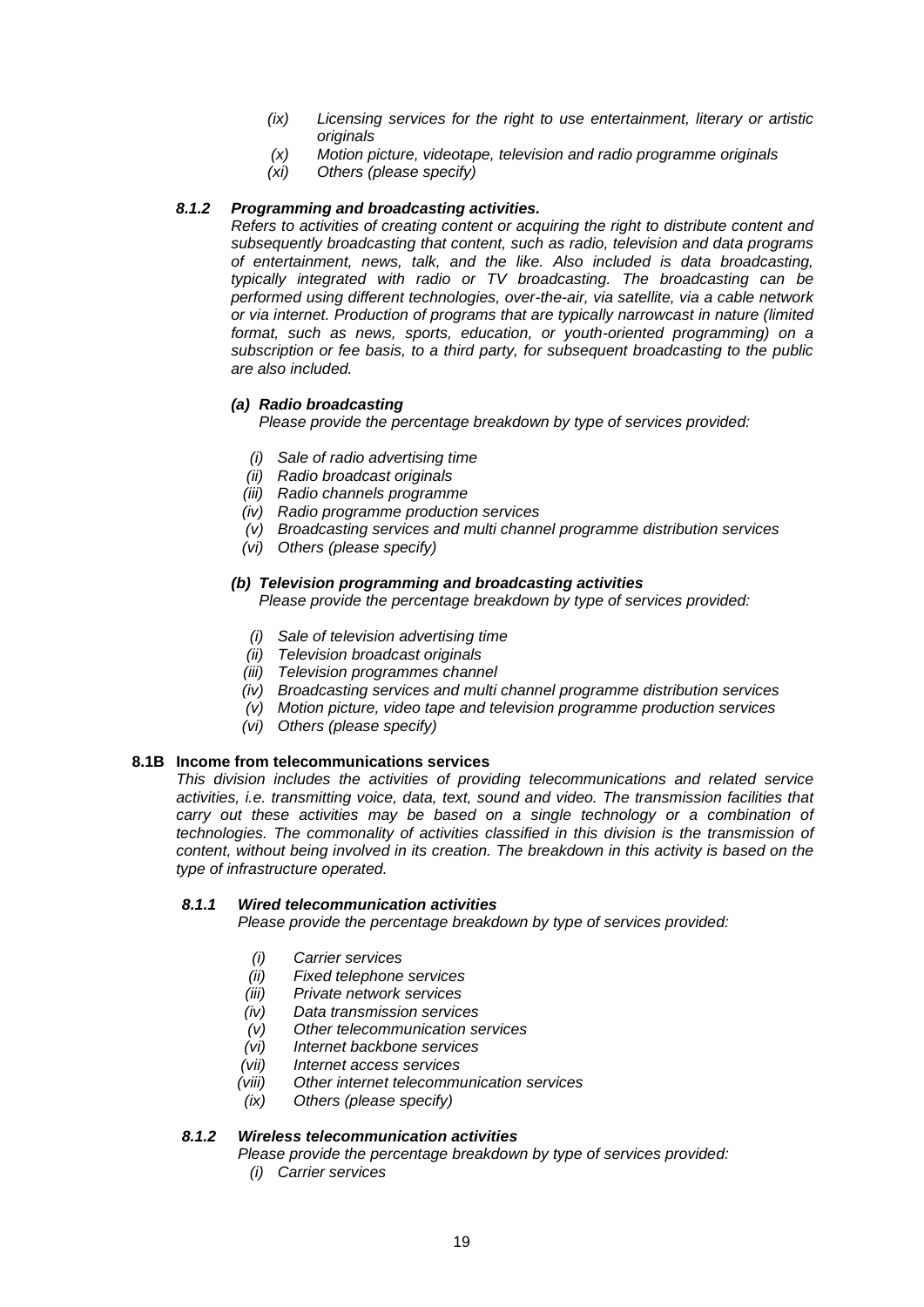*(ix) Licensing services for the right to use entertainment, literary or artistic originals*
*(x) Motion picture, videotape, television and radio programme originals*
*(xi) Others (please specify)*

***8.1.2 Programming and broadcasting activities.***

*Refers to activities of creating content or acquiring the right to distribute content and subsequently broadcasting that content, such as radio, television and data programs of entertainment, news, talk, and the like. Also included is data broadcasting, typically integrated with radio or TV broadcasting. The broadcasting can be performed using different technologies, over-the-air, via satellite, via a cable network or via internet. Production of programs that are typically narrowcast in nature (limited format, such as news, sports, education, or youth-oriented programming) on a subscription or fee basis, to a third party, for subsequent broadcasting to the public are also included.*

***(a) Radio broadcasting***

*Please provide the percentage breakdown by type of services provided:*

*(i) Sale of radio advertising time*
*(ii) Radio broadcast originals*
*(iii) Radio channels programme*
*(iv) Radio programme production services*
*(v) Broadcasting services and multi channel programme distribution services*
*(vi) Others (please specify)*

***(b) Television programming and broadcasting activities***

*Please provide the percentage breakdown by type of services provided:*

*(i) Sale of television advertising time*
*(ii) Television broadcast originals*
*(iii) Television programmes channel*
*(iv) Broadcasting services and multi channel programme distribution services*
*(v) Motion picture, video tape and television programme production services*
*(vi) Others (please specify)*

**8.1B Income from telecommunications services**

*This division includes the activities of providing telecommunications and related service activities, i.e. transmitting voice, data, text, sound and video. The transmission facilities that carry out these activities may be based on a single technology or a combination of technologies. The commonality of activities classified in this division is the transmission of content, without being involved in its creation. The breakdown in this activity is based on the type of infrastructure operated.*

***8.1.1 Wired telecommunication activities***

*Please provide the percentage breakdown by type of services provided:*

*(i) Carrier services*
*(ii) Fixed telephone services*
*(iii) Private network services*
*(iv) Data transmission services*
*(v) Other telecommunication services*
*(vi) Internet backbone services*
*(vii) Internet access services*
*(viii) Other internet telecommunication services*
*(ix) Others (please specify)*

***8.1.2 Wireless telecommunication activities***

*Please provide the percentage breakdown by type of services provided:*

*(i) Carrier services*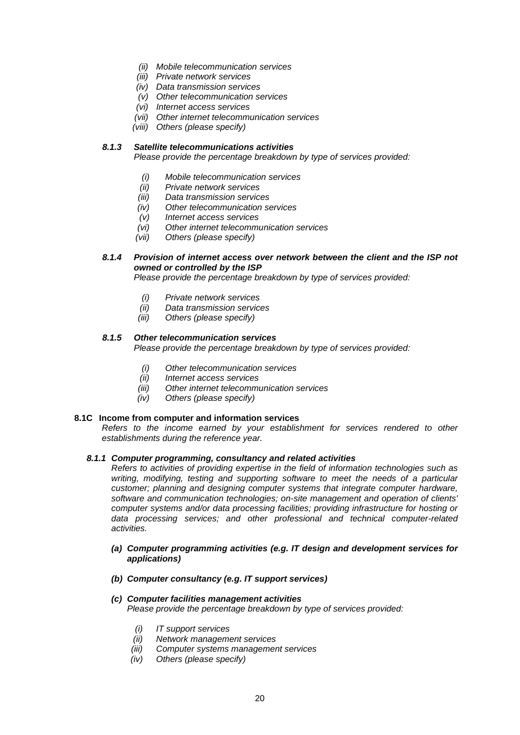- *(ii) Mobile telecommunication services*
- *(iii) Private network services*
- *(iv) Data transmission services*
- *(v) Other telecommunication services*
- *(vi) Internet access services*
- *(vii) Other internet telecommunication services*
- *(viii) Others (please specify)*

***8.1.3 Satellite telecommunications activities***

*Please provide the percentage breakdown by type of services provided:*

- *(i) Mobile telecommunication services*
- *(ii) Private network services*
- *(iii) Data transmission services*
- *(iv) Other telecommunication services*
- *(v) Internet access services*
- *(vi) Other internet telecommunication services*
- *(vii) Others (please specify)*

***8.1.4 Provision of internet access over network between the client and the ISP not owned or controlled by the ISP***

*Please provide the percentage breakdown by type of services provided:*

- *(i) Private network services*
- *(ii) Data transmission services*
- *(iii) Others (please specify)*

***8.1.5 Other telecommunication services***

*Please provide the percentage breakdown by type of services provided:*

- *(i) Other telecommunication services*
- *(ii) Internet access services*
- *(iii) Other internet telecommunication services*
- *(iv) Others (please specify)*

**8.1C Income from computer and information services**

*Refers to the income earned by your establishment for services rendered to other establishments during the reference year.*

***8.1.1 Computer programming, consultancy and related activities***

*Refers to activities of providing expertise in the field of information technologies such as writing, modifying, testing and supporting software to meet the needs of a particular customer; planning and designing computer systems that integrate computer hardware, software and communication technologies; on-site management and operation of clients' computer systems and/or data processing facilities; providing infrastructure for hosting or data processing services; and other professional and technical computer-related activities.*

***(a) Computer programming activities (e.g. IT design and development services for applications)***

***(b) Computer consultancy (e.g. IT support services)***

***(c) Computer facilities management activities***

*Please provide the percentage breakdown by type of services provided:*

- *(i) IT support services*
- *(ii) Network management services*
- *(iii) Computer systems management services*
- *(iv) Others (please specify)*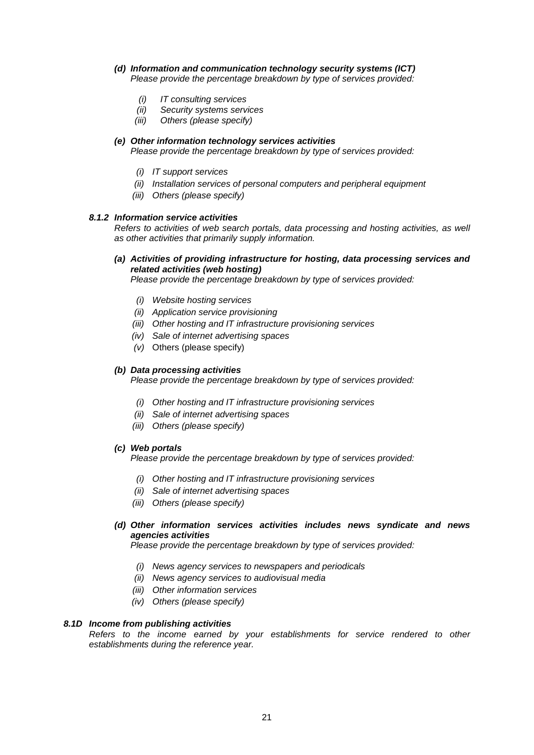***(d) Information and communication technology security systems (ICT)***
*Please provide the percentage breakdown by type of services provided:*

- *(i) IT consulting services*
- *(ii) Security systems services*
- *(iii) Others (please specify)*

***(e) Other information technology services activities***
*Please provide the percentage breakdown by type of services provided:*

- *(i) IT support services*
- *(ii) Installation services of personal computers and peripheral equipment*
- *(iii) Others (please specify)*

***8.1.2 Information service activities***
*Refers to activities of web search portals, data processing and hosting activities, as well as other activities that primarily supply information.*

***(a) Activities of providing infrastructure for hosting, data processing services and related activities (web hosting)***
*Please provide the percentage breakdown by type of services provided:*

- *(i) Website hosting services*
- *(ii) Application service provisioning*
- *(iii) Other hosting and IT infrastructure provisioning services*
- *(iv) Sale of internet advertising spaces*
- *(v)* Others (please specify)

***(b) Data processing activities***
*Please provide the percentage breakdown by type of services provided:*

- *(i) Other hosting and IT infrastructure provisioning services*
- *(ii) Sale of internet advertising spaces*
- *(iii) Others (please specify)*

***(c) Web portals***
*Please provide the percentage breakdown by type of services provided:*

- *(i) Other hosting and IT infrastructure provisioning services*
- *(ii) Sale of internet advertising spaces*
- *(iii) Others (please specify)*

***(d) Other information services activities includes news syndicate and news agencies activities***
*Please provide the percentage breakdown by type of services provided:*

- *(i) News agency services to newspapers and periodicals*
- *(ii) News agency services to audiovisual media*
- *(iii) Other information services*
- *(iv) Others (please specify)*

***8.1D Income from publishing activities***
*Refers to the income earned by your establishments for service rendered to other establishments during the reference year.*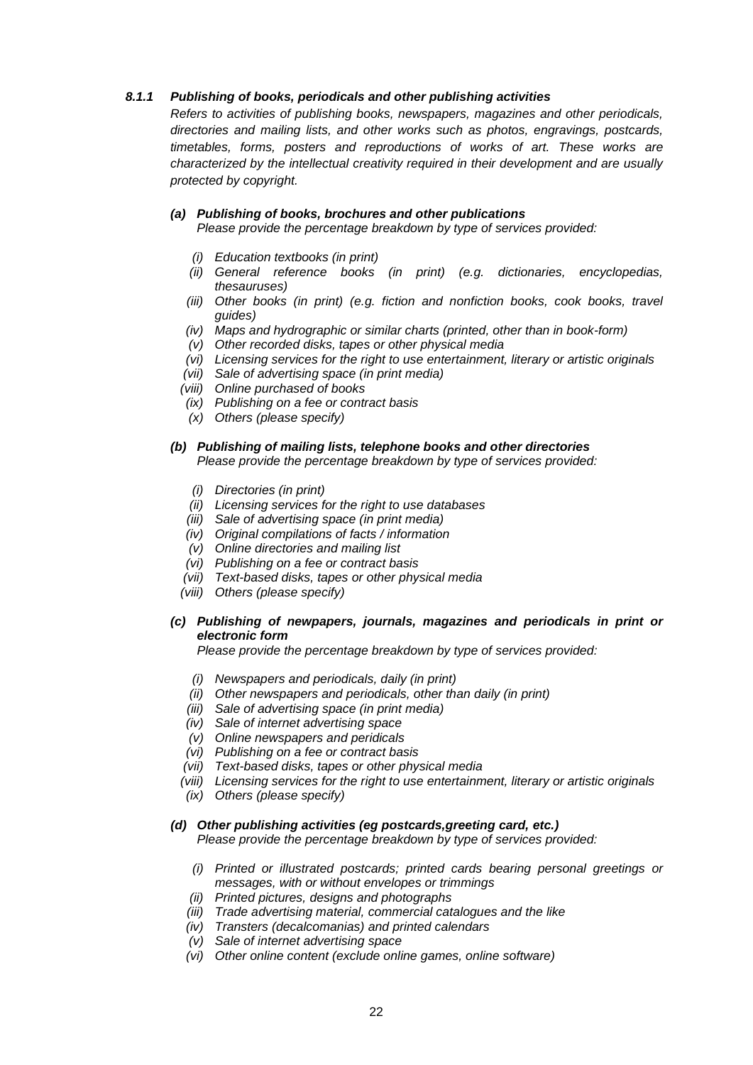### *8.1.1 Publishing of books, periodicals and other publishing activities*

*Refers to activities of publishing books, newspapers, magazines and other periodicals, directories and mailing lists, and other works such as photos, engravings, postcards, timetables, forms, posters and reproductions of works of art. These works are characterized by the intellectual creativity required in their development and are usually protected by copyright.*

#### *(a) Publishing of books, brochures and other publications*

*Please provide the percentage breakdown by type of services provided:*

- *(i) Education textbooks (in print)*
- *(ii) General reference books (in print) (e.g. dictionaries, encyclopedias, thesauruses)*
- *(iii) Other books (in print) (e.g. fiction and nonfiction books, cook books, travel guides)*
- *(iv) Maps and hydrographic or similar charts (printed, other than in book-form)*
- *(v) Other recorded disks, tapes or other physical media*
- *(vi) Licensing services for the right to use entertainment, literary or artistic originals*
- *(vii) Sale of advertising space (in print media)*
- *(viii) Online purchased of books*
- *(ix) Publishing on a fee or contract basis*
- *(x) Others (please specify)*

#### *(b) Publishing of mailing lists, telephone books and other directories*

*Please provide the percentage breakdown by type of services provided:*

- *(i) Directories (in print)*
- *(ii) Licensing services for the right to use databases*
- *(iii) Sale of advertising space (in print media)*
- *(iv) Original compilations of facts / information*
- *(v) Online directories and mailing list*
- *(vi) Publishing on a fee or contract basis*
- *(vii) Text-based disks, tapes or other physical media*
- *(viii) Others (please specify)*

#### *(c) Publishing of newpapers, journals, magazines and periodicals in print or electronic form*

*Please provide the percentage breakdown by type of services provided:*

- *(i) Newspapers and periodicals, daily (in print)*
- *(ii) Other newspapers and periodicals, other than daily (in print)*
- *(iii) Sale of advertising space (in print media)*
- *(iv) Sale of internet advertising space*
- *(v) Online newspapers and peridicals*
- *(vi) Publishing on a fee or contract basis*
- *(vii) Text-based disks, tapes or other physical media*
- *(viii) Licensing services for the right to use entertainment, literary or artistic originals*
- *(ix) Others (please specify)*

#### *(d) Other publishing activities (eg postcards,greeting card, etc.)*

*Please provide the percentage breakdown by type of services provided:*

- *(i) Printed or illustrated postcards; printed cards bearing personal greetings or messages, with or without envelopes or trimmings*
- *(ii) Printed pictures, designs and photographs*
- *(iii) Trade advertising material, commercial catalogues and the like*
- *(iv) Transters (decalcomanias) and printed calendars*
- *(v) Sale of internet advertising space*
- *(vi) Other online content (exclude online games, online software)*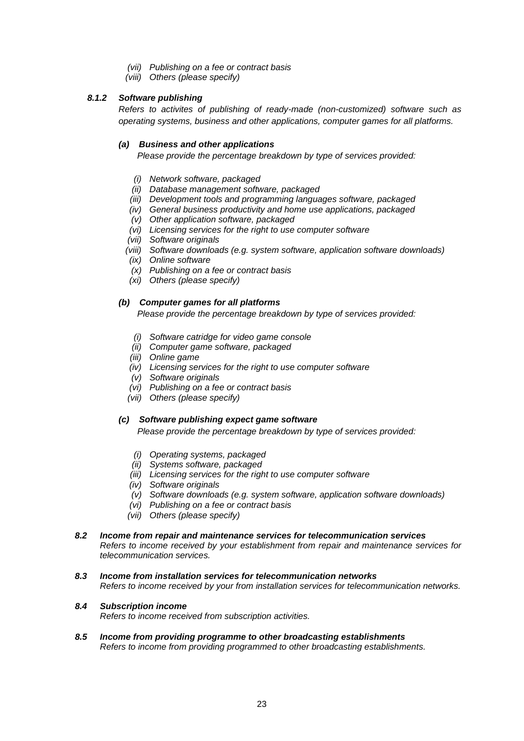*(vii) Publishing on a fee or contract basis*
*(viii) Others (please specify)*

### *8.1.2 Software publishing*

*Refers to activites of publishing of ready-made (non-customized) software such as operating systems, business and other applications, computer games for all platforms.*

#### *(a) Business and other applications*

*Please provide the percentage breakdown by type of services provided:*

*(i) Network software, packaged*
*(ii) Database management software, packaged*
*(iii) Development tools and programming languages software, packaged*
*(iv) General business productivity and home use applications, packaged*
*(v) Other application software, packaged*
*(vi) Licensing services for the right to use computer software*
*(vii) Software originals*
*(viii) Software downloads (e.g. system software, application software downloads)*
*(ix) Online software*
*(x) Publishing on a fee or contract basis*
*(xi) Others (please specify)*

#### *(b) Computer games for all platforms*

*Please provide the percentage breakdown by type of services provided:*

*(i) Software catridge for video game console*
*(ii) Computer game software, packaged*
*(iii) Online game*
*(iv) Licensing services for the right to use computer software*
*(v) Software originals*
*(vi) Publishing on a fee or contract basis*
*(vii) Others (please specify)*

#### *(c) Software publishing expect game software*

*Please provide the percentage breakdown by type of services provided:*

*(i) Operating systems, packaged*
*(ii) Systems software, packaged*
*(iii) Licensing services for the right to use computer software*
*(iv) Software originals*
*(v) Software downloads (e.g. system software, application software downloads)*
*(vi) Publishing on a fee or contract basis*
*(vii) Others (please specify)*

### *8.2 Income from repair and maintenance services for telecommunication services*

*Refers to income received by your establishment from repair and maintenance services for telecommunication services.*

### *8.3 Income from installation services for telecommunication networks*

*Refers to income received by your from installation services for telecommunication networks.*

### *8.4 Subscription income*

*Refers to income received from subscription activities.*

### *8.5 Income from providing programme to other broadcasting establishments*

*Refers to income from providing programmed to other broadcasting establishments.*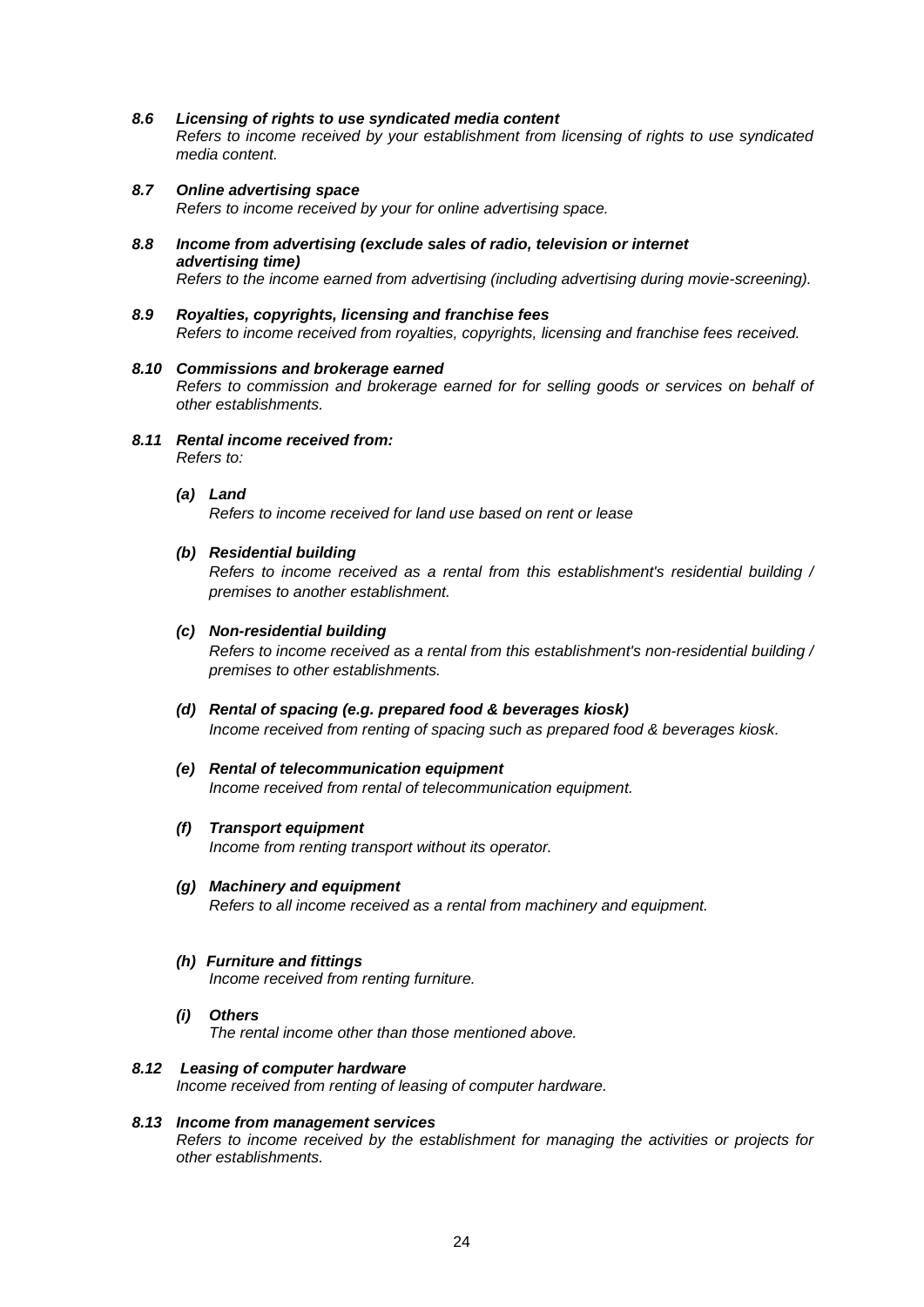***8.6 Licensing of rights to use syndicated media content***
*Refers to income received by your establishment from licensing of rights to use syndicated media content.*

***8.7 Online advertising space***
*Refers to income received by your for online advertising space.*

***8.8 Income from advertising (exclude sales of radio, television or internet advertising time)***
*Refers to the income earned from advertising (including advertising during movie-screening).*

***8.9 Royalties, copyrights, licensing and franchise fees***
*Refers to income received from royalties, copyrights, licensing and franchise fees received.*

***8.10 Commissions and brokerage earned***
*Refers to commission and brokerage earned for for selling goods or services on behalf of other establishments.*

***8.11 Rental income received from:***
*Refers to:*

***(a) Land***
*Refers to income received for land use based on rent or lease*

***(b) Residential building***
*Refers to income received as a rental from this establishment's residential building / premises to another establishment.*

***(c) Non-residential building***
*Refers to income received as a rental from this establishment's non-residential building / premises to other establishments.*

***(d) Rental of spacing (e.g. prepared food & beverages kiosk)***
*Income received from renting of spacing such as prepared food & beverages kiosk.*

***(e) Rental of telecommunication equipment***
*Income received from rental of telecommunication equipment.*

***(f) Transport equipment***
*Income from renting transport without its operator.*

***(g) Machinery and equipment***
*Refers to all income received as a rental from machinery and equipment.*

***(h) Furniture and fittings***
*Income received from renting furniture.*

***(i) Others***
*The rental income other than those mentioned above.*

***8.12 Leasing of computer hardware***
*Income received from renting of leasing of computer hardware.*

***8.13 Income from management services***
*Refers to income received by the establishment for managing the activities or projects for other establishments.*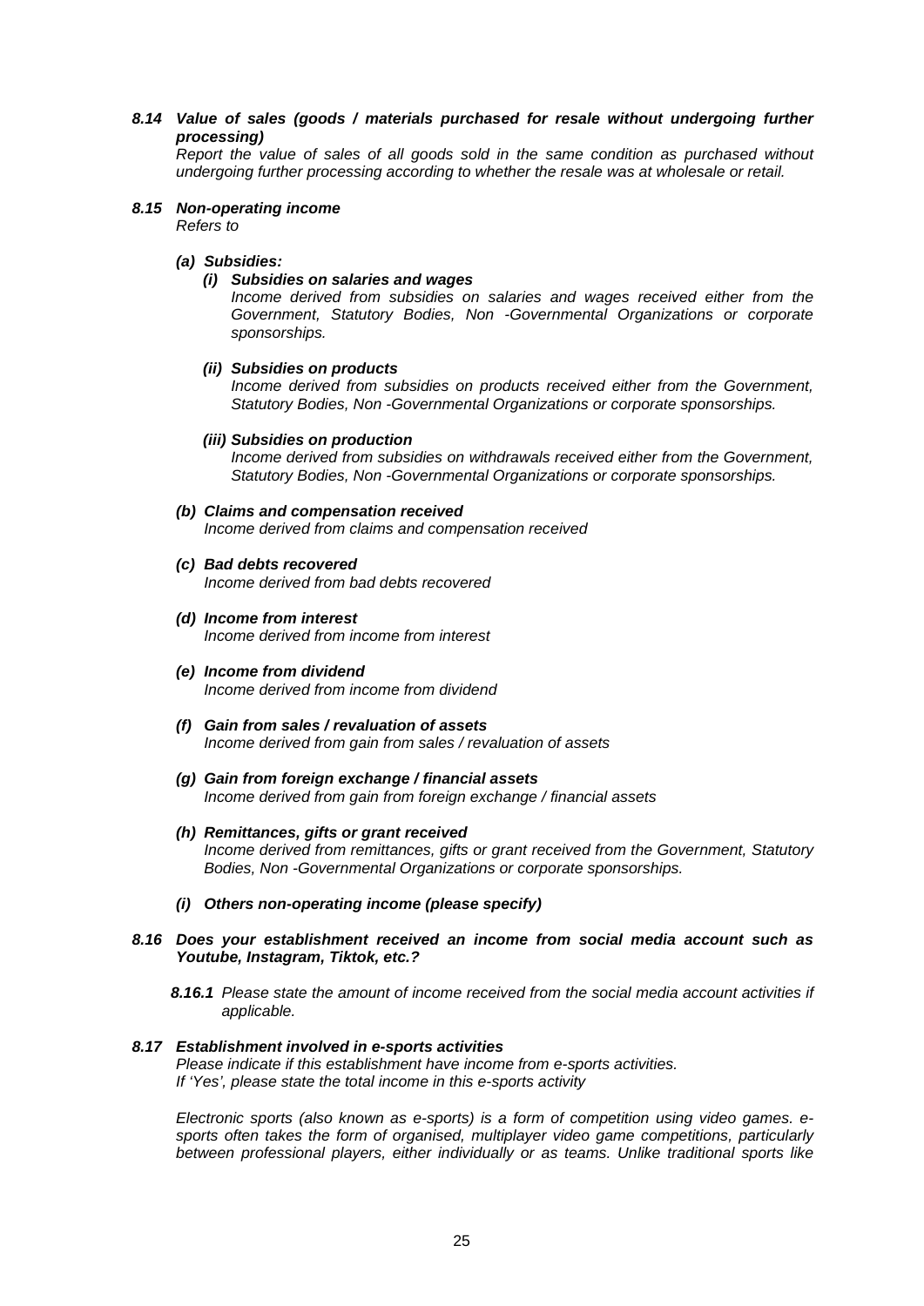***8.14 Value of sales (goods / materials purchased for resale without undergoing further processing)***

*Report the value of sales of all goods sold in the same condition as purchased without undergoing further processing according to whether the resale was at wholesale or retail.*

***8.15 Non-operating income***

*Refers to*

***(a) Subsidies:***

***(i) Subsidies on salaries and wages***

*Income derived from subsidies on salaries and wages received either from the Government, Statutory Bodies, Non -Governmental Organizations or corporate sponsorships.*

***(ii) Subsidies on products***

*Income derived from subsidies on products received either from the Government, Statutory Bodies, Non -Governmental Organizations or corporate sponsorships.*

***(iii) Subsidies on production***

*Income derived from subsidies on withdrawals received either from the Government, Statutory Bodies, Non -Governmental Organizations or corporate sponsorships.*

***(b) Claims and compensation received***

*Income derived from claims and compensation received*

***(c) Bad debts recovered***

*Income derived from bad debts recovered*

***(d) Income from interest***

*Income derived from income from interest*

***(e) Income from dividend***

*Income derived from income from dividend*

***(f) Gain from sales / revaluation of assets***

*Income derived from gain from sales / revaluation of assets*

***(g) Gain from foreign exchange / financial assets***

*Income derived from gain from foreign exchange / financial assets*

***(h) Remittances, gifts or grant received***

*Income derived from remittances, gifts or grant received from the Government, Statutory Bodies, Non -Governmental Organizations or corporate sponsorships.*

***(i) Others non-operating income (please specify)***

***8.16 Does your establishment received an income from social media account such as Youtube, Instagram, Tiktok, etc.?***

***8.16.1*** *Please state the amount of income received from the social media account activities if applicable.*

***8.17 Establishment involved in e-sports activities***

*Please indicate if this establishment have income from e-sports activities.*
*If 'Yes', please state the total income in this e-sports activity*

*Electronic sports (also known as e-sports) is a form of competition using video games. e-sports often takes the form of organised, multiplayer video game competitions, particularly between professional players, either individually or as teams. Unlike traditional sports like*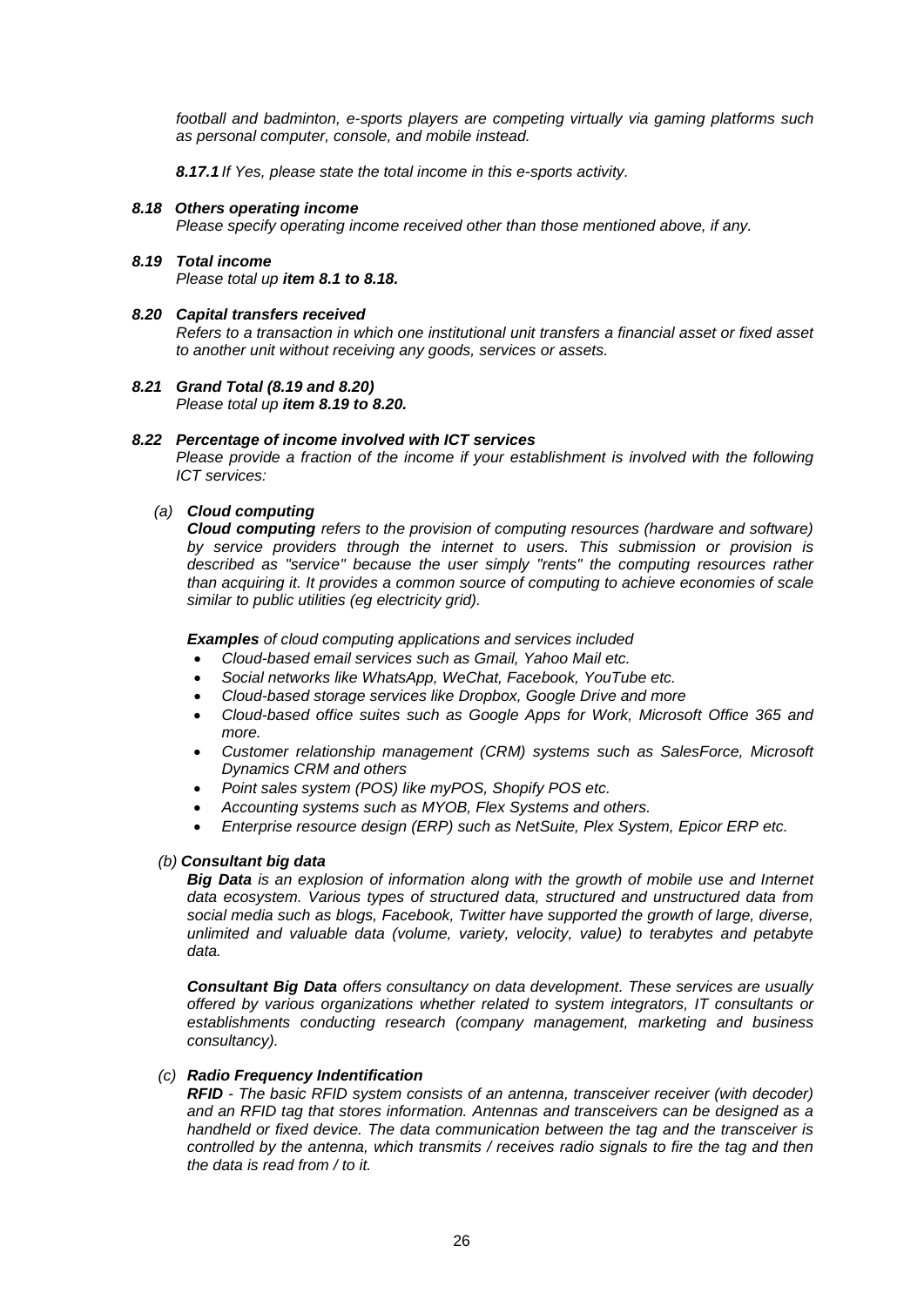*football and badminton, e-sports players are competing virtually via gaming platforms such as personal computer, console, and mobile instead.*

***8.17.1*** *If Yes, please state the total income in this e-sports activity.*

***8.18 Others operating income***

*Please specify operating income received other than those mentioned above, if any.*

***8.19 Total income***

*Please total up **item 8.1 to 8.18.***

***8.20 Capital transfers received***

*Refers to a transaction in which one institutional unit transfers a financial asset or fixed asset to another unit without receiving any goods, services or assets.*

***8.21 Grand Total (8.19 and 8.20)***

*Please total up **item 8.19 to 8.20.***

***8.22 Percentage of income involved with ICT services***

*Please provide a fraction of the income if your establishment is involved with the following ICT services:*

*(a)* ***Cloud computing***

***Cloud computing*** *refers to the provision of computing resources (hardware and software) by service providers through the internet to users. This submission or provision is described as "service" because the user simply "rents" the computing resources rather than acquiring it. It provides a common source of computing to achieve economies of scale similar to public utilities (eg electricity grid).*

***Examples*** *of cloud computing applications and services included*

- *Cloud-based email services such as Gmail, Yahoo Mail etc.*
- *Social networks like WhatsApp, WeChat, Facebook, YouTube etc.*
- *Cloud-based storage services like Dropbox, Google Drive and more*
- *Cloud-based office suites such as Google Apps for Work, Microsoft Office 365 and more.*
- *Customer relationship management (CRM) systems such as SalesForce, Microsoft Dynamics CRM and others*
- *Point sales system (POS) like myPOS, Shopify POS etc.*
- *Accounting systems such as MYOB, Flex Systems and others.*
- *Enterprise resource design (ERP) such as NetSuite, Plex System, Epicor ERP etc.*

*(b)* ***Consultant big data***

***Big Data*** *is an explosion of information along with the growth of mobile use and Internet data ecosystem. Various types of structured data, structured and unstructured data from social media such as blogs, Facebook, Twitter have supported the growth of large, diverse, unlimited and valuable data (volume, variety, velocity, value) to terabytes and petabyte data.*

***Consultant Big Data*** *offers consultancy on data development. These services are usually offered by various organizations whether related to system integrators, IT consultants or establishments conducting research (company management, marketing and business consultancy).*

*(c)* ***Radio Frequency Indentification***

***RFID*** *- The basic RFID system consists of an antenna, transceiver receiver (with decoder) and an RFID tag that stores information. Antennas and transceivers can be designed as a handheld or fixed device. The data communication between the tag and the transceiver is controlled by the antenna, which transmits / receives radio signals to fire the tag and then the data is read from / to it.*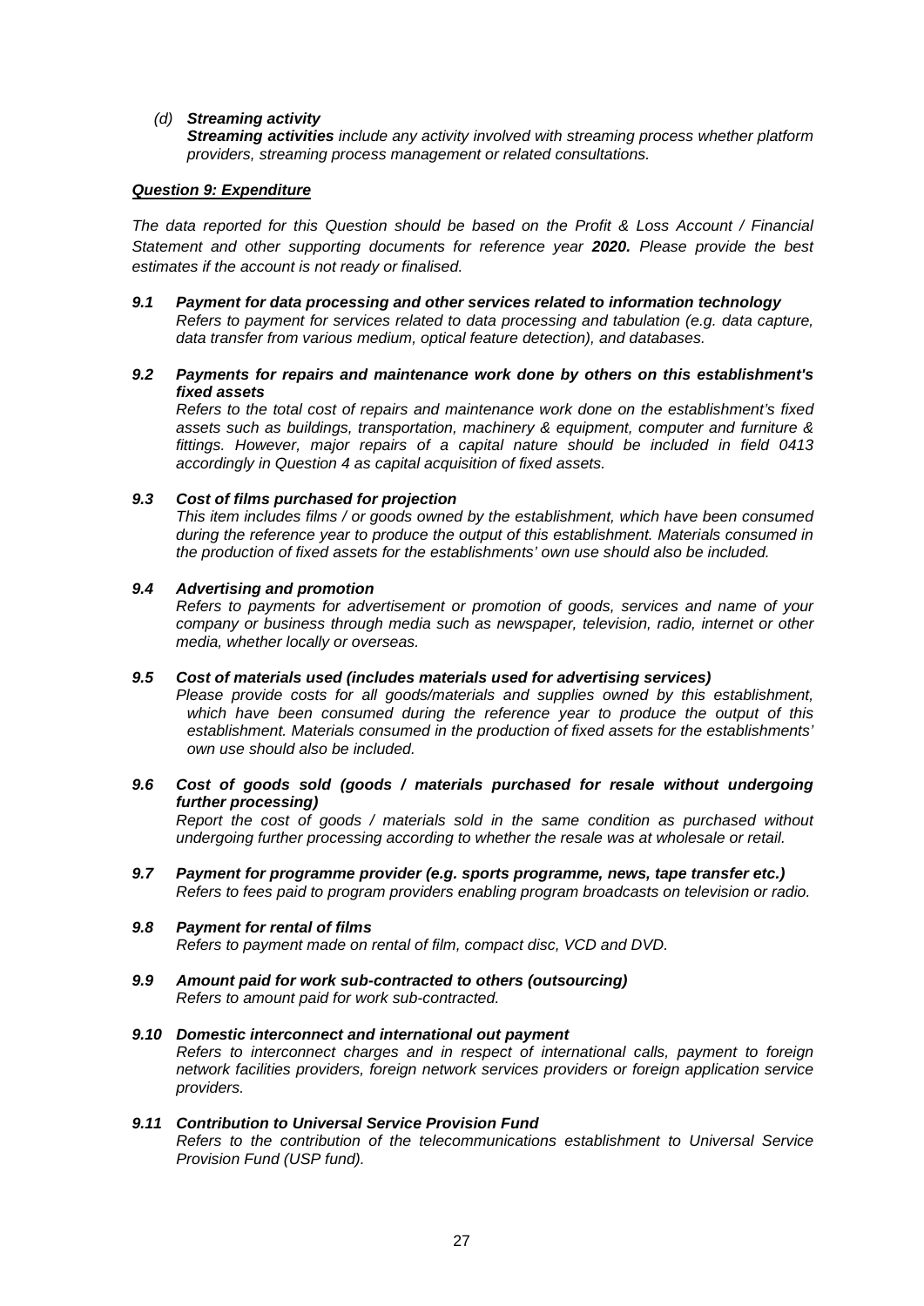*(d)* ***Streaming activity***

***Streaming activities*** *include any activity involved with streaming process whether platform providers, streaming process management or related consultations.*

***Question 9: Expenditure***

*The data reported for this Question should be based on the Profit & Loss Account / Financial Statement and other supporting documents for reference year **2020**. Please provide the best estimates if the account is not ready or finalised.*

***9.1 Payment for data processing and other services related to information technology***

*Refers to payment for services related to data processing and tabulation (e.g. data capture, data transfer from various medium, optical feature detection), and databases.*

***9.2 Payments for repairs and maintenance work done by others on this establishment's fixed assets***

*Refers to the total cost of repairs and maintenance work done on the establishment's fixed assets such as buildings, transportation, machinery & equipment, computer and furniture & fittings. However, major repairs of a capital nature should be included in field 0413 accordingly in Question 4 as capital acquisition of fixed assets.*

***9.3 Cost of films purchased for projection***

*This item includes films / or goods owned by the establishment, which have been consumed during the reference year to produce the output of this establishment. Materials consumed in the production of fixed assets for the establishments' own use should also be included.*

***9.4 Advertising and promotion***

*Refers to payments for advertisement or promotion of goods, services and name of your company or business through media such as newspaper, television, radio, internet or other media, whether locally or overseas.*

***9.5 Cost of materials used (includes materials used for advertising services)***

*Please provide costs for all goods/materials and supplies owned by this establishment, which have been consumed during the reference year to produce the output of this establishment. Materials consumed in the production of fixed assets for the establishments' own use should also be included.*

***9.6 Cost of goods sold (goods / materials purchased for resale without undergoing further processing)***

*Report the cost of goods / materials sold in the same condition as purchased without undergoing further processing according to whether the resale was at wholesale or retail.*

***9.7 Payment for programme provider (e.g. sports programme, news, tape transfer etc.)***

*Refers to fees paid to program providers enabling program broadcasts on television or radio.*

***9.8 Payment for rental of films***

*Refers to payment made on rental of film, compact disc, VCD and DVD.*

***9.9 Amount paid for work sub-contracted to others (outsourcing)***

*Refers to amount paid for work sub-contracted.*

***9.10 Domestic interconnect and international out payment***

*Refers to interconnect charges and in respect of international calls, payment to foreign network facilities providers, foreign network services providers or foreign application service providers.*

***9.11 Contribution to Universal Service Provision Fund***

*Refers to the contribution of the telecommunications establishment to Universal Service Provision Fund (USP fund).*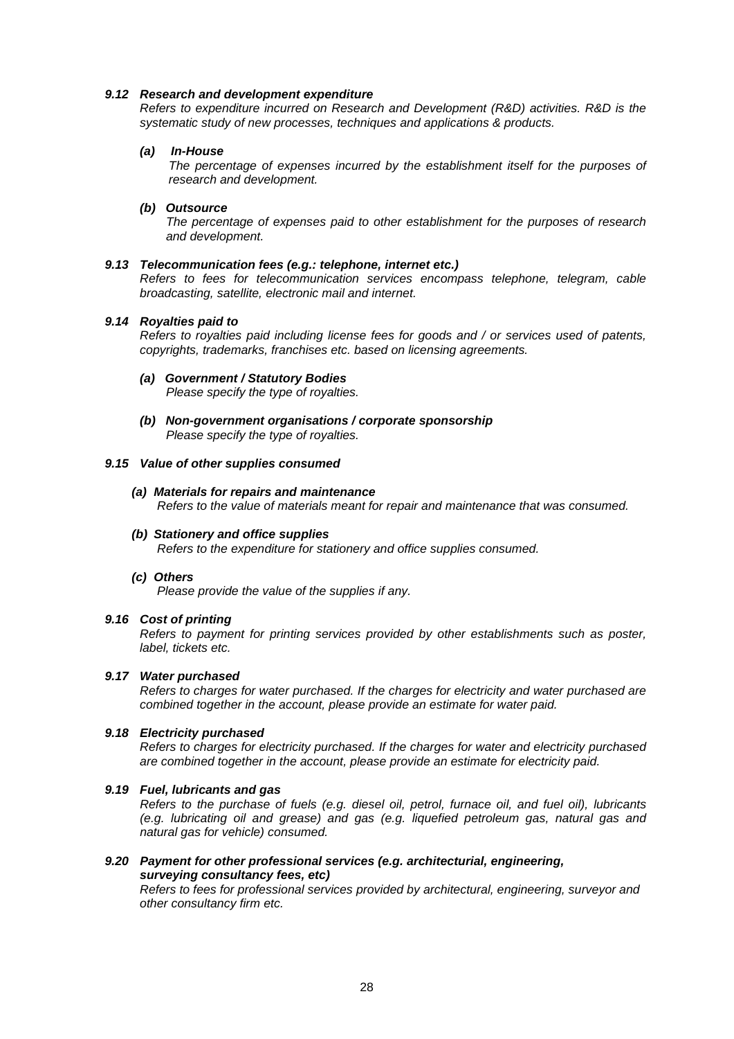### *9.12 Research and development expenditure*

*Refers to expenditure incurred on Research and Development (R&D) activities. R&D is the systematic study of new processes, techniques and applications & products.*

***(a) In-House***

*The percentage of expenses incurred by the establishment itself for the purposes of research and development.*

***(b) Outsource***

*The percentage of expenses paid to other establishment for the purposes of research and development.*

### *9.13 Telecommunication fees (e.g.: telephone, internet etc.)*

*Refers to fees for telecommunication services encompass telephone, telegram, cable broadcasting, satellite, electronic mail and internet.*

### *9.14 Royalties paid to*

*Refers to royalties paid including license fees for goods and / or services used of patents, copyrights, trademarks, franchises etc. based on licensing agreements.*

***(a) Government / Statutory Bodies***

*Please specify the type of royalties.*

***(b) Non-government organisations / corporate sponsorship***

*Please specify the type of royalties.*

### *9.15 Value of other supplies consumed*

***(a) Materials for repairs and maintenance***

*Refers to the value of materials meant for repair and maintenance that was consumed.*

***(b) Stationery and office supplies***

*Refers to the expenditure for stationery and office supplies consumed.*

***(c) Others***

*Please provide the value of the supplies if any.*

### *9.16 Cost of printing*

*Refers to payment for printing services provided by other establishments such as poster, label, tickets etc.*

### *9.17 Water purchased*

*Refers to charges for water purchased. If the charges for electricity and water purchased are combined together in the account, please provide an estimate for water paid.*

### *9.18 Electricity purchased*

*Refers to charges for electricity purchased. If the charges for water and electricity purchased are combined together in the account, please provide an estimate for electricity paid.*

### *9.19 Fuel, lubricants and gas*

*Refers to the purchase of fuels (e.g. diesel oil, petrol, furnace oil, and fuel oil), lubricants (e.g. lubricating oil and grease) and gas (e.g. liquefied petroleum gas, natural gas and natural gas for vehicle) consumed.*

### *9.20 Payment for other professional services (e.g. architecturial, engineering, surveying consultancy fees, etc)*

*Refers to fees for professional services provided by architectural, engineering, surveyor and other consultancy firm etc.*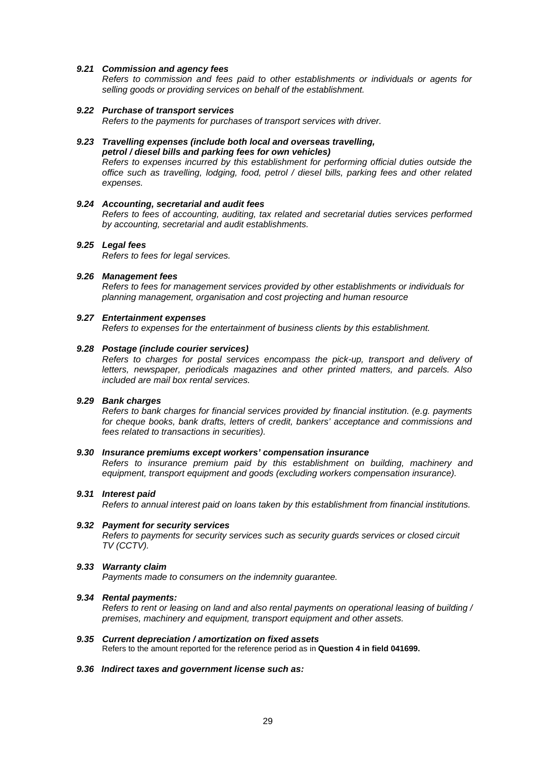**9.21 Commission and agency fees**

*Refers to commission and fees paid to other establishments or individuals or agents for selling goods or providing services on behalf of the establishment.*

**9.22 Purchase of transport services**

*Refers to the payments for purchases of transport services with driver.*

**9.23 Travelling expenses (include both local and overseas travelling, petrol / diesel bills and parking fees for own vehicles)**

*Refers to expenses incurred by this establishment for performing official duties outside the office such as travelling, lodging, food, petrol / diesel bills, parking fees and other related expenses.*

**9.24 Accounting, secretarial and audit fees**

*Refers to fees of accounting, auditing, tax related and secretarial duties services performed by accounting, secretarial and audit establishments.*

**9.25 Legal fees**

*Refers to fees for legal services.*

**9.26 Management fees**

*Refers to fees for management services provided by other establishments or individuals for planning management, organisation and cost projecting and human resource*

**9.27 Entertainment expenses**

*Refers to expenses for the entertainment of business clients by this establishment.*

**9.28 Postage (include courier services)**

*Refers to charges for postal services encompass the pick-up, transport and delivery of letters, newspaper, periodicals magazines and other printed matters, and parcels. Also included are mail box rental services.*

**9.29 Bank charges**

*Refers to bank charges for financial services provided by financial institution. (e.g. payments for cheque books, bank drafts, letters of credit, bankers' acceptance and commissions and fees related to transactions in securities).*

**9.30 Insurance premiums except workers' compensation insurance**

*Refers to insurance premium paid by this establishment on building, machinery and equipment, transport equipment and goods (excluding workers compensation insurance).*

**9.31 Interest paid**

*Refers to annual interest paid on loans taken by this establishment from financial institutions.*

**9.32 Payment for security services**

*Refers to payments for security services such as security guards services or closed circuit TV (CCTV).*

**9.33 Warranty claim**

*Payments made to consumers on the indemnity guarantee.*

**9.34 Rental payments:**

*Refers to rent or leasing on land and also rental payments on operational leasing of building / premises, machinery and equipment, transport equipment and other assets.*

**9.35 Current depreciation / amortization on fixed assets**

Refers to the amount reported for the reference period as in **Question 4 in field 041699.**

**9.36 Indirect taxes and government license such as:**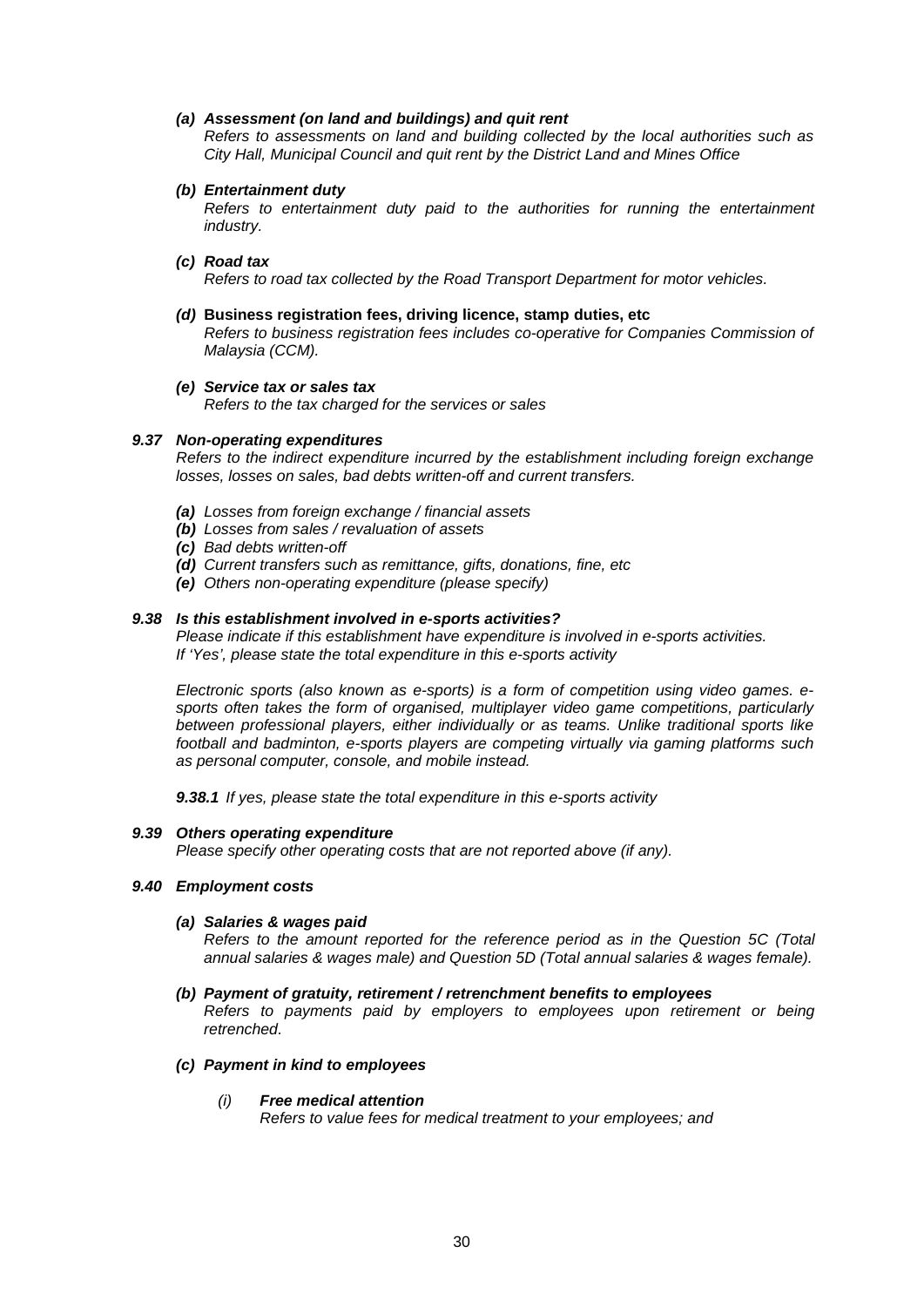***(a) Assessment (on land and buildings) and quit rent***

*Refers to assessments on land and building collected by the local authorities such as City Hall, Municipal Council and quit rent by the District Land and Mines Office*

***(b) Entertainment duty***

*Refers to entertainment duty paid to the authorities for running the entertainment industry.*

***(c) Road tax***

*Refers to road tax collected by the Road Transport Department for motor vehicles.*

***(d)* Business registration fees, driving licence, stamp duties, etc**

*Refers to business registration fees includes co-operative for Companies Commission of Malaysia (CCM).*

***(e) Service tax or sales tax***

*Refers to the tax charged for the services or sales*

### *9.37 Non-operating expenditures*

*Refers to the indirect expenditure incurred by the establishment including foreign exchange losses, losses on sales, bad debts written-off and current transfers.*

- ***(a)*** *Losses from foreign exchange / financial assets*
- ***(b)*** *Losses from sales / revaluation of assets*
- ***(c)*** *Bad debts written-off*
- ***(d)*** *Current transfers such as remittance, gifts, donations, fine, etc*
- ***(e)*** *Others non-operating expenditure (please specify)*

### *9.38 Is this establishment involved in e-sports activities?*

*Please indicate if this establishment have expenditure is involved in e-sports activities. If 'Yes', please state the total expenditure in this e-sports activity*

*Electronic sports (also known as e-sports) is a form of competition using video games. e-sports often takes the form of organised, multiplayer video game competitions, particularly between professional players, either individually or as teams. Unlike traditional sports like football and badminton, e-sports players are competing virtually via gaming platforms such as personal computer, console, and mobile instead.*

***9.38.1*** *If yes, please state the total expenditure in this e-sports activity*

### *9.39 Others operating expenditure*

*Please specify other operating costs that are not reported above (if any).*

### *9.40 Employment costs*

***(a) Salaries & wages paid***

*Refers to the amount reported for the reference period as in the Question 5C (Total annual salaries & wages male) and Question 5D (Total annual salaries & wages female).*

***(b) Payment of gratuity, retirement / retrenchment benefits to employees***

*Refers to payments paid by employers to employees upon retirement or being retrenched.*

***(c) Payment in kind to employees***

*(i)* ***Free medical attention***

*Refers to value fees for medical treatment to your employees; and*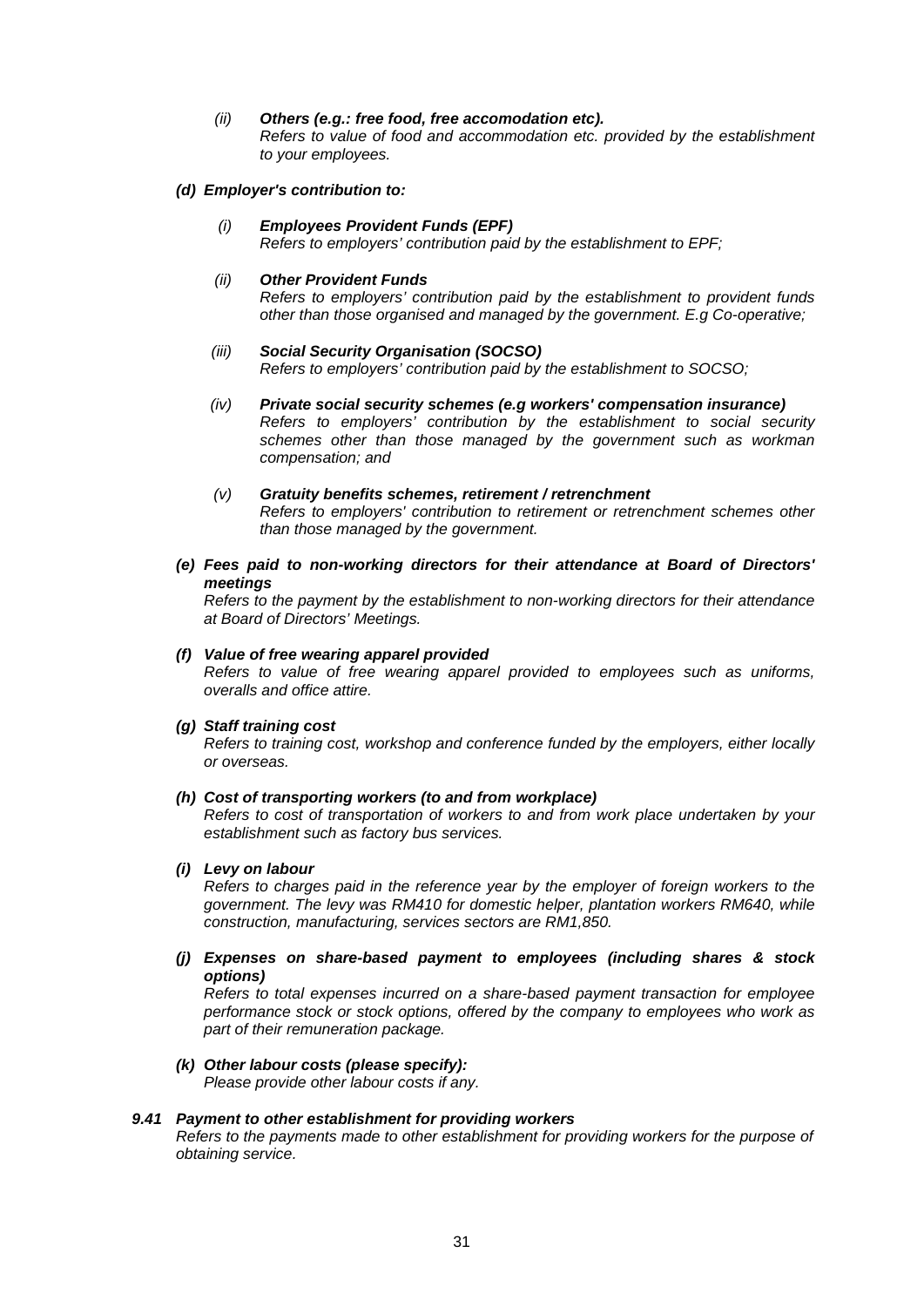*(ii)* ***Others (e.g.: free food, free accomodation etc).***
*Refers to value of food and accommodation etc. provided by the establishment to your employees.*

***(d) Employer's contribution to:***

*(i)* ***Employees Provident Funds (EPF)***
*Refers to employers' contribution paid by the establishment to EPF;*

*(ii)* ***Other Provident Funds***
*Refers to employers' contribution paid by the establishment to provident funds other than those organised and managed by the government. E.g Co-operative;*

*(iii)* ***Social Security Organisation (SOCSO)***
*Refers to employers' contribution paid by the establishment to SOCSO;*

*(iv)* ***Private social security schemes (e.g workers' compensation insurance)***
*Refers to employers' contribution by the establishment to social security schemes other than those managed by the government such as workman compensation; and*

*(v)* ***Gratuity benefits schemes, retirement / retrenchment***
*Refers to employers' contribution to retirement or retrenchment schemes other than those managed by the government.*

***(e) Fees paid to non-working directors for their attendance at Board of Directors' meetings***
*Refers to the payment by the establishment to non-working directors for their attendance at Board of Directors' Meetings.*

***(f) Value of free wearing apparel provided***
*Refers to value of free wearing apparel provided to employees such as uniforms, overalls and office attire.*

***(g) Staff training cost***
*Refers to training cost, workshop and conference funded by the employers, either locally or overseas.*

***(h) Cost of transporting workers (to and from workplace)***
*Refers to cost of transportation of workers to and from work place undertaken by your establishment such as factory bus services.*

***(i) Levy on labour***
*Refers to charges paid in the reference year by the employer of foreign workers to the government. The levy was RM410 for domestic helper, plantation workers RM640, while construction, manufacturing, services sectors are RM1,850.*

***(j) Expenses on share-based payment to employees (including shares & stock options)***
*Refers to total expenses incurred on a share-based payment transaction for employee performance stock or stock options, offered by the company to employees who work as part of their remuneration package.*

***(k) Other labour costs (please specify):***
*Please provide other labour costs if any.*

***9.41 Payment to other establishment for providing workers***
*Refers to the payments made to other establishment for providing workers for the purpose of obtaining service.*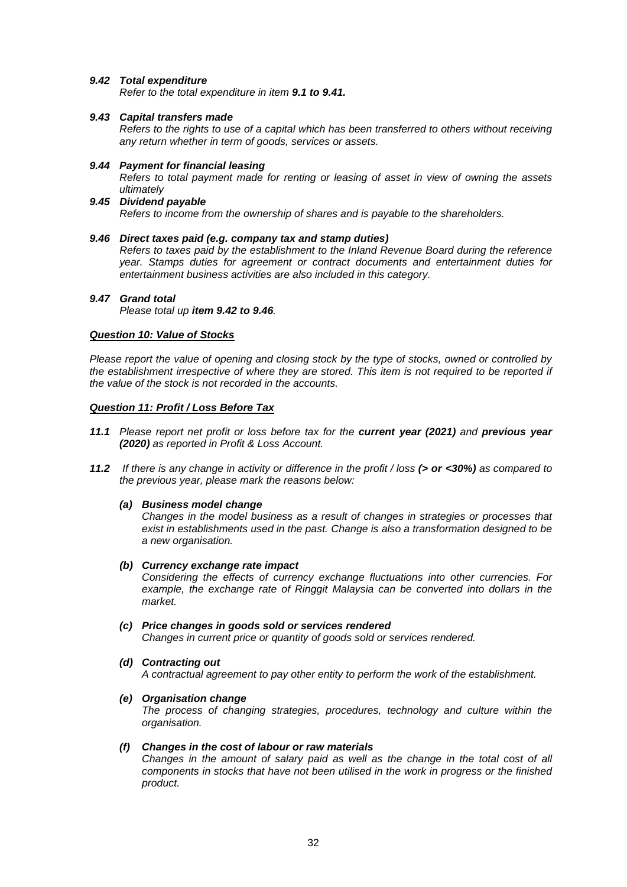### *9.42 Total expenditure*

*Refer to the total expenditure in item **9.1 to 9.41.***

### *9.43 Capital transfers made*

*Refers to the rights to use of a capital which has been transferred to others without receiving any return whether in term of goods, services or assets.*

### *9.44 Payment for financial leasing*

*Refers to total payment made for renting or leasing of asset in view of owning the assets ultimately*

### *9.45 Dividend payable*

*Refers to income from the ownership of shares and is payable to the shareholders.*

### *9.46 Direct taxes paid (e.g. company tax and stamp duties)*

*Refers to taxes paid by the establishment to the Inland Revenue Board during the reference year. Stamps duties for agreement or contract documents and entertainment duties for entertainment business activities are also included in this category.*

### *9.47 Grand total*

*Please total up **item 9.42 to 9.46**.*

## ***Question 10: Value of Stocks***

*Please report the value of opening and closing stock by the type of stocks, owned or controlled by the establishment irrespective of where they are stored. This item is not required to be reported if the value of the stock is not recorded in the accounts.*

## ***Question 11: Profit / Loss Before Tax***

***11.1*** *Please report net profit or loss before tax for the **current year (2021)** and **previous year (2020)** as reported in Profit & Loss Account.*

***11.2*** *If there is any change in activity or difference in the profit / loss **(> or <30%)** as compared to the previous year, please mark the reasons below:*

***(a) Business model change***

*Changes in the model business as a result of changes in strategies or processes that exist in establishments used in the past. Change is also a transformation designed to be a new organisation.*

***(b) Currency exchange rate impact***

*Considering the effects of currency exchange fluctuations into other currencies. For example, the exchange rate of Ringgit Malaysia can be converted into dollars in the market.*

***(c) Price changes in goods sold or services rendered***

*Changes in current price or quantity of goods sold or services rendered.*

***(d) Contracting out***

*A contractual agreement to pay other entity to perform the work of the establishment.*

***(e) Organisation change***

*The process of changing strategies, procedures, technology and culture within the organisation.*

***(f) Changes in the cost of labour or raw materials***

*Changes in the amount of salary paid as well as the change in the total cost of all components in stocks that have not been utilised in the work in progress or the finished product.*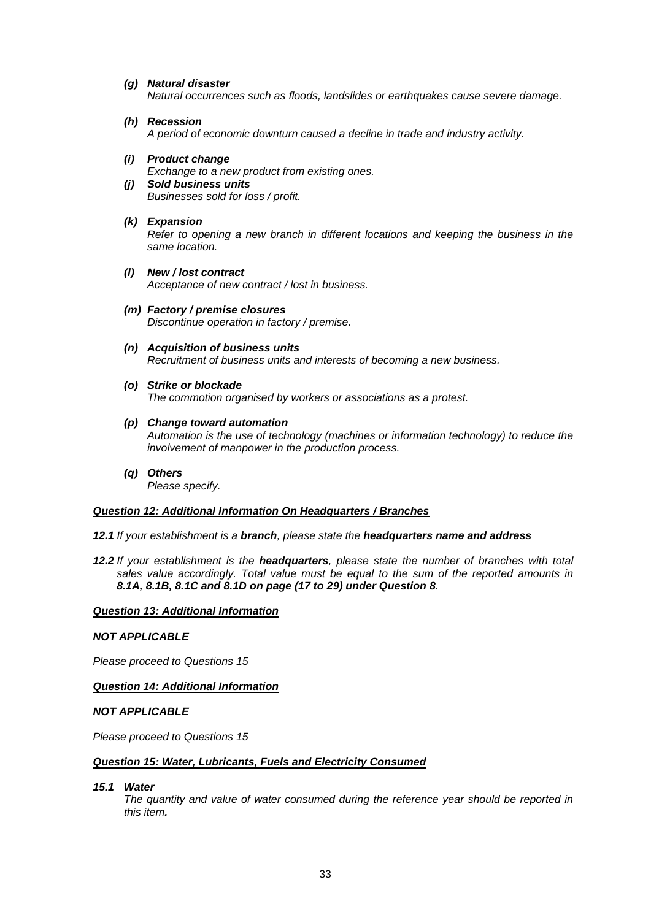***(g) Natural disaster***
*Natural occurrences such as floods, landslides or earthquakes cause severe damage.*

***(h) Recession***
*A period of economic downturn caused a decline in trade and industry activity.*

***(i) Product change***
*Exchange to a new product from existing ones.*

***(j) Sold business units***
*Businesses sold for loss / profit.*

***(k) Expansion***
*Refer to opening a new branch in different locations and keeping the business in the same location.*

***(l) New / lost contract***
*Acceptance of new contract / lost in business.*

***(m) Factory / premise closures***
*Discontinue operation in factory / premise.*

***(n) Acquisition of business units***
*Recruitment of business units and interests of becoming a new business.*

***(o) Strike or blockade***
*The commotion organised by workers or associations as a protest.*

***(p) Change toward automation***
*Automation is the use of technology (machines or information technology) to reduce the involvement of manpower in the production process.*

***(q) Others***
*Please specify.*

***Question 12: Additional Information On Headquarters / Branches***

***12.1*** *If your establishment is a **branch**, please state the **headquarters name and address***

***12.2*** *If your establishment is the **headquarters**, please state the number of branches with total sales value accordingly. Total value must be equal to the sum of the reported amounts in **8.1A, 8.1B, 8.1C and 8.1D on page (17 to 29) under Question 8**.*

***Question 13: Additional Information***

***NOT APPLICABLE***

*Please proceed to Questions 15*

***Question 14: Additional Information***

***NOT APPLICABLE***

*Please proceed to Questions 15*

***Question 15: Water, Lubricants, Fuels and Electricity Consumed***

***15.1 Water***
*The quantity and value of water consumed during the reference year should be reported in this item.*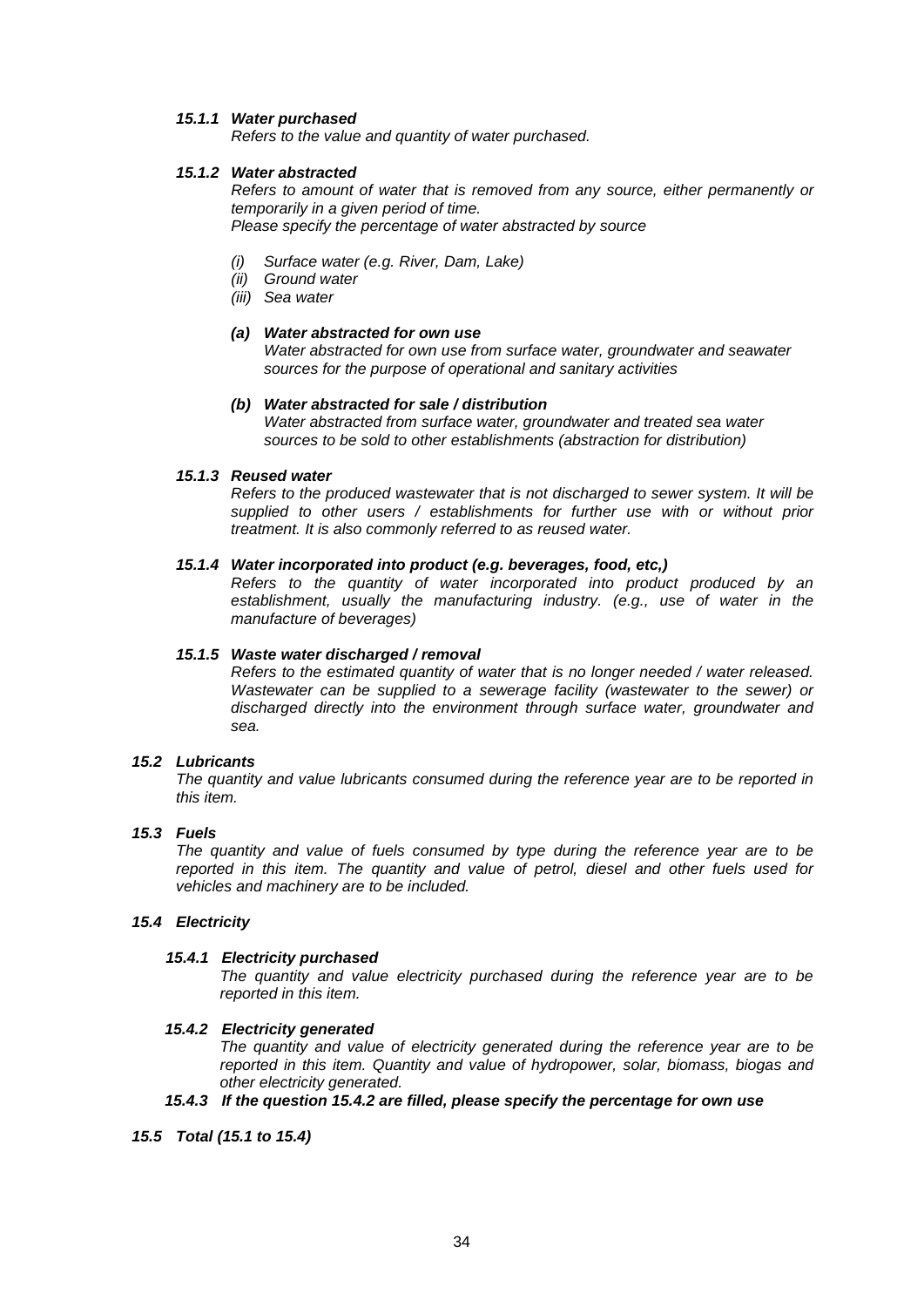#### *15.1.1 Water purchased*

*Refers to the value and quantity of water purchased.*

#### *15.1.2 Water abstracted*

*Refers to amount of water that is removed from any source, either permanently or temporarily in a given period of time.*
*Please specify the percentage of water abstracted by source*

- *(i) Surface water (e.g. River, Dam, Lake)*
- *(ii) Ground water*
- *(iii) Sea water*

***(a) Water abstracted for own use***

*Water abstracted for own use from surface water, groundwater and seawater sources for the purpose of operational and sanitary activities*

***(b) Water abstracted for sale / distribution***

*Water abstracted from surface water, groundwater and treated sea water sources to be sold to other establishments (abstraction for distribution)*

#### *15.1.3 Reused water*

*Refers to the produced wastewater that is not discharged to sewer system. It will be supplied to other users / establishments for further use with or without prior treatment. It is also commonly referred to as reused water.*

#### *15.1.4 Water incorporated into product (e.g. beverages, food, etc,)*

*Refers to the quantity of water incorporated into product produced by an establishment, usually the manufacturing industry. (e.g., use of water in the manufacture of beverages)*

#### *15.1.5 Waste water discharged / removal*

*Refers to the estimated quantity of water that is no longer needed / water released. Wastewater can be supplied to a sewerage facility (wastewater to the sewer) or discharged directly into the environment through surface water, groundwater and sea.*

### *15.2 Lubricants*

*The quantity and value lubricants consumed during the reference year are to be reported in this item.*

### *15.3 Fuels*

*The quantity and value of fuels consumed by type during the reference year are to be reported in this item. The quantity and value of petrol, diesel and other fuels used for vehicles and machinery are to be included.*

### *15.4 Electricity*

#### *15.4.1 Electricity purchased*

*The quantity and value electricity purchased during the reference year are to be reported in this item.*

#### *15.4.2 Electricity generated*

*The quantity and value of electricity generated during the reference year are to be reported in this item. Quantity and value of hydropower, solar, biomass, biogas and other electricity generated.*

#### *15.4.3 If the question 15.4.2 are filled, please specify the percentage for own use*

### *15.5 Total (15.1 to 15.4)*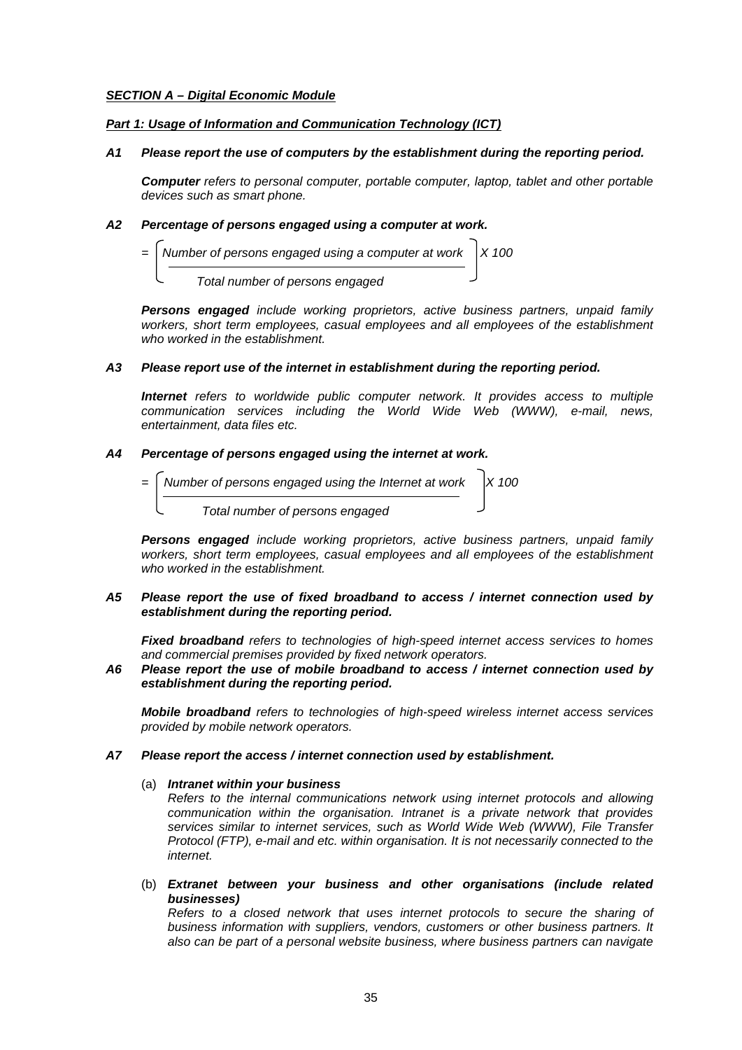***SECTION A – Digital Economic Module***

***Part 1: Usage of Information and Communication Technology (ICT)***

***A1 Please report the use of computers by the establishment during the reporting period.***

***Computer*** *refers to personal computer, portable computer, laptop, tablet and other portable devices such as smart phone.*

***A2 Percentage of persons engaged using a computer at work.***

$$= \left[ \frac{\text{Number of persons engaged using a computer at work}}{\text{Total number of persons engaged}} \right] X\ 100$$

***Persons engaged*** *include working proprietors, active business partners, unpaid family workers, short term employees, casual employees and all employees of the establishment who worked in the establishment.*

***A3 Please report use of the internet in establishment during the reporting period.***

***Internet*** *refers to worldwide public computer network. It provides access to multiple communication services including the World Wide Web (WWW), e-mail, news, entertainment, data files etc.*

***A4 Percentage of persons engaged using the internet at work.***

$$= \left[ \frac{\text{Number of persons engaged using the Internet at work}}{\text{Total number of persons engaged}} \right] X\ 100$$

***Persons engaged*** *include working proprietors, active business partners, unpaid family workers, short term employees, casual employees and all employees of the establishment who worked in the establishment.*

***A5 Please report the use of fixed broadband to access / internet connection used by establishment during the reporting period.***

***Fixed broadband*** *refers to technologies of high-speed internet access services to homes and commercial premises provided by fixed network operators.*

***A6 Please report the use of mobile broadband to access / internet connection used by establishment during the reporting period.***

***Mobile broadband*** *refers to technologies of high-speed wireless internet access services provided by mobile network operators.*

***A7 Please report the access / internet connection used by establishment.***

(a) ***Intranet within your business***
*Refers to the internal communications network using internet protocols and allowing communication within the organisation. Intranet is a private network that provides services similar to internet services, such as World Wide Web (WWW), File Transfer Protocol (FTP), e-mail and etc. within organisation. It is not necessarily connected to the internet.*

(b) ***Extranet between your business and other organisations (include related businesses)***
*Refers to a closed network that uses internet protocols to secure the sharing of business information with suppliers, vendors, customers or other business partners. It also can be part of a personal website business, where business partners can navigate*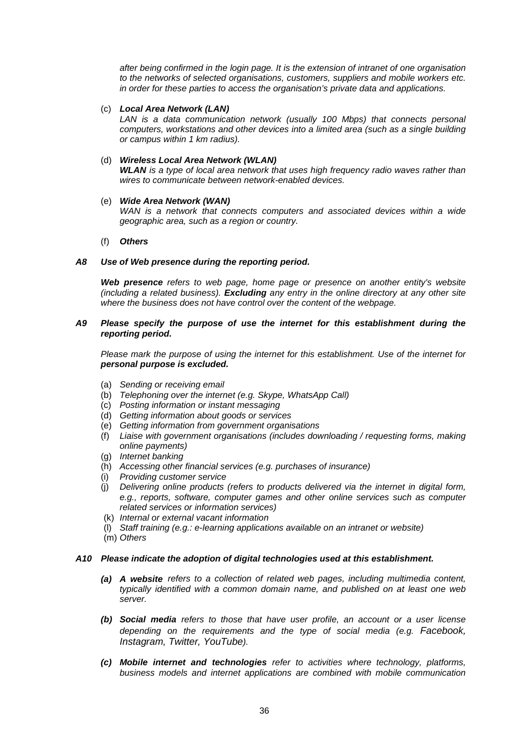*after being confirmed in the login page. It is the extension of intranet of one organisation to the networks of selected organisations, customers, suppliers and mobile workers etc. in order for these parties to access the organisation's private data and applications.*

(c) ***Local Area Network (LAN)***
*LAN is a data communication network (usually 100 Mbps) that connects personal computers, workstations and other devices into a limited area (such as a single building or campus within 1 km radius).*

(d) ***Wireless Local Area Network (WLAN)***
***WLAN** is a type of local area network that uses high frequency radio waves rather than wires to communicate between network-enabled devices.*

(e) ***Wide Area Network (WAN)***
*WAN is a network that connects computers and associated devices within a wide geographic area, such as a region or country.*

(f) ***Others***

***A8 Use of Web presence during the reporting period.***

***Web presence** refers to web page, home page or presence on another entity's website (including a related business). **Excluding** any entry in the online directory at any other site where the business does not have control over the content of the webpage.*

***A9 Please specify the purpose of use the internet for this establishment during the reporting period.***

*Please mark the purpose of using the internet for this establishment. Use of the internet for **personal purpose is excluded.***

(a) *Sending or receiving email*
(b) *Telephoning over the internet (e.g. Skype, WhatsApp Call)*
(c) *Posting information or instant messaging*
(d) *Getting information about goods or services*
(e) *Getting information from government organisations*
(f) *Liaise with government organisations (includes downloading / requesting forms, making online payments)*
(g) *Internet banking*
(h) *Accessing other financial services (e.g. purchases of insurance)*
(i) *Providing customer service*
(j) *Delivering online products (refers to products delivered via the internet in digital form, e.g., reports, software, computer games and other online services such as computer related services or information services)*
(k) *Internal or external vacant information*
(l) *Staff training (e.g.: e-learning applications available on an intranet or website)*
(m) *Others*

***A10 Please indicate the adoption of digital technologies used at this establishment.***

***(a) A website** refers to a collection of related web pages, including multimedia content, typically identified with a common domain name, and published on at least one web server.*

***(b) Social media** refers to those that have user profile, an account or a user license depending on the requirements and the type of social media (e.g. Facebook, Instagram, Twitter, YouTube).*

***(c) Mobile internet and technologies** refer to activities where technology, platforms, business models and internet applications are combined with mobile communication*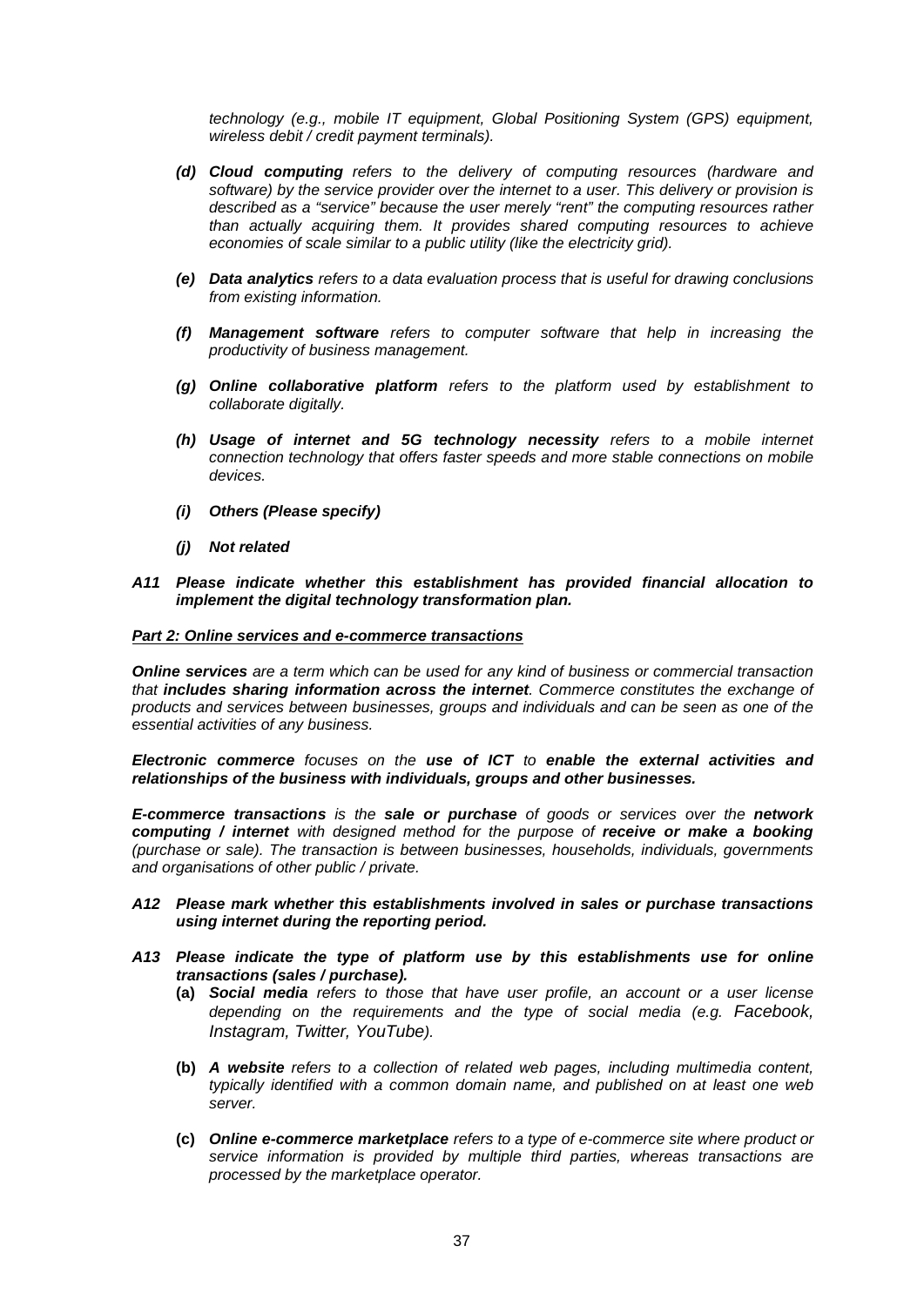*technology (e.g., mobile IT equipment, Global Positioning System (GPS) equipment, wireless debit / credit payment terminals).*

- ***(d) Cloud computing** refers to the delivery of computing resources (hardware and software) by the service provider over the internet to a user. This delivery or provision is described as a "service" because the user merely "rent" the computing resources rather than actually acquiring them. It provides shared computing resources to achieve economies of scale similar to a public utility (like the electricity grid).*

- ***(e) Data analytics** refers to a data evaluation process that is useful for drawing conclusions from existing information.*

- ***(f) Management software** refers to computer software that help in increasing the productivity of business management.*

- ***(g) Online collaborative platform** refers to the platform used by establishment to collaborate digitally.*

- ***(h) Usage of internet and 5G technology necessity** refers to a mobile internet connection technology that offers faster speeds and more stable connections on mobile devices.*

- ***(i) Others (Please specify)***

- ***(j) Not related***

***A11 Please indicate whether this establishment has provided financial allocation to implement the digital technology transformation plan.***

***Part 2: Online services and e-commerce transactions***

***Online services** are a term which can be used for any kind of business or commercial transaction that **includes sharing information across the internet**. Commerce constitutes the exchange of products and services between businesses, groups and individuals and can be seen as one of the essential activities of any business.*

***Electronic commerce** focuses on the **use of ICT** to **enable the external activities and relationships of the business with individuals, groups and other businesses.***

***E-commerce transactions** is the **sale or purchase** of goods or services over the **network computing / internet** with designed method for the purpose of **receive or make a booking** (purchase or sale). The transaction is between businesses, households, individuals, governments and organisations of other public / private.*

***A12 Please mark whether this establishments involved in sales or purchase transactions using internet during the reporting period.***

***A13 Please indicate the type of platform use by this establishments use for online transactions (sales / purchase).***

- **(a)** ***Social media** refers to those that have user profile, an account or a user license depending on the requirements and the type of social media (e.g. Facebook, Instagram, Twitter, YouTube).*

- **(b)** ***A website** refers to a collection of related web pages, including multimedia content, typically identified with a common domain name, and published on at least one web server.*

- **(c)** ***Online e-commerce marketplace** refers to a type of e-commerce site where product or service information is provided by multiple third parties, whereas transactions are processed by the marketplace operator.*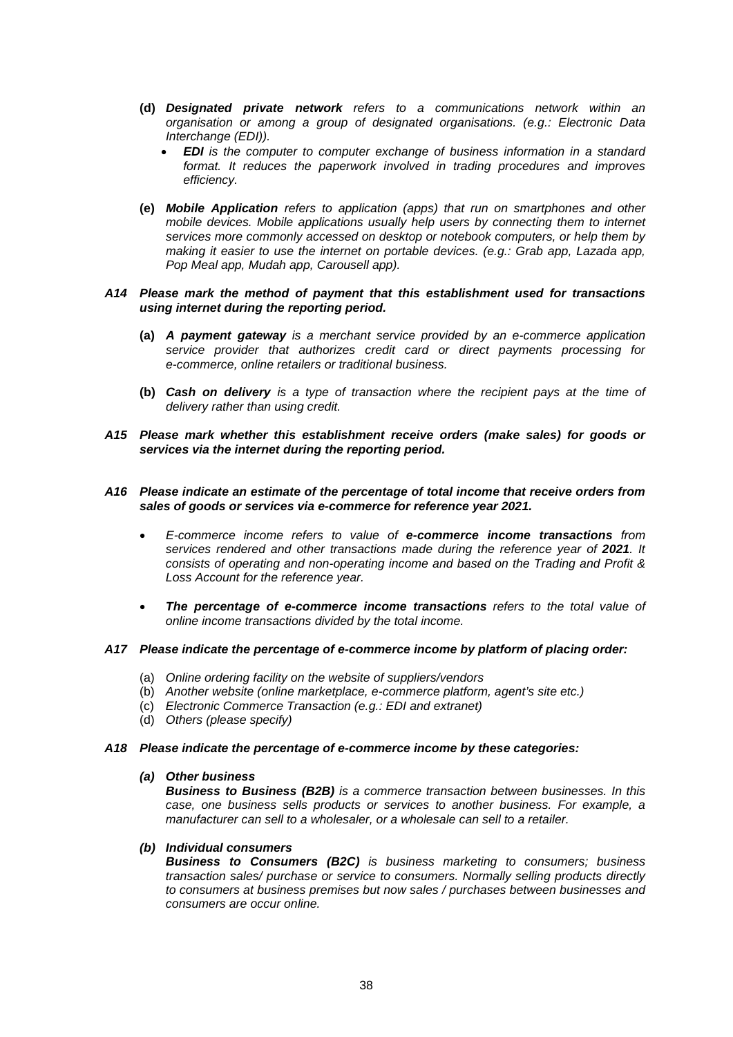**(d)** ***Designated private network*** *refers to a communications network within an organisation or among a group of designated organisations. (e.g.: Electronic Data Interchange (EDI)).*

- ***EDI*** *is the computer to computer exchange of business information in a standard format. It reduces the paperwork involved in trading procedures and improves efficiency.*

**(e)** ***Mobile Application*** *refers to application (apps) that run on smartphones and other mobile devices. Mobile applications usually help users by connecting them to internet services more commonly accessed on desktop or notebook computers, or help them by making it easier to use the internet on portable devices. (e.g.: Grab app, Lazada app, Pop Meal app, Mudah app, Carousell app).*

***A14 Please mark the method of payment that this establishment used for transactions using internet during the reporting period.***

**(a)** ***A payment gateway*** *is a merchant service provided by an e-commerce application service provider that authorizes credit card or direct payments processing for e-commerce, online retailers or traditional business.*

**(b)** ***Cash on delivery*** *is a type of transaction where the recipient pays at the time of delivery rather than using credit.*

***A15 Please mark whether this establishment receive orders (make sales) for goods or services via the internet during the reporting period.***

***A16 Please indicate an estimate of the percentage of total income that receive orders from sales of goods or services via e-commerce for reference year 2021.***

- *E-commerce income refers to value of* ***e-commerce income transactions*** *from services rendered and other transactions made during the reference year of* ***2021****. It consists of operating and non-operating income and based on the Trading and Profit & Loss Account for the reference year.*
- ***The percentage of e-commerce income transactions*** *refers to the total value of online income transactions divided by the total income.*

***A17 Please indicate the percentage of e-commerce income by platform of placing order:***

(a) *Online ordering facility on the website of suppliers/vendors*
(b) *Another website (online marketplace, e-commerce platform, agent's site etc.)*
(c) *Electronic Commerce Transaction (e.g.: EDI and extranet)*
(d) *Others (please specify)*

***A18 Please indicate the percentage of e-commerce income by these categories:***

***(a) Other business***
***Business to Business (B2B)*** *is a commerce transaction between businesses. In this case, one business sells products or services to another business. For example, a manufacturer can sell to a wholesaler, or a wholesale can sell to a retailer.*

***(b) Individual consumers***
***Business to Consumers (B2C)*** *is business marketing to consumers; business transaction sales/ purchase or service to consumers. Normally selling products directly to consumers at business premises but now sales / purchases between businesses and consumers are occur online.*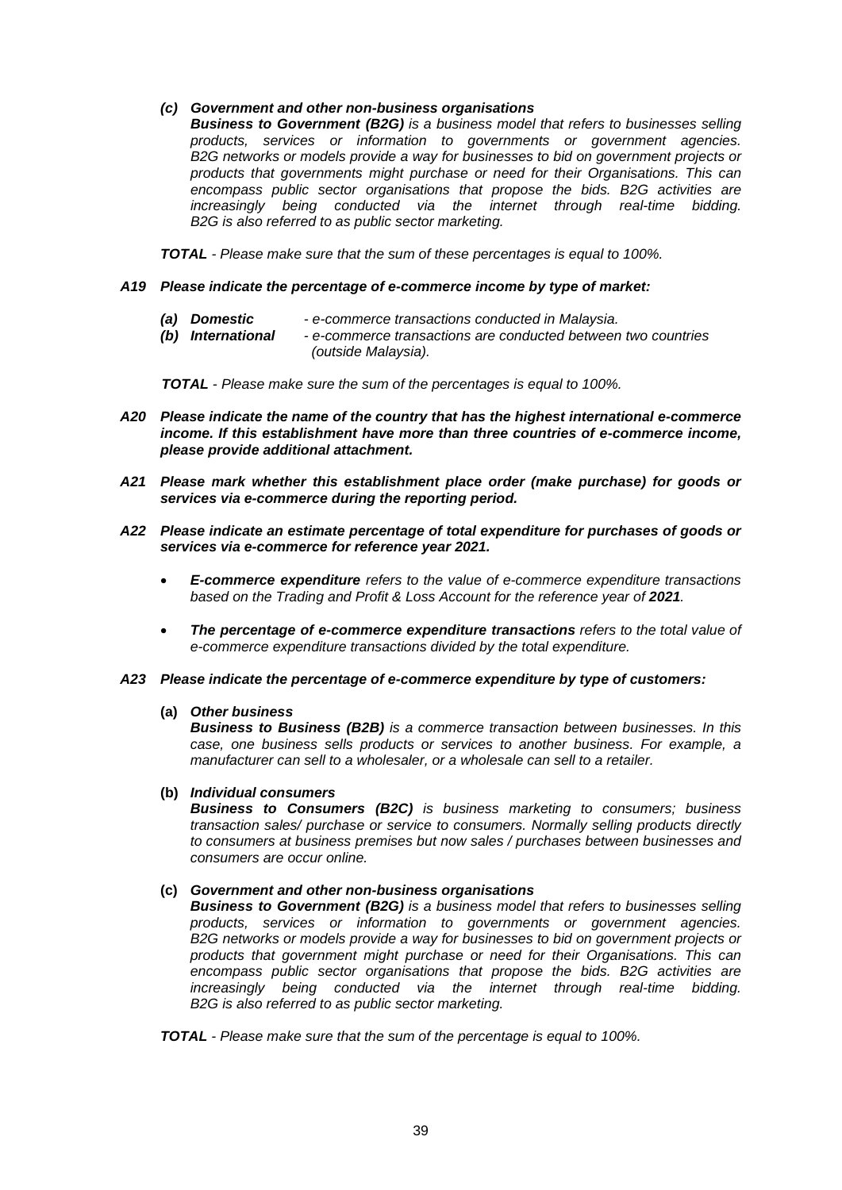***(c) Government and other non-business organisations***

***Business to Government (B2G)*** *is a business model that refers to businesses selling products, services or information to governments or government agencies. B2G networks or models provide a way for businesses to bid on government projects or products that governments might purchase or need for their Organisations. This can encompass public sector organisations that propose the bids. B2G activities are increasingly being conducted via the internet through real-time bidding. B2G is also referred to as public sector marketing.*

***TOTAL*** *- Please make sure that the sum of these percentages is equal to 100%.*

***A19 Please indicate the percentage of e-commerce income by type of market:***

- ***(a) Domestic*** *- e-commerce transactions conducted in Malaysia.*
- ***(b) International*** *- e-commerce transactions are conducted between two countries (outside Malaysia).*

***TOTAL*** *- Please make sure the sum of the percentages is equal to 100%.*

***A20 Please indicate the name of the country that has the highest international e-commerce income. If this establishment have more than three countries of e-commerce income, please provide additional attachment.***

***A21 Please mark whether this establishment place order (make purchase) for goods or services via e-commerce during the reporting period.***

***A22 Please indicate an estimate percentage of total expenditure for purchases of goods or services via e-commerce for reference year 2021.***

- ***E-commerce expenditure*** *refers to the value of e-commerce expenditure transactions based on the Trading and Profit & Loss Account for the reference year of **2021**.*
- ***The percentage of e-commerce expenditure transactions*** *refers to the total value of e-commerce expenditure transactions divided by the total expenditure.*

***A23 Please indicate the percentage of e-commerce expenditure by type of customers:***

**(a)** ***Other business***

***Business to Business (B2B)*** *is a commerce transaction between businesses. In this case, one business sells products or services to another business. For example, a manufacturer can sell to a wholesaler, or a wholesale can sell to a retailer.*

**(b)** ***Individual consumers***

***Business to Consumers (B2C)*** *is business marketing to consumers; business transaction sales/ purchase or service to consumers. Normally selling products directly to consumers at business premises but now sales / purchases between businesses and consumers are occur online.*

**(c)** ***Government and other non-business organisations***

***Business to Government (B2G)*** *is a business model that refers to businesses selling products, services or information to governments or government agencies. B2G networks or models provide a way for businesses to bid on government projects or products that government might purchase or need for their Organisations. This can encompass public sector organisations that propose the bids. B2G activities are increasingly being conducted via the internet through real-time bidding. B2G is also referred to as public sector marketing.*

***TOTAL*** *- Please make sure that the sum of the percentage is equal to 100%.*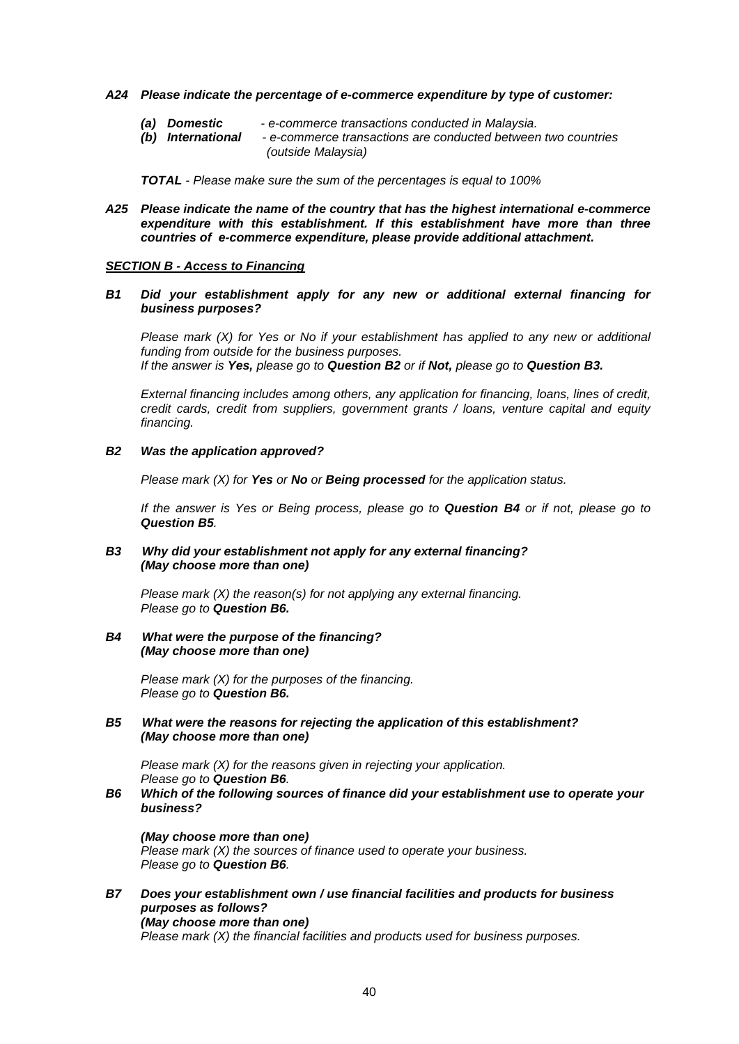***A24 Please indicate the percentage of e-commerce expenditure by type of customer:***

- ***(a) Domestic*** *- e-commerce transactions conducted in Malaysia.*
- ***(b) International*** *- e-commerce transactions are conducted between two countries (outside Malaysia)*

***TOTAL*** *- Please make sure the sum of the percentages is equal to 100%*

***A25 Please indicate the name of the country that has the highest international e-commerce expenditure with this establishment. If this establishment have more than three countries of e-commerce expenditure, please provide additional attachment.***

***SECTION B - Access to Financing***

***B1 Did your establishment apply for any new or additional external financing for business purposes?***

*Please mark (X) for Yes or No if your establishment has applied to any new or additional funding from outside for the business purposes.*
*If the answer is **Yes,** please go to **Question B2** or if **Not,** please go to **Question B3.***

*External financing includes among others, any application for financing, loans, lines of credit, credit cards, credit from suppliers, government grants / loans, venture capital and equity financing.*

***B2 Was the application approved?***

*Please mark (X) for **Yes** or **No** or **Being processed** for the application status.*

*If the answer is Yes or Being process, please go to **Question B4** or if not, please go to **Question B5**.*

***B3 Why did your establishment not apply for any external financing? (May choose more than one)***

*Please mark (X) the reason(s) for not applying any external financing.*
*Please go to **Question B6.***

***B4 What were the purpose of the financing? (May choose more than one)***

*Please mark (X) for the purposes of the financing.*
*Please go to **Question B6.***

***B5 What were the reasons for rejecting the application of this establishment? (May choose more than one)***

*Please mark (X) for the reasons given in rejecting your application.*
*Please go to **Question B6**.*

***B6 Which of the following sources of finance did your establishment use to operate your business?***

***(May choose more than one)***
*Please mark (X) the sources of finance used to operate your business.*
*Please go to **Question B6**.*

***B7 Does your establishment own / use financial facilities and products for business purposes as follows?***
***(May choose more than one)***
*Please mark (X) the financial facilities and products used for business purposes.*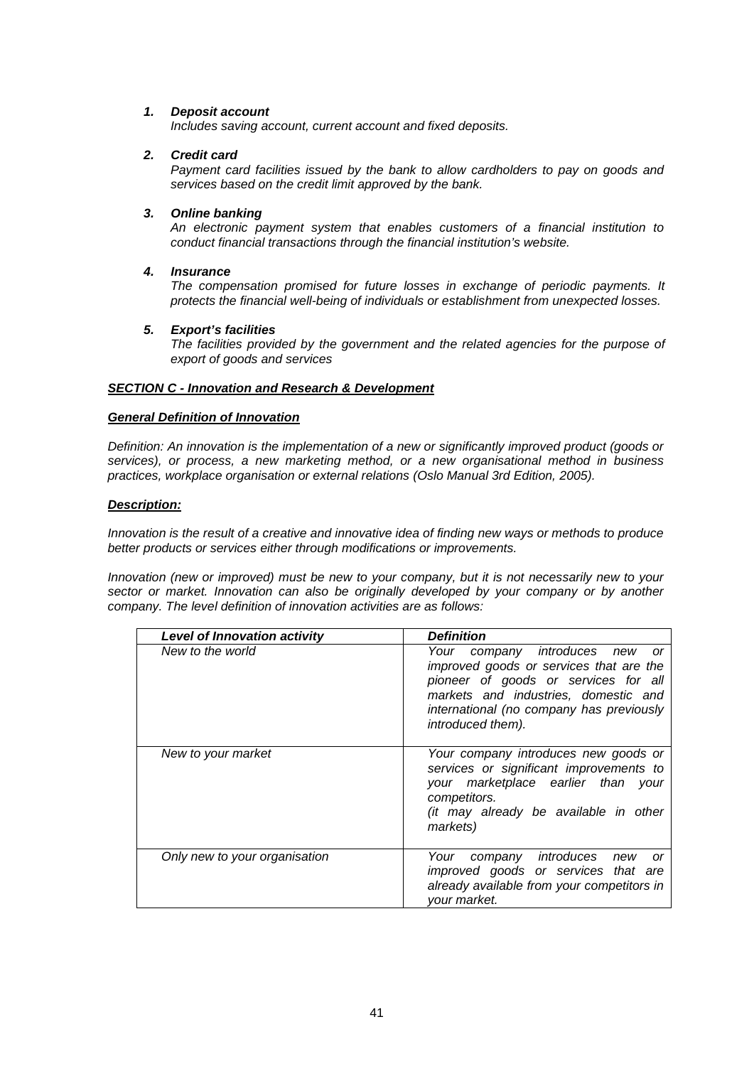1. ***Deposit account***
   *Includes saving account, current account and fixed deposits.*

2. ***Credit card***
   *Payment card facilities issued by the bank to allow cardholders to pay on goods and services based on the credit limit approved by the bank.*

3. ***Online banking***
   *An electronic payment system that enables customers of a financial institution to conduct financial transactions through the financial institution's website.*

4. ***Insurance***
   *The compensation promised for future losses in exchange of periodic payments. It protects the financial well-being of individuals or establishment from unexpected losses.*

5. ***Export's facilities***
   *The facilities provided by the government and the related agencies for the purpose of export of goods and services*

***SECTION C - Innovation and Research & Development***

***General Definition of Innovation***

*Definition: An innovation is the implementation of a new or significantly improved product (goods or services), or process, a new marketing method, or a new organisational method in business practices, workplace organisation or external relations (Oslo Manual 3rd Edition, 2005).*

***Description:***

*Innovation is the result of a creative and innovative idea of finding new ways or methods to produce better products or services either through modifications or improvements.*

*Innovation (new or improved) must be new to your company, but it is not necessarily new to your sector or market. Innovation can also be originally developed by your company or by another company. The level definition of innovation activities are as follows:*

| ***Level of Innovation activity*** | ***Definition*** |
|---|---|
| *New to the world* | *Your company introduces new or improved goods or services that are the pioneer of goods or services for all markets and industries, domestic and international (no company has previously introduced them).* |
| *New to your market* | *Your company introduces new goods or services or significant improvements to your marketplace earlier than your competitors. (it may already be available in other markets)* |
| *Only new to your organisation* | *Your company introduces new or improved goods or services that are already available from your competitors in your market.* |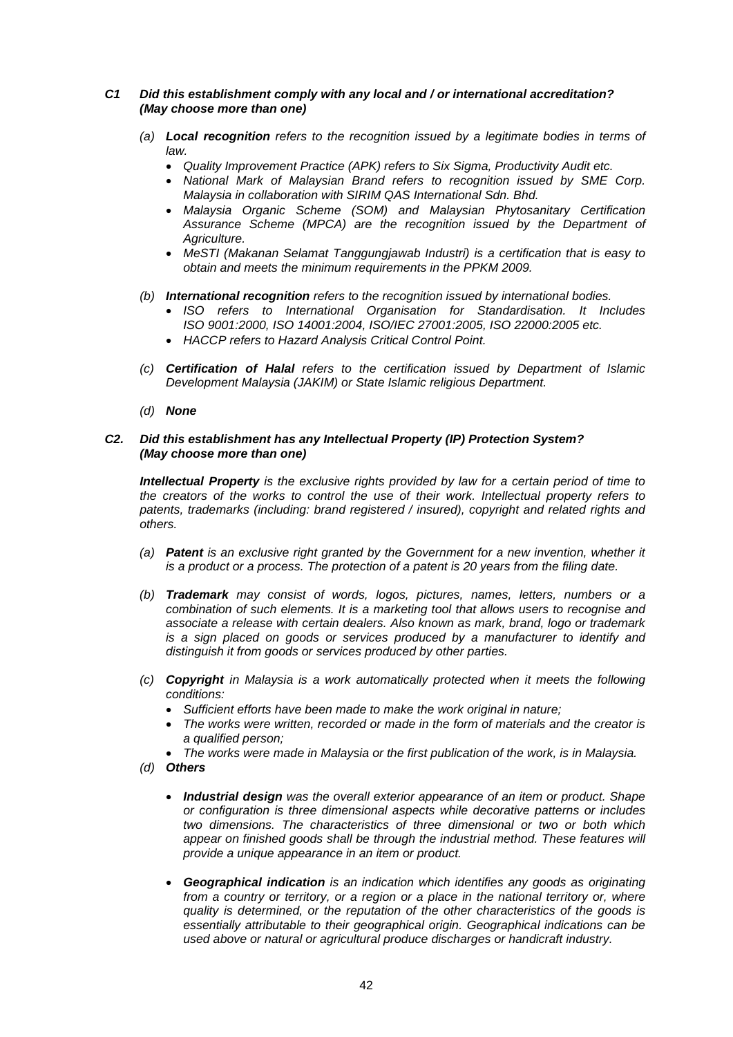***C1 Did this establishment comply with any local and / or international accreditation? (May choose more than one)***

*(a) **Local recognition** refers to the recognition issued by a legitimate bodies in terms of law.*

- *Quality Improvement Practice (APK) refers to Six Sigma, Productivity Audit etc.*
- *National Mark of Malaysian Brand refers to recognition issued by SME Corp. Malaysia in collaboration with SIRIM QAS International Sdn. Bhd.*
- *Malaysia Organic Scheme (SOM) and Malaysian Phytosanitary Certification Assurance Scheme (MPCA) are the recognition issued by the Department of Agriculture.*
- *MeSTI (Makanan Selamat Tanggungjawab Industri) is a certification that is easy to obtain and meets the minimum requirements in the PPKM 2009.*

*(b) **International recognition** refers to the recognition issued by international bodies.*

- *ISO refers to International Organisation for Standardisation. It Includes ISO 9001:2000, ISO 14001:2004, ISO/IEC 27001:2005, ISO 22000:2005 etc.*
- *HACCP refers to Hazard Analysis Critical Control Point.*

*(c) **Certification of Halal** refers to the certification issued by Department of Islamic Development Malaysia (JAKIM) or State Islamic religious Department.*

*(d) **None***

***C2. Did this establishment has any Intellectual Property (IP) Protection System? (May choose more than one)***

***Intellectual Property** is the exclusive rights provided by law for a certain period of time to the creators of the works to control the use of their work. Intellectual property refers to patents, trademarks (including: brand registered / insured), copyright and related rights and others.*

*(a) **Patent** is an exclusive right granted by the Government for a new invention, whether it is a product or a process. The protection of a patent is 20 years from the filing date.*

*(b) **Trademark** may consist of words, logos, pictures, names, letters, numbers or a combination of such elements. It is a marketing tool that allows users to recognise and associate a release with certain dealers. Also known as mark, brand, logo or trademark is a sign placed on goods or services produced by a manufacturer to identify and distinguish it from goods or services produced by other parties.*

*(c) **Copyright** in Malaysia is a work automatically protected when it meets the following conditions:*

- *Sufficient efforts have been made to make the work original in nature;*
- *The works were written, recorded or made in the form of materials and the creator is a qualified person;*
- *The works were made in Malaysia or the first publication of the work, is in Malaysia.*

*(d) **Others***

- ***Industrial design** was the overall exterior appearance of an item or product. Shape or configuration is three dimensional aspects while decorative patterns or includes two dimensions. The characteristics of three dimensional or two or both which appear on finished goods shall be through the industrial method. These features will provide a unique appearance in an item or product.*

- ***Geographical indication** is an indication which identifies any goods as originating from a country or territory, or a region or a place in the national territory or, where quality is determined, or the reputation of the other characteristics of the goods is essentially attributable to their geographical origin. Geographical indications can be used above or natural or agricultural produce discharges or handicraft industry.*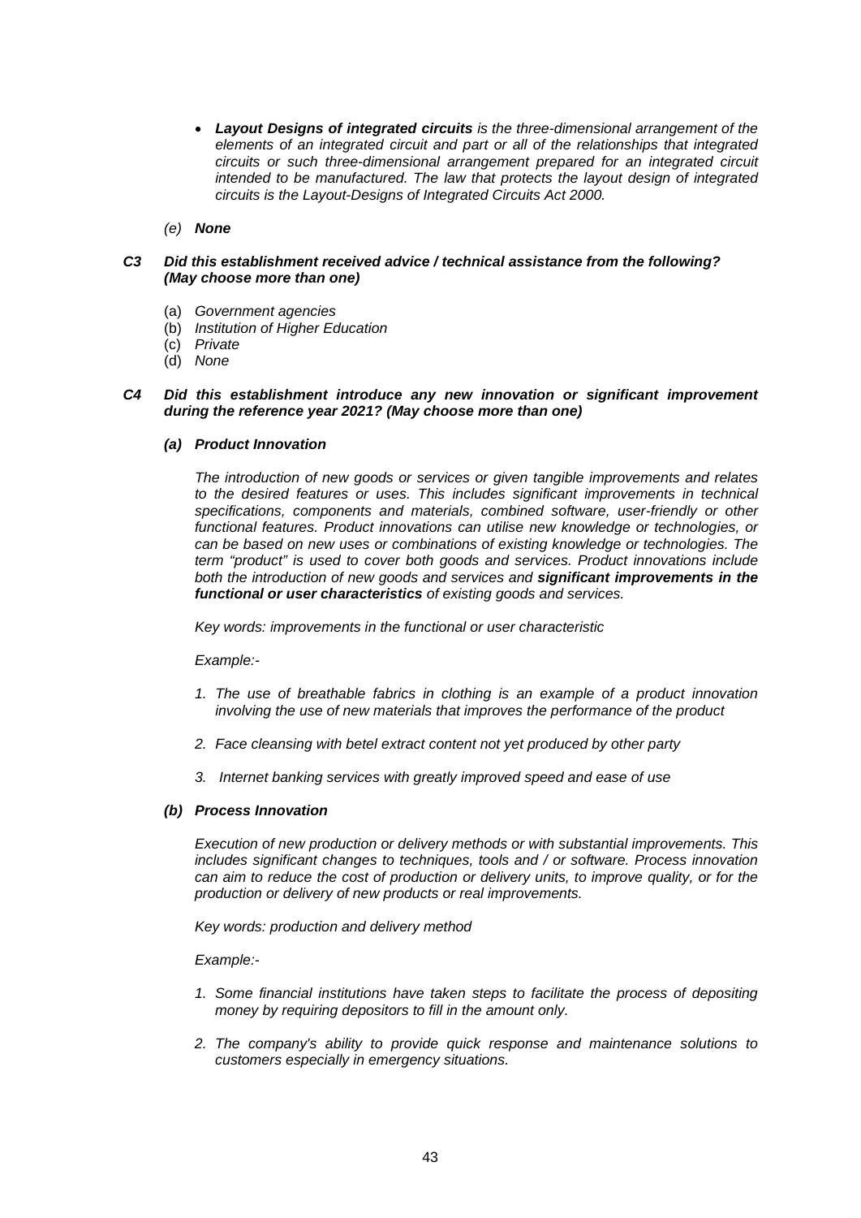- ***Layout Designs of integrated circuits*** *is the three-dimensional arrangement of the elements of an integrated circuit and part or all of the relationships that integrated circuits or such three-dimensional arrangement prepared for an integrated circuit intended to be manufactured. The law that protects the layout design of integrated circuits is the Layout-Designs of Integrated Circuits Act 2000.*

*(e)* ***None***

***C3 Did this establishment received advice / technical assistance from the following? (May choose more than one)***

(a) *Government agencies*
(b) *Institution of Higher Education*
(c) *Private*
(d) *None*

***C4 Did this establishment introduce any new innovation or significant improvement during the reference year 2021? (May choose more than one)***

***(a) Product Innovation***

*The introduction of new goods or services or given tangible improvements and relates to the desired features or uses. This includes significant improvements in technical specifications, components and materials, combined software, user-friendly or other functional features. Product innovations can utilise new knowledge or technologies, or can be based on new uses or combinations of existing knowledge or technologies. The term "product" is used to cover both goods and services. Product innovations include both the introduction of new goods and services and* ***significant improvements in the functional or user characteristics*** *of existing goods and services.*

*Key words: improvements in the functional or user characteristic*

*Example:-*

1. *The use of breathable fabrics in clothing is an example of a product innovation involving the use of new materials that improves the performance of the product*

2. *Face cleansing with betel extract content not yet produced by other party*

3. *Internet banking services with greatly improved speed and ease of use*

***(b) Process Innovation***

*Execution of new production or delivery methods or with substantial improvements. This includes significant changes to techniques, tools and / or software. Process innovation can aim to reduce the cost of production or delivery units, to improve quality, or for the production or delivery of new products or real improvements.*

*Key words: production and delivery method*

*Example:-*

1. *Some financial institutions have taken steps to facilitate the process of depositing money by requiring depositors to fill in the amount only.*

2. *The company's ability to provide quick response and maintenance solutions to customers especially in emergency situations.*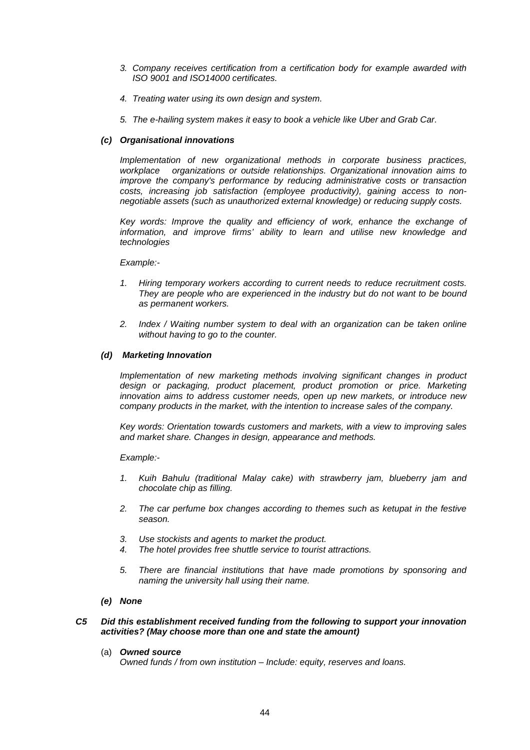3. *Company receives certification from a certification body for example awarded with ISO 9001 and ISO14000 certificates.*

4. *Treating water using its own design and system.*

5. *The e-hailing system makes it easy to book a vehicle like Uber and Grab Car.*

**(c) Organisational innovations**

*Implementation of new organizational methods in corporate business practices, workplace organizations or outside relationships. Organizational innovation aims to improve the company's performance by reducing administrative costs or transaction costs, increasing job satisfaction (employee productivity), gaining access to non-negotiable assets (such as unauthorized external knowledge) or reducing supply costs.*

*Key words: Improve the quality and efficiency of work, enhance the exchange of information, and improve firms' ability to learn and utilise new knowledge and technologies*

*Example:-*

1. *Hiring temporary workers according to current needs to reduce recruitment costs. They are people who are experienced in the industry but do not want to be bound as permanent workers.*

2. *Index / Waiting number system to deal with an organization can be taken online without having to go to the counter.*

**(d) Marketing Innovation**

*Implementation of new marketing methods involving significant changes in product design or packaging, product placement, product promotion or price. Marketing innovation aims to address customer needs, open up new markets, or introduce new company products in the market, with the intention to increase sales of the company.*

*Key words: Orientation towards customers and markets, with a view to improving sales and market share. Changes in design, appearance and methods.*

*Example:-*

1. *Kuih Bahulu (traditional Malay cake) with strawberry jam, blueberry jam and chocolate chip as filling.*

2. *The car perfume box changes according to themes such as ketupat in the festive season.*

3. *Use stockists and agents to market the product.*
4. *The hotel provides free shuttle service to tourist attractions.*

5. *There are financial institutions that have made promotions by sponsoring and naming the university hall using their name.*

**(e) None**

**C5 Did this establishment received funding from the following to support your innovation activities? (May choose more than one and state the amount)**

(a) ***Owned source***
*Owned funds / from own institution – Include: equity, reserves and loans.*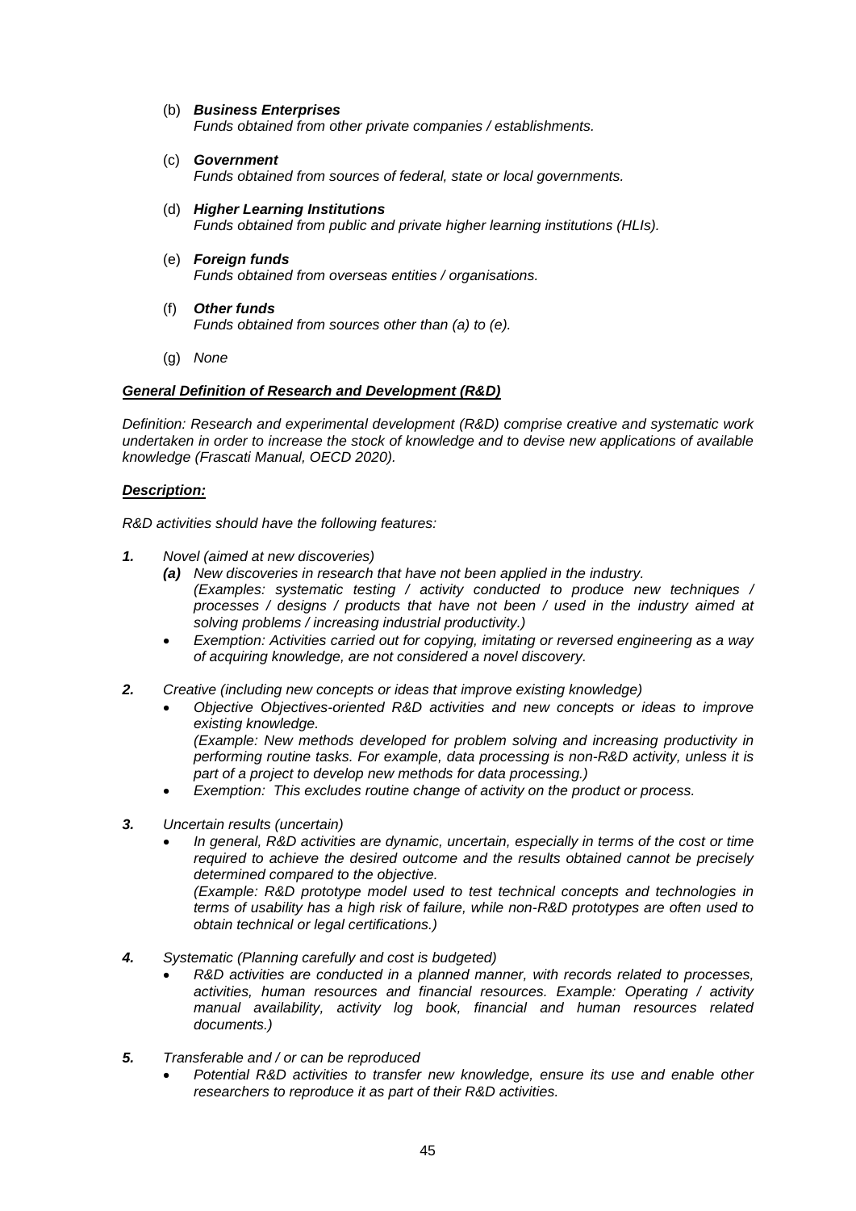(b) ***Business Enterprises***
*Funds obtained from other private companies / establishments.*

(c) ***Government***
*Funds obtained from sources of federal, state or local governments.*

(d) ***Higher Learning Institutions***
*Funds obtained from public and private higher learning institutions (HLIs).*

(e) ***Foreign funds***
*Funds obtained from overseas entities / organisations.*

(f) ***Other funds***
*Funds obtained from sources other than (a) to (e).*

(g) *None*

***General Definition of Research and Development (R&D)***

*Definition: Research and experimental development (R&D) comprise creative and systematic work undertaken in order to increase the stock of knowledge and to devise new applications of available knowledge (Frascati Manual, OECD 2020).*

***Description:***

*R&D activities should have the following features:*

***1.*** *Novel (aimed at new discoveries)*
- ***(a)*** *New discoveries in research that have not been applied in the industry.*
  *(Examples: systematic testing / activity conducted to produce new techniques / processes / designs / products that have not been / used in the industry aimed at solving problems / increasing industrial productivity.)*
- *Exemption: Activities carried out for copying, imitating or reversed engineering as a way of acquiring knowledge, are not considered a novel discovery.*

***2.*** *Creative (including new concepts or ideas that improve existing knowledge)*
- *Objective Objectives-oriented R&D activities and new concepts or ideas to improve existing knowledge.*
  *(Example: New methods developed for problem solving and increasing productivity in performing routine tasks. For example, data processing is non-R&D activity, unless it is part of a project to develop new methods for data processing.)*
- *Exemption: This excludes routine change of activity on the product or process.*

***3.*** *Uncertain results (uncertain)*
- *In general, R&D activities are dynamic, uncertain, especially in terms of the cost or time required to achieve the desired outcome and the results obtained cannot be precisely determined compared to the objective.*
  *(Example: R&D prototype model used to test technical concepts and technologies in terms of usability has a high risk of failure, while non-R&D prototypes are often used to obtain technical or legal certifications.)*

***4.*** *Systematic (Planning carefully and cost is budgeted)*
- *R&D activities are conducted in a planned manner, with records related to processes, activities, human resources and financial resources. Example: Operating / activity manual availability, activity log book, financial and human resources related documents.)*

***5.*** *Transferable and / or can be reproduced*
- *Potential R&D activities to transfer new knowledge, ensure its use and enable other researchers to reproduce it as part of their R&D activities.*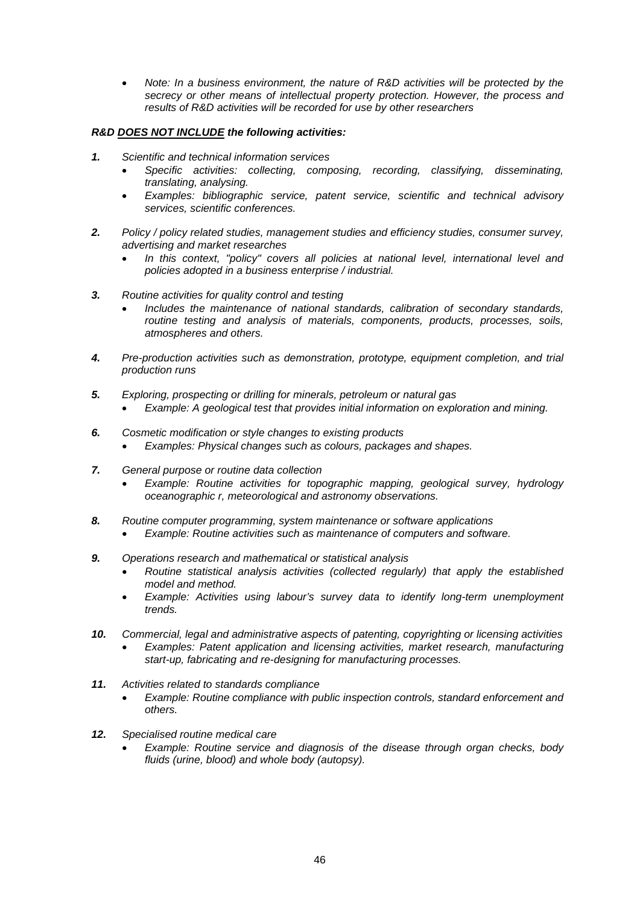- *Note: In a business environment, the nature of R&D activities will be protected by the secrecy or other means of intellectual property protection. However, the process and results of R&D activities will be recorded for use by other researchers*

***R&D <u>DOES NOT INCLUDE</u> the following activities:***

***1.*** *Scientific and technical information services*
- *Specific activities: collecting, composing, recording, classifying, disseminating, translating, analysing.*
- *Examples: bibliographic service, patent service, scientific and technical advisory services, scientific conferences.*

***2.*** *Policy / policy related studies, management studies and efficiency studies, consumer survey, advertising and market researches*
- *In this context, "policy" covers all policies at national level, international level and policies adopted in a business enterprise / industrial.*

***3.*** *Routine activities for quality control and testing*
- *Includes the maintenance of national standards, calibration of secondary standards, routine testing and analysis of materials, components, products, processes, soils, atmospheres and others.*

***4.*** *Pre-production activities such as demonstration, prototype, equipment completion, and trial production runs*

***5.*** *Exploring, prospecting or drilling for minerals, petroleum or natural gas*
- *Example: A geological test that provides initial information on exploration and mining.*

***6.*** *Cosmetic modification or style changes to existing products*
- *Examples: Physical changes such as colours, packages and shapes.*

***7.*** *General purpose or routine data collection*
- *Example: Routine activities for topographic mapping, geological survey, hydrology oceanographic r, meteorological and astronomy observations.*

***8.*** *Routine computer programming, system maintenance or software applications*
- *Example: Routine activities such as maintenance of computers and software.*

***9.*** *Operations research and mathematical or statistical analysis*
- *Routine statistical analysis activities (collected regularly) that apply the established model and method.*
- *Example: Activities using labour's survey data to identify long-term unemployment trends.*

***10.*** *Commercial, legal and administrative aspects of patenting, copyrighting or licensing activities*
- *Examples: Patent application and licensing activities, market research, manufacturing start-up, fabricating and re-designing for manufacturing processes.*

***11.*** *Activities related to standards compliance*
- *Example: Routine compliance with public inspection controls, standard enforcement and others.*

***12.*** *Specialised routine medical care*
- *Example: Routine service and diagnosis of the disease through organ checks, body fluids (urine, blood) and whole body (autopsy).*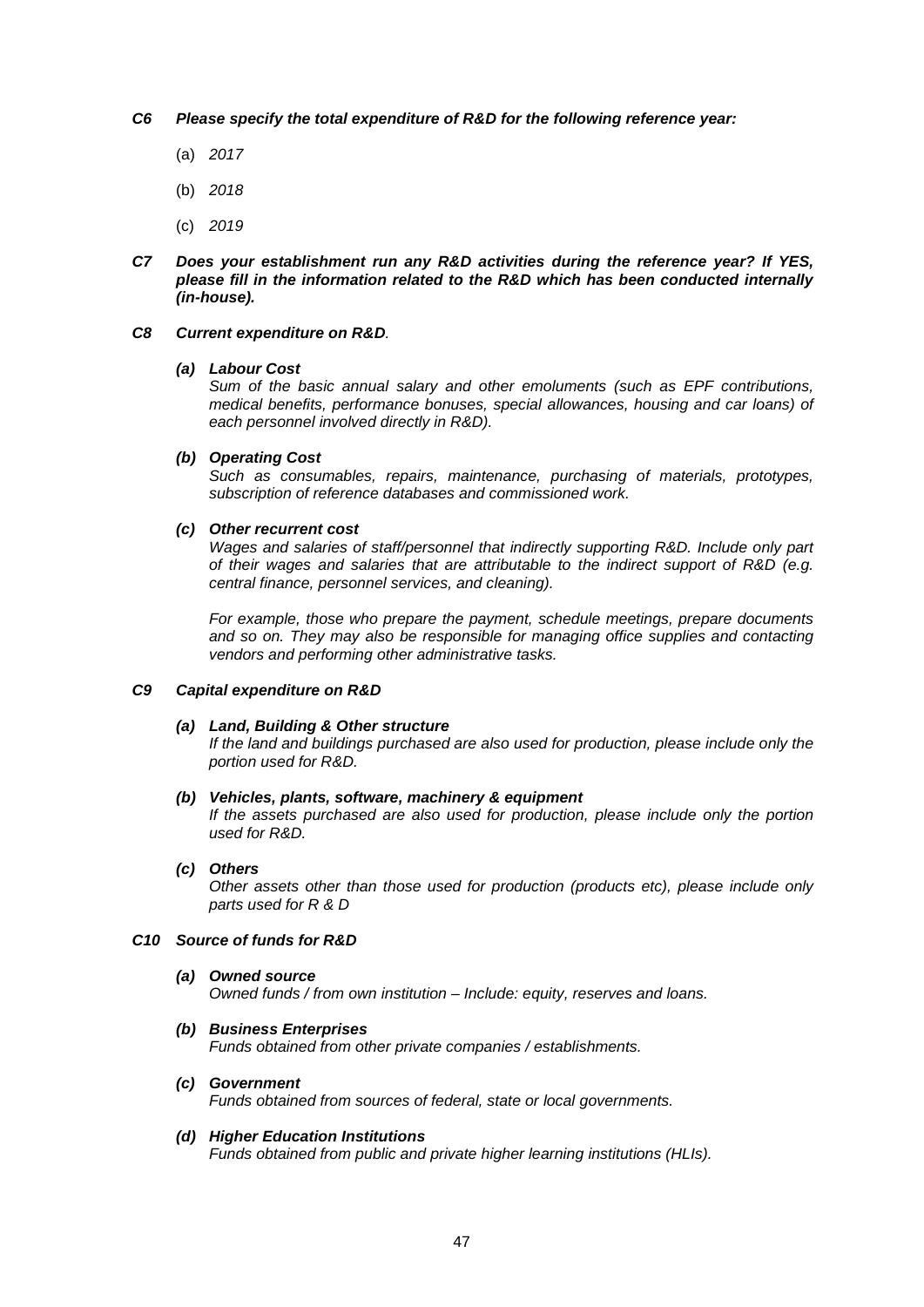***C6 Please specify the total expenditure of R&D for the following reference year:***

(a) *2017*

(b) *2018*

(c) *2019*

***C7 Does your establishment run any R&D activities during the reference year? If YES, please fill in the information related to the R&D which has been conducted internally (in-house).***

***C8 Current expenditure on R&D****.*

***(a) Labour Cost***
*Sum of the basic annual salary and other emoluments (such as EPF contributions, medical benefits, performance bonuses, special allowances, housing and car loans) of each personnel involved directly in R&D).*

***(b) Operating Cost***
*Such as consumables, repairs, maintenance, purchasing of materials, prototypes, subscription of reference databases and commissioned work.*

***(c) Other recurrent cost***
*Wages and salaries of staff/personnel that indirectly supporting R&D. Include only part of their wages and salaries that are attributable to the indirect support of R&D (e.g. central finance, personnel services, and cleaning).*

*For example, those who prepare the payment, schedule meetings, prepare documents and so on. They may also be responsible for managing office supplies and contacting vendors and performing other administrative tasks.*

***C9 Capital expenditure on R&D***

***(a) Land, Building & Other structure***
*If the land and buildings purchased are also used for production, please include only the portion used for R&D.*

***(b) Vehicles, plants, software, machinery & equipment***
*If the assets purchased are also used for production, please include only the portion used for R&D.*

***(c) Others***
*Other assets other than those used for production (products etc), please include only parts used for R & D*

***C10 Source of funds for R&D***

***(a) Owned source***
*Owned funds / from own institution – Include: equity, reserves and loans.*

***(b) Business Enterprises***
*Funds obtained from other private companies / establishments.*

***(c) Government***
*Funds obtained from sources of federal, state or local governments.*

***(d) Higher Education Institutions***
*Funds obtained from public and private higher learning institutions (HLIs).*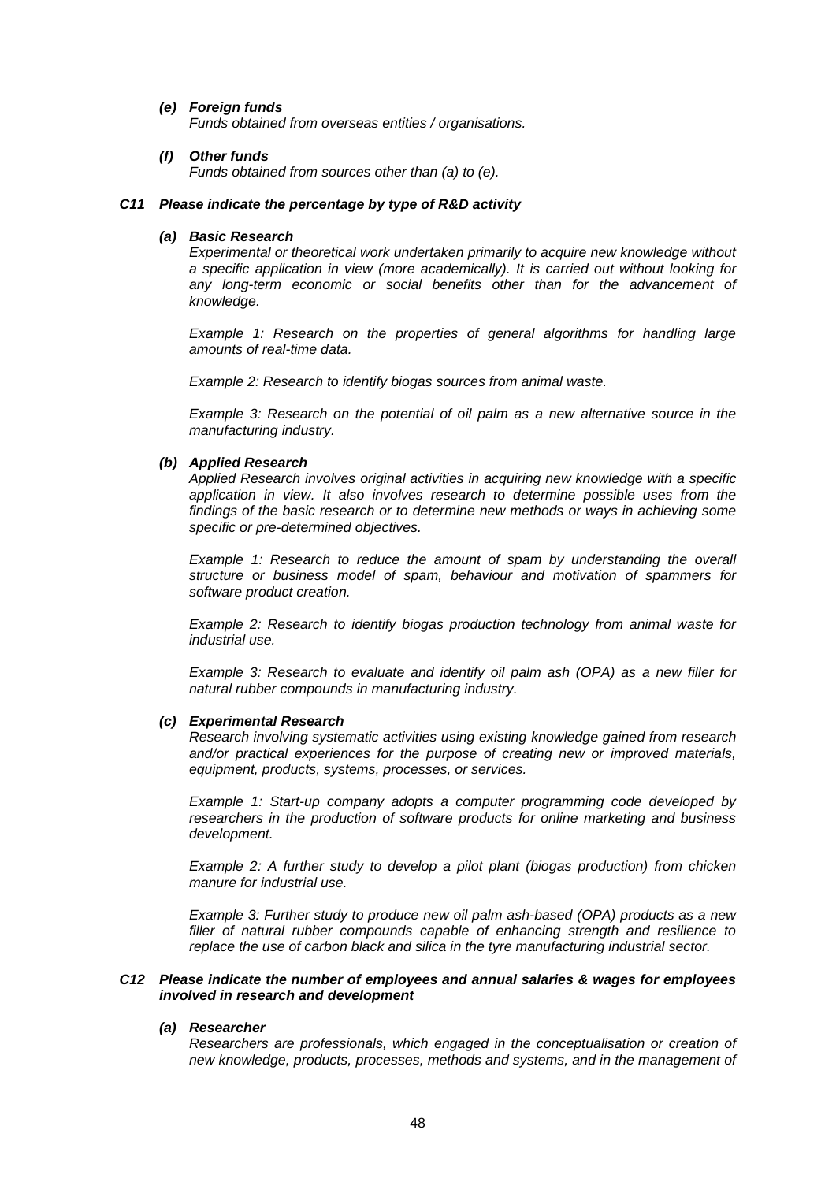***(e) Foreign funds***

*Funds obtained from overseas entities / organisations.*

***(f) Other funds***

*Funds obtained from sources other than (a) to (e).*

### *C11 Please indicate the percentage by type of R&D activity*

***(a) Basic Research***

*Experimental or theoretical work undertaken primarily to acquire new knowledge without a specific application in view (more academically). It is carried out without looking for any long-term economic or social benefits other than for the advancement of knowledge.*

*Example 1: Research on the properties of general algorithms for handling large amounts of real-time data.*

*Example 2: Research to identify biogas sources from animal waste.*

*Example 3: Research on the potential of oil palm as a new alternative source in the manufacturing industry.*

***(b) Applied Research***

*Applied Research involves original activities in acquiring new knowledge with a specific application in view. It also involves research to determine possible uses from the findings of the basic research or to determine new methods or ways in achieving some specific or pre-determined objectives.*

*Example 1: Research to reduce the amount of spam by understanding the overall structure or business model of spam, behaviour and motivation of spammers for software product creation.*

*Example 2: Research to identify biogas production technology from animal waste for industrial use.*

*Example 3: Research to evaluate and identify oil palm ash (OPA) as a new filler for natural rubber compounds in manufacturing industry.*

***(c) Experimental Research***

*Research involving systematic activities using existing knowledge gained from research and/or practical experiences for the purpose of creating new or improved materials, equipment, products, systems, processes, or services.*

*Example 1: Start-up company adopts a computer programming code developed by researchers in the production of software products for online marketing and business development.*

*Example 2: A further study to develop a pilot plant (biogas production) from chicken manure for industrial use.*

*Example 3: Further study to produce new oil palm ash-based (OPA) products as a new filler of natural rubber compounds capable of enhancing strength and resilience to replace the use of carbon black and silica in the tyre manufacturing industrial sector.*

### *C12 Please indicate the number of employees and annual salaries & wages for employees involved in research and development*

***(a) Researcher***

*Researchers are professionals, which engaged in the conceptualisation or creation of new knowledge, products, processes, methods and systems, and in the management of*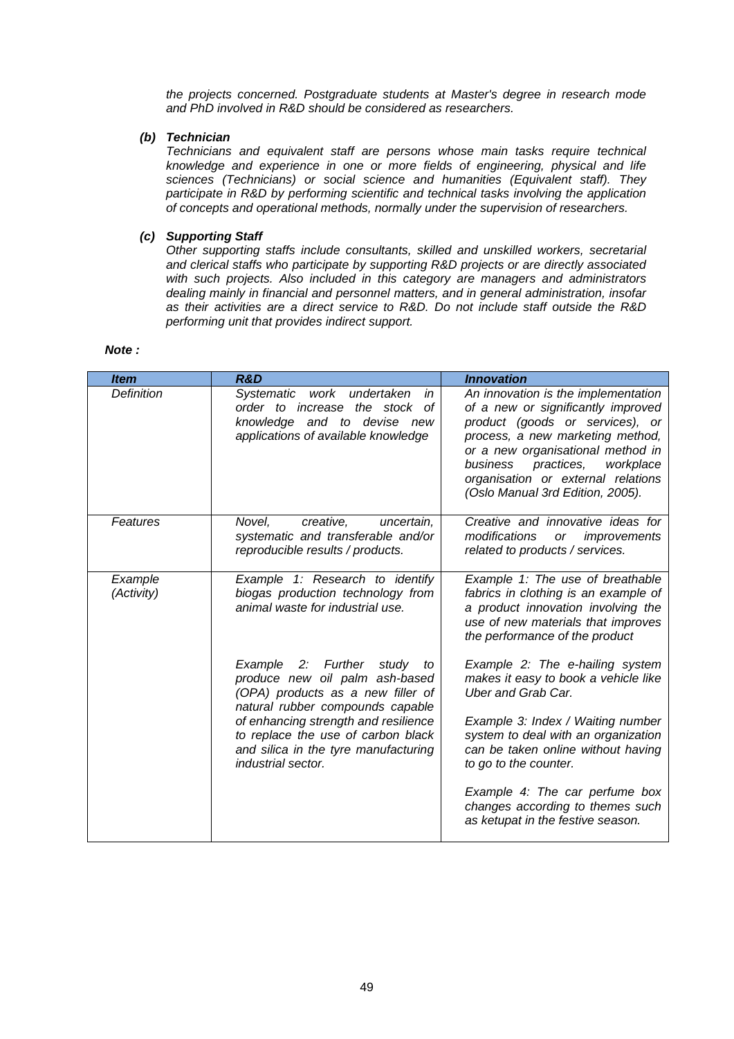*the projects concerned. Postgraduate students at Master's degree in research mode and PhD involved in R&D should be considered as researchers.*

***(b) Technician***

*Technicians and equivalent staff are persons whose main tasks require technical knowledge and experience in one or more fields of engineering, physical and life sciences (Technicians) or social science and humanities (Equivalent staff). They participate in R&D by performing scientific and technical tasks involving the application of concepts and operational methods, normally under the supervision of researchers.*

***(c) Supporting Staff***

*Other supporting staffs include consultants, skilled and unskilled workers, secretarial and clerical staffs who participate by supporting R&D projects or are directly associated with such projects. Also included in this category are managers and administrators dealing mainly in financial and personnel matters, and in general administration, insofar as their activities are a direct service to R&D. Do not include staff outside the R&D performing unit that provides indirect support.*

***Note :***

| ***Item*** | ***R&D*** | ***Innovation*** |
|---|---|---|
| *Definition* | *Systematic work undertaken in order to increase the stock of knowledge and to devise new applications of available knowledge* | *An innovation is the implementation of a new or significantly improved product (goods or services), or process, a new marketing method, or a new organisational method in business practices, workplace organisation or external relations (Oslo Manual 3rd Edition, 2005).* |
| *Features* | *Novel, creative, uncertain, systematic and transferable and/or reproducible results / products.* | *Creative and innovative ideas for modifications or improvements related to products / services.* |
| *Example (Activity)* | *Example 1: Research to identify biogas production technology from animal waste for industrial use.*<br><br>*Example 2: Further study to produce new oil palm ash-based (OPA) products as a new filler of natural rubber compounds capable of enhancing strength and resilience to replace the use of carbon black and silica in the tyre manufacturing industrial sector.* | *Example 1: The use of breathable fabrics in clothing is an example of a product innovation involving the use of new materials that improves the performance of the product*<br><br>*Example 2: The e-hailing system makes it easy to book a vehicle like Uber and Grab Car.*<br><br>*Example 3: Index / Waiting number system to deal with an organization can be taken online without having to go to the counter.*<br><br>*Example 4: The car perfume box changes according to themes such as ketupat in the festive season.* |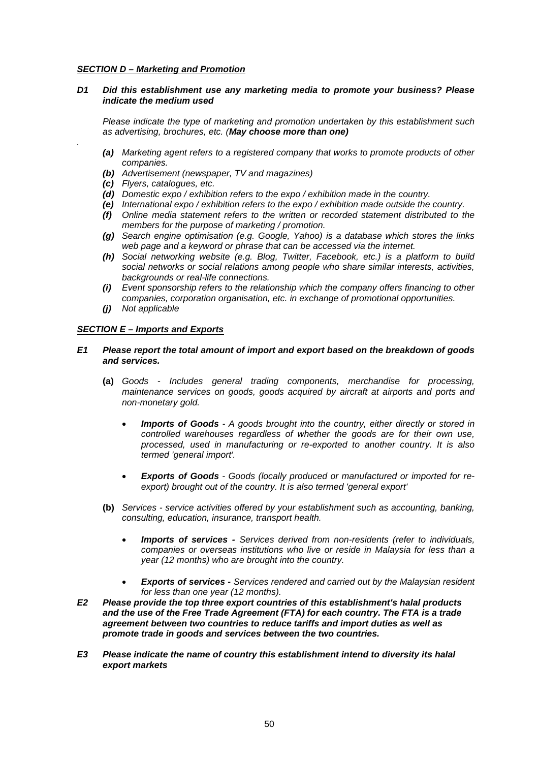***SECTION D – Marketing and Promotion***

***D1 Did this establishment use any marketing media to promote your business? Please indicate the medium used***

*Please indicate the type of marketing and promotion undertaken by this establishment such as advertising, brochures, etc. (**May choose more than one)***

.

- ***(a)*** *Marketing agent refers to a registered company that works to promote products of other companies.*
- ***(b)*** *Advertisement (newspaper, TV and magazines)*
- ***(c)*** *Flyers, catalogues, etc.*
- ***(d)*** *Domestic expo / exhibition refers to the expo / exhibition made in the country.*
- ***(e)*** *International expo / exhibition refers to the expo / exhibition made outside the country.*
- ***(f)*** *Online media statement refers to the written or recorded statement distributed to the members for the purpose of marketing / promotion.*
- ***(g)*** *Search engine optimisation (e.g. Google, Yahoo) is a database which stores the links web page and a keyword or phrase that can be accessed via the internet.*
- ***(h)*** *Social networking website (e.g. Blog, Twitter, Facebook, etc.) is a platform to build social networks or social relations among people who share similar interests, activities, backgrounds or real-life connections.*
- ***(i)*** *Event sponsorship refers to the relationship which the company offers financing to other companies, corporation organisation, etc. in exchange of promotional opportunities.*
- ***(j)*** *Not applicable*

***SECTION E – Imports and Exports***

***E1 Please report the total amount of import and export based on the breakdown of goods and services.***

**(a)** *Goods - Includes general trading components, merchandise for processing, maintenance services on goods, goods acquired by aircraft at airports and ports and non-monetary gold.*

- ***Imports of Goods*** *- A goods brought into the country, either directly or stored in controlled warehouses regardless of whether the goods are for their own use, processed, used in manufacturing or re-exported to another country. It is also termed 'general import'.*

- ***Exports of Goods*** *- Goods (locally produced or manufactured or imported for re-export) brought out of the country. It is also termed 'general export'*

**(b)** *Services - service activities offered by your establishment such as accounting, banking, consulting, education, insurance, transport health.*

- ***Imports of services -*** *Services derived from non-residents (refer to individuals, companies or overseas institutions who live or reside in Malaysia for less than a year (12 months) who are brought into the country.*

- ***Exports of services -*** *Services rendered and carried out by the Malaysian resident for less than one year (12 months).*

***E2 Please provide the top three export countries of this establishment's halal products and the use of the Free Trade Agreement (FTA) for each country. The FTA is a trade agreement between two countries to reduce tariffs and import duties as well as promote trade in goods and services between the two countries.***

***E3 Please indicate the name of country this establishment intend to diversity its halal export markets***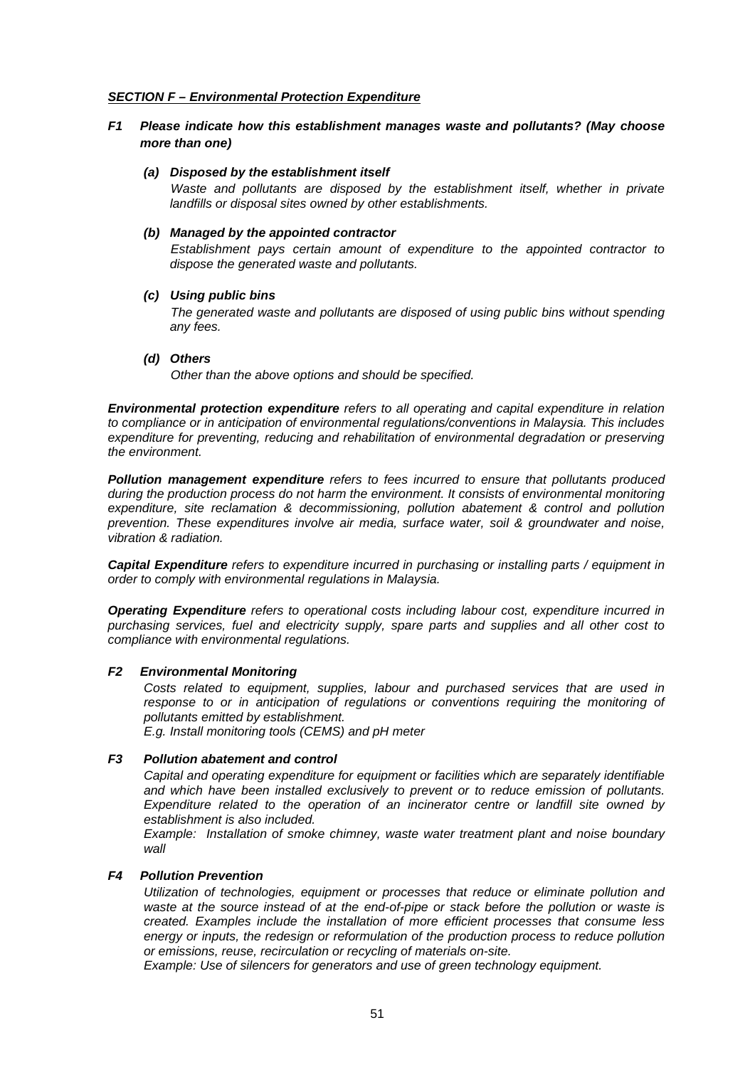***SECTION F – Environmental Protection Expenditure***

**F1 *Please indicate how this establishment manages waste and pollutants? (May choose more than one)***

- ***(a) Disposed by the establishment itself***

  *Waste and pollutants are disposed by the establishment itself, whether in private landfills or disposal sites owned by other establishments.*

- ***(b) Managed by the appointed contractor***

  *Establishment pays certain amount of expenditure to the appointed contractor to dispose the generated waste and pollutants.*

- ***(c) Using public bins***

  *The generated waste and pollutants are disposed of using public bins without spending any fees.*

- ***(d) Others***

  *Other than the above options and should be specified.*

***Environmental protection expenditure*** *refers to all operating and capital expenditure in relation to compliance or in anticipation of environmental regulations/conventions in Malaysia. This includes expenditure for preventing, reducing and rehabilitation of environmental degradation or preserving the environment.*

***Pollution management expenditure*** *refers to fees incurred to ensure that pollutants produced during the production process do not harm the environment. It consists of environmental monitoring expenditure, site reclamation & decommissioning, pollution abatement & control and pollution prevention. These expenditures involve air media, surface water, soil & groundwater and noise, vibration & radiation.*

***Capital Expenditure*** *refers to expenditure incurred in purchasing or installing parts / equipment in order to comply with environmental regulations in Malaysia.*

***Operating Expenditure*** *refers to operational costs including labour cost, expenditure incurred in purchasing services, fuel and electricity supply, spare parts and supplies and all other cost to compliance with environmental regulations.*

***F2 Environmental Monitoring***

*Costs related to equipment, supplies, labour and purchased services that are used in response to or in anticipation of regulations or conventions requiring the monitoring of pollutants emitted by establishment.*
*E.g. Install monitoring tools (CEMS) and pH meter*

***F3 Pollution abatement and control***

*Capital and operating expenditure for equipment or facilities which are separately identifiable and which have been installed exclusively to prevent or to reduce emission of pollutants. Expenditure related to the operation of an incinerator centre or landfill site owned by establishment is also included.*
*Example: Installation of smoke chimney, waste water treatment plant and noise boundary wall*

***F4 Pollution Prevention***

*Utilization of technologies, equipment or processes that reduce or eliminate pollution and waste at the source instead of at the end-of-pipe or stack before the pollution or waste is created. Examples include the installation of more efficient processes that consume less energy or inputs, the redesign or reformulation of the production process to reduce pollution or emissions, reuse, recirculation or recycling of materials on-site.*
*Example: Use of silencers for generators and use of green technology equipment.*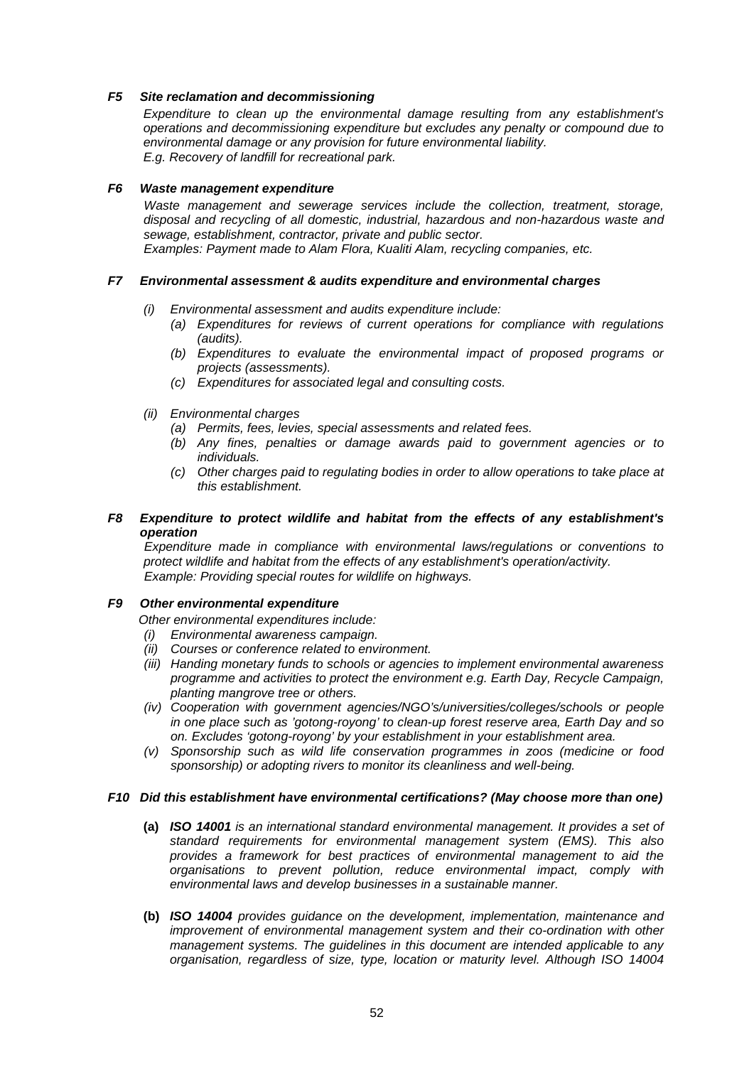### *F5 Site reclamation and decommissioning*

*Expenditure to clean up the environmental damage resulting from any establishment's operations and decommissioning expenditure but excludes any penalty or compound due to environmental damage or any provision for future environmental liability.*
*E.g. Recovery of landfill for recreational park.*

### *F6 Waste management expenditure*

*Waste management and sewerage services include the collection, treatment, storage, disposal and recycling of all domestic, industrial, hazardous and non-hazardous waste and sewage, establishment, contractor, private and public sector.*
*Examples: Payment made to Alam Flora, Kualiti Alam, recycling companies, etc.*

### *F7 Environmental assessment & audits expenditure and environmental charges*

*(i) Environmental assessment and audits expenditure include:*
   - *(a) Expenditures for reviews of current operations for compliance with regulations (audits).*
   - *(b) Expenditures to evaluate the environmental impact of proposed programs or projects (assessments).*
   - *(c) Expenditures for associated legal and consulting costs.*

*(ii) Environmental charges*
   - *(a) Permits, fees, levies, special assessments and related fees.*
   - *(b) Any fines, penalties or damage awards paid to government agencies or to individuals.*
   - *(c) Other charges paid to regulating bodies in order to allow operations to take place at this establishment.*

### *F8 Expenditure to protect wildlife and habitat from the effects of any establishment's operation*

*Expenditure made in compliance with environmental laws/regulations or conventions to protect wildlife and habitat from the effects of any establishment's operation/activity.*
*Example: Providing special routes for wildlife on highways.*

### *F9 Other environmental expenditure*

*Other environmental expenditures include:*
- *(i) Environmental awareness campaign.*
- *(ii) Courses or conference related to environment.*
- *(iii) Handing monetary funds to schools or agencies to implement environmental awareness programme and activities to protect the environment e.g. Earth Day, Recycle Campaign, planting mangrove tree or others.*
- *(iv) Cooperation with government agencies/NGO's/universities/colleges/schools or people in one place such as 'gotong-royong' to clean-up forest reserve area, Earth Day and so on. Excludes 'gotong-royong' by your establishment in your establishment area.*
- *(v) Sponsorship such as wild life conservation programmes in zoos (medicine or food sponsorship) or adopting rivers to monitor its cleanliness and well-being.*

### *F10 Did this establishment have environmental certifications? (May choose more than one)*

**(a)** ***ISO 14001*** *is an international standard environmental management. It provides a set of standard requirements for environmental management system (EMS). This also provides a framework for best practices of environmental management to aid the organisations to prevent pollution, reduce environmental impact, comply with environmental laws and develop businesses in a sustainable manner.*

**(b)** ***ISO 14004*** *provides guidance on the development, implementation, maintenance and improvement of environmental management system and their co-ordination with other management systems. The guidelines in this document are intended applicable to any organisation, regardless of size, type, location or maturity level. Although ISO 14004*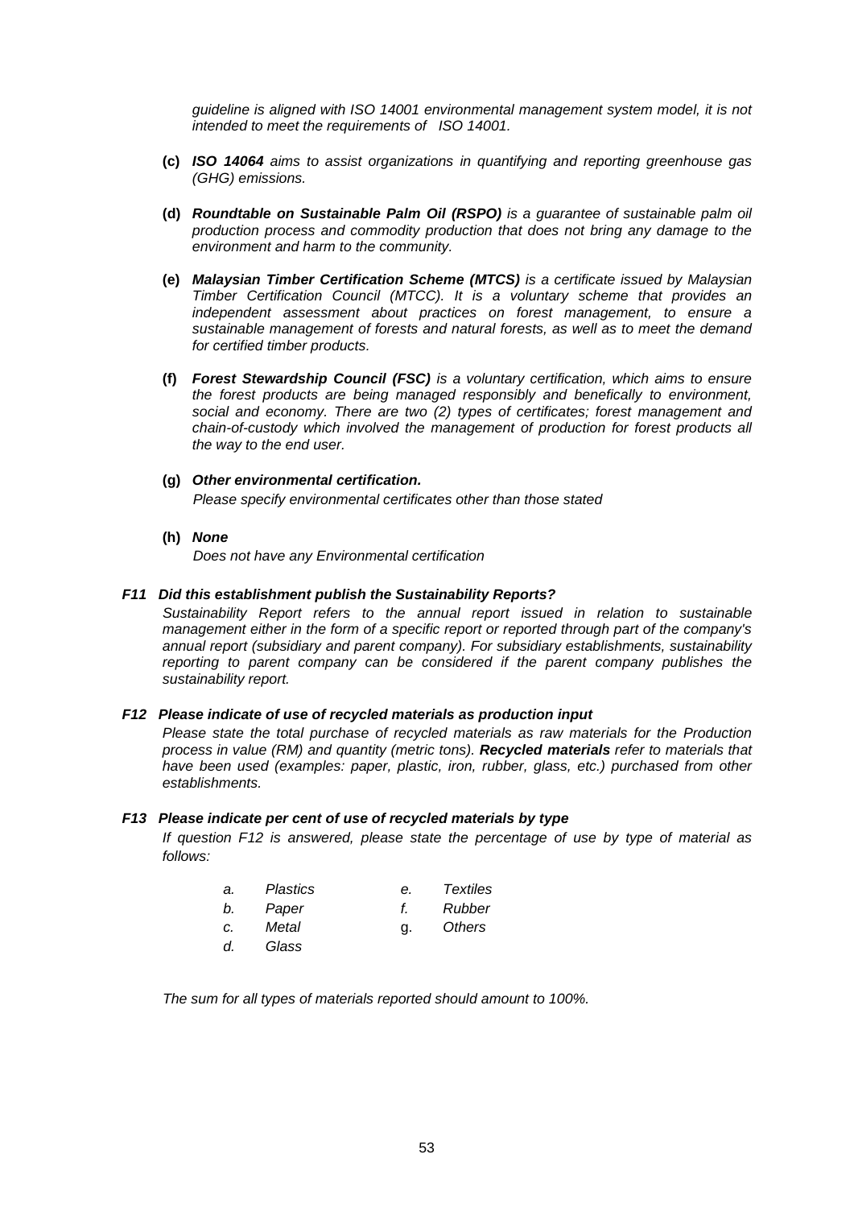*guideline is aligned with ISO 14001 environmental management system model, it is not intended to meet the requirements of ISO 14001.*

**(c)** ***ISO 14064*** *aims to assist organizations in quantifying and reporting greenhouse gas (GHG) emissions.*

**(d)** ***Roundtable on Sustainable Palm Oil (RSPO)*** *is a guarantee of sustainable palm oil production process and commodity production that does not bring any damage to the environment and harm to the community.*

**(e)** ***Malaysian Timber Certification Scheme (MTCS)*** *is a certificate issued by Malaysian Timber Certification Council (MTCC). It is a voluntary scheme that provides an independent assessment about practices on forest management, to ensure a sustainable management of forests and natural forests, as well as to meet the demand for certified timber products.*

**(f)** ***Forest Stewardship Council (FSC)*** *is a voluntary certification, which aims to ensure the forest products are being managed responsibly and benefically to environment, social and economy. There are two (2) types of certificates; forest management and chain-of-custody which involved the management of production for forest products all the way to the end user.*

**(g)** ***Other environmental certification.***

*Please specify environmental certificates other than those stated*

**(h)** ***None***

*Does not have any Environmental certification*

***F11 Did this establishment publish the Sustainability Reports?***

*Sustainability Report refers to the annual report issued in relation to sustainable management either in the form of a specific report or reported through part of the company's annual report (subsidiary and parent company). For subsidiary establishments, sustainability reporting to parent company can be considered if the parent company publishes the sustainability report.*

***F12 Please indicate of use of recycled materials as production input***

*Please state the total purchase of recycled materials as raw materials for the Production process in value (RM) and quantity (metric tons).* ***Recycled materials*** *refer to materials that have been used (examples: paper, plastic, iron, rubber, glass, etc.) purchased from other establishments.*

***F13 Please indicate per cent of use of recycled materials by type***

*If question F12 is answered, please state the percentage of use by type of material as follows:*

*a. Plastics*
*b. Paper*
*c. Metal*
*d. Glass*
*e. Textiles*
*f. Rubber*
*g. Others*

*The sum for all types of materials reported should amount to 100%.*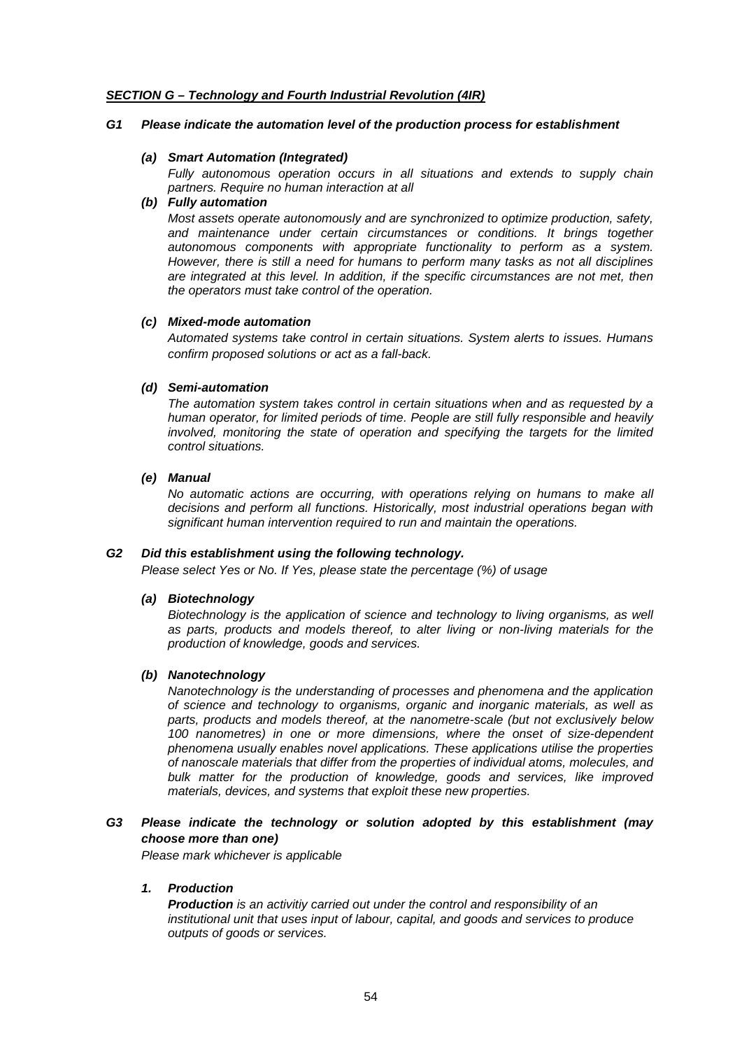***SECTION G – Technology and Fourth Industrial Revolution (4IR)***

***G1 Please indicate the automation level of the production process for establishment***

***(a) Smart Automation (Integrated)***

*Fully autonomous operation occurs in all situations and extends to supply chain partners. Require no human interaction at all*

***(b) Fully automation***

*Most assets operate autonomously and are synchronized to optimize production, safety, and maintenance under certain circumstances or conditions. It brings together autonomous components with appropriate functionality to perform as a system. However, there is still a need for humans to perform many tasks as not all disciplines are integrated at this level. In addition, if the specific circumstances are not met, then the operators must take control of the operation.*

***(c) Mixed-mode automation***

*Automated systems take control in certain situations. System alerts to issues. Humans confirm proposed solutions or act as a fall-back.*

***(d) Semi-automation***

*The automation system takes control in certain situations when and as requested by a human operator, for limited periods of time. People are still fully responsible and heavily involved, monitoring the state of operation and specifying the targets for the limited control situations.*

***(e) Manual***

*No automatic actions are occurring, with operations relying on humans to make all decisions and perform all functions. Historically, most industrial operations began with significant human intervention required to run and maintain the operations.*

***G2 Did this establishment using the following technology.***

*Please select Yes or No. If Yes, please state the percentage (%) of usage*

***(a) Biotechnology***

*Biotechnology is the application of science and technology to living organisms, as well as parts, products and models thereof, to alter living or non-living materials for the production of knowledge, goods and services.*

***(b) Nanotechnology***

*Nanotechnology is the understanding of processes and phenomena and the application of science and technology to organisms, organic and inorganic materials, as well as parts, products and models thereof, at the nanometre-scale (but not exclusively below 100 nanometres) in one or more dimensions, where the onset of size-dependent phenomena usually enables novel applications. These applications utilise the properties of nanoscale materials that differ from the properties of individual atoms, molecules, and bulk matter for the production of knowledge, goods and services, like improved materials, devices, and systems that exploit these new properties.*

***G3 Please indicate the technology or solution adopted by this establishment (may choose more than one)***

*Please mark whichever is applicable*

***1. Production***

***Production*** *is an activitiy carried out under the control and responsibility of an institutional unit that uses input of labour, capital, and goods and services to produce outputs of goods or services.*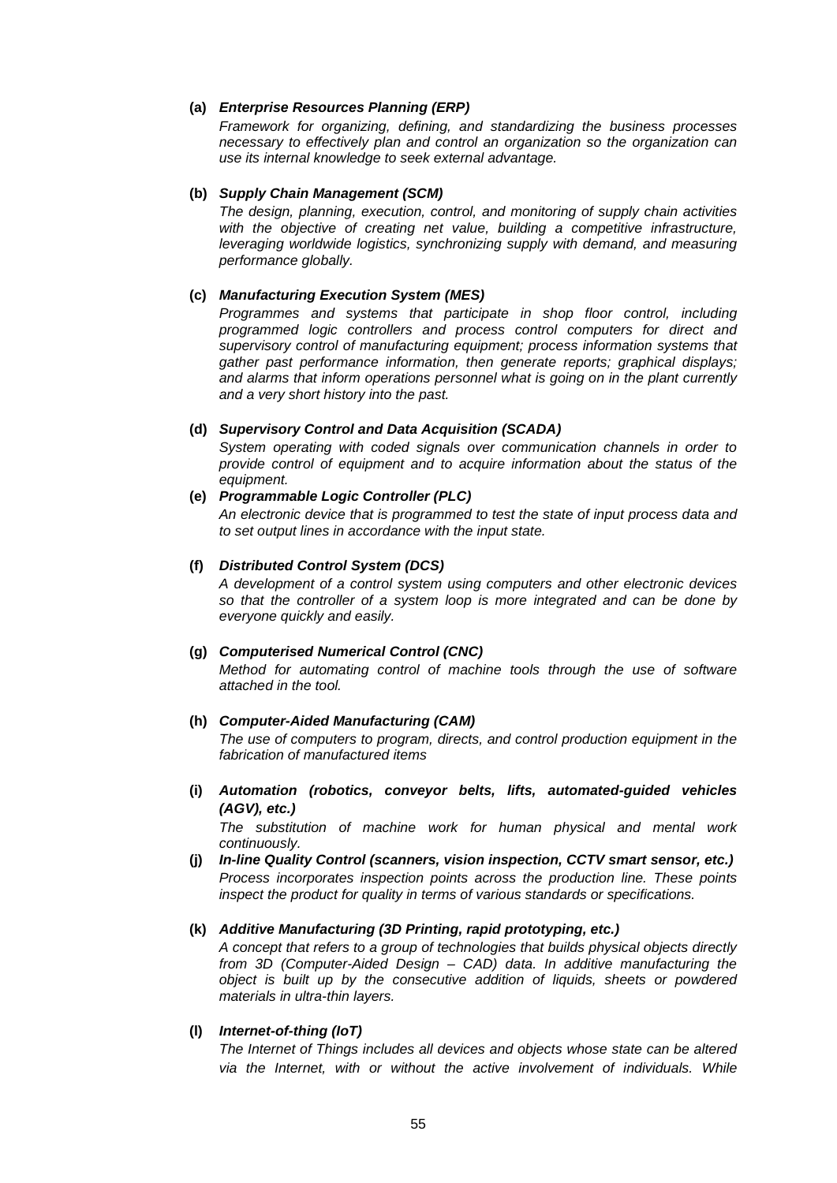**(a)** ***Enterprise Resources Planning (ERP)***

*Framework for organizing, defining, and standardizing the business processes necessary to effectively plan and control an organization so the organization can use its internal knowledge to seek external advantage.*

**(b)** ***Supply Chain Management (SCM)***

*The design, planning, execution, control, and monitoring of supply chain activities with the objective of creating net value, building a competitive infrastructure, leveraging worldwide logistics, synchronizing supply with demand, and measuring performance globally.*

**(c)** ***Manufacturing Execution System (MES)***

*Programmes and systems that participate in shop floor control, including programmed logic controllers and process control computers for direct and supervisory control of manufacturing equipment; process information systems that gather past performance information, then generate reports; graphical displays; and alarms that inform operations personnel what is going on in the plant currently and a very short history into the past.*

**(d)** ***Supervisory Control and Data Acquisition (SCADA)***

*System operating with coded signals over communication channels in order to provide control of equipment and to acquire information about the status of the equipment.*

**(e)** ***Programmable Logic Controller (PLC)***

*An electronic device that is programmed to test the state of input process data and to set output lines in accordance with the input state.*

**(f)** ***Distributed Control System (DCS)***

*A development of a control system using computers and other electronic devices so that the controller of a system loop is more integrated and can be done by everyone quickly and easily.*

**(g)** ***Computerised Numerical Control (CNC)***

*Method for automating control of machine tools through the use of software attached in the tool.*

**(h)** ***Computer-Aided Manufacturing (CAM)***

*The use of computers to program, directs, and control production equipment in the fabrication of manufactured items*

**(i)** ***Automation (robotics, conveyor belts, lifts, automated-guided vehicles (AGV), etc.)***

*The substitution of machine work for human physical and mental work continuously.*

**(j)** ***In-line Quality Control (scanners, vision inspection, CCTV smart sensor, etc.)***

*Process incorporates inspection points across the production line. These points inspect the product for quality in terms of various standards or specifications.*

**(k)** ***Additive Manufacturing (3D Printing, rapid prototyping, etc.)***

*A concept that refers to a group of technologies that builds physical objects directly from 3D (Computer-Aided Design – CAD) data. In additive manufacturing the object is built up by the consecutive addition of liquids, sheets or powdered materials in ultra-thin layers.*

**(l)** ***Internet-of-thing (IoT)***

*The Internet of Things includes all devices and objects whose state can be altered via the Internet, with or without the active involvement of individuals. While*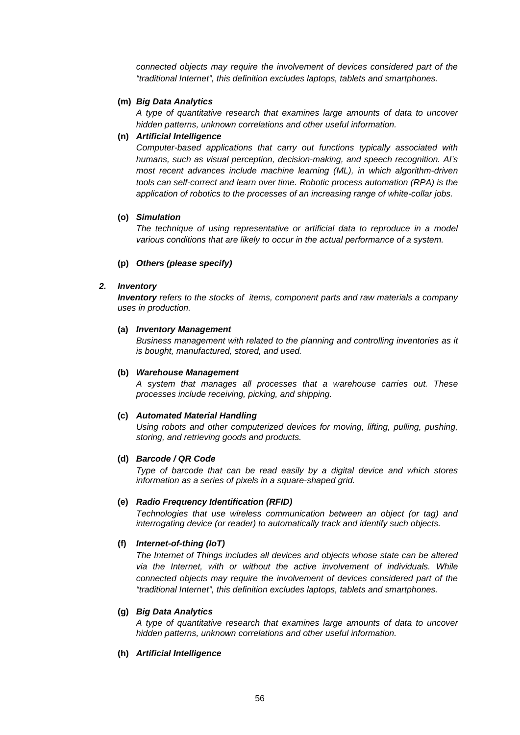*connected objects may require the involvement of devices considered part of the "traditional Internet", this definition excludes laptops, tablets and smartphones.*

**(m)** ***Big Data Analytics***

*A type of quantitative research that examines large amounts of data to uncover hidden patterns, unknown correlations and other useful information.*

**(n)** ***Artificial Intelligence***

*Computer-based applications that carry out functions typically associated with humans, such as visual perception, decision-making, and speech recognition. AI's most recent advances include machine learning (ML), in which algorithm-driven tools can self-correct and learn over time. Robotic process automation (RPA) is the application of robotics to the processes of an increasing range of white-collar jobs.*

**(o)** ***Simulation***

*The technique of using representative or artificial data to reproduce in a model various conditions that are likely to occur in the actual performance of a system.*

**(p)** ***Others (please specify)***

***2. Inventory***

***Inventory*** *refers to the stocks of items, component parts and raw materials a company uses in production.*

**(a)** ***Inventory Management***

*Business management with related to the planning and controlling inventories as it is bought, manufactured, stored, and used.*

**(b)** ***Warehouse Management***

*A system that manages all processes that a warehouse carries out. These processes include receiving, picking, and shipping.*

**(c)** ***Automated Material Handling***

*Using robots and other computerized devices for moving, lifting, pulling, pushing, storing, and retrieving goods and products.*

**(d)** ***Barcode / QR Code***

*Type of barcode that can be read easily by a digital device and which stores information as a series of pixels in a square-shaped grid.*

**(e)** ***Radio Frequency Identification (RFID)***

*Technologies that use wireless communication between an object (or tag) and interrogating device (or reader) to automatically track and identify such objects.*

**(f)** ***Internet-of-thing (IoT)***

*The Internet of Things includes all devices and objects whose state can be altered via the Internet, with or without the active involvement of individuals. While connected objects may require the involvement of devices considered part of the "traditional Internet", this definition excludes laptops, tablets and smartphones.*

**(g)** ***Big Data Analytics***

*A type of quantitative research that examines large amounts of data to uncover hidden patterns, unknown correlations and other useful information.*

**(h)** ***Artificial Intelligence***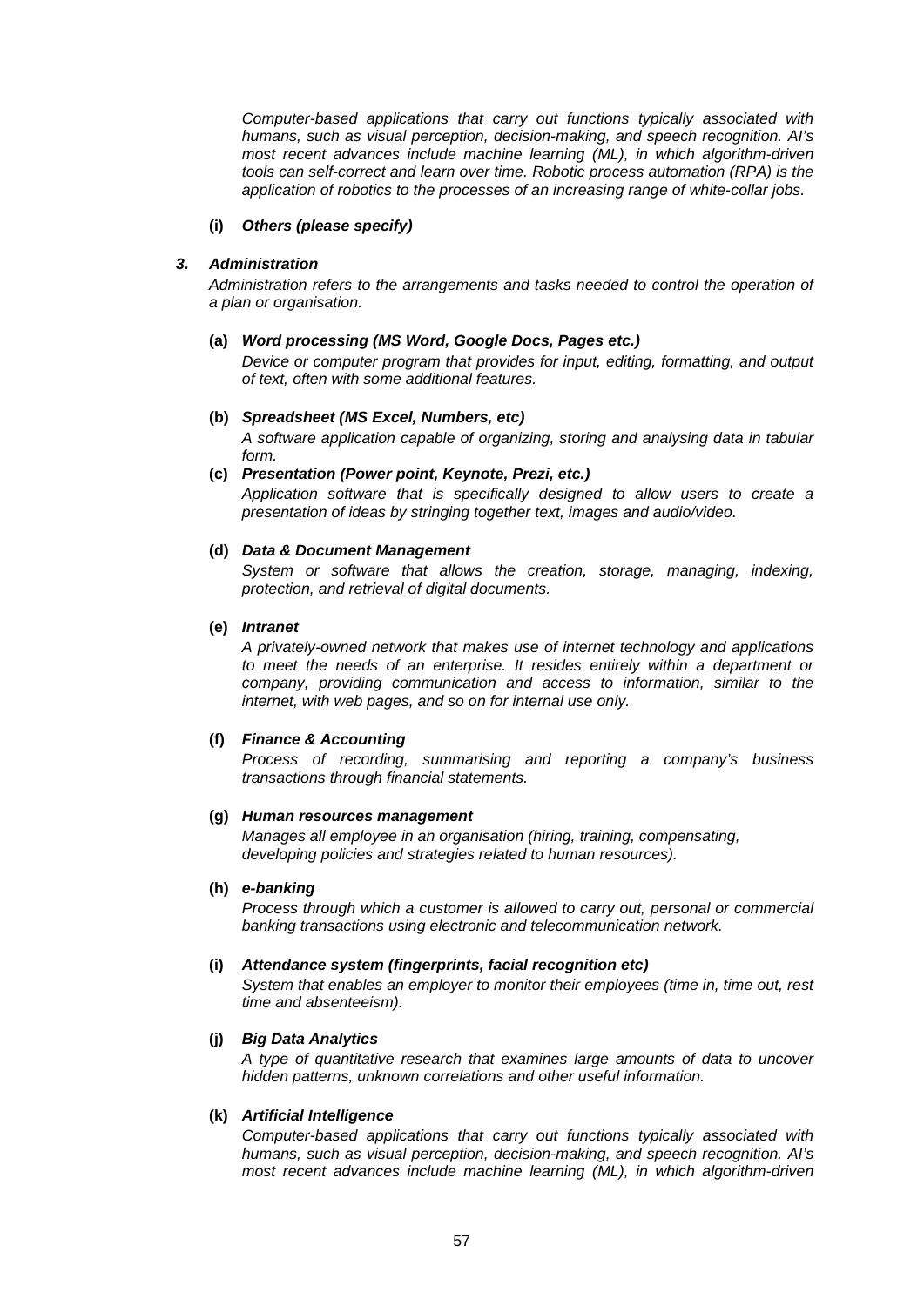*Computer-based applications that carry out functions typically associated with humans, such as visual perception, decision-making, and speech recognition. AI's most recent advances include machine learning (ML), in which algorithm-driven tools can self-correct and learn over time. Robotic process automation (RPA) is the application of robotics to the processes of an increasing range of white-collar jobs.*

**(i)** ***Others (please specify)***

***3. Administration***

*Administration refers to the arrangements and tasks needed to control the operation of a plan or organisation.*

**(a)** ***Word processing (MS Word, Google Docs, Pages etc.)***

*Device or computer program that provides for input, editing, formatting, and output of text, often with some additional features.*

**(b)** ***Spreadsheet (MS Excel, Numbers, etc)***

*A software application capable of organizing, storing and analysing data in tabular form.*

**(c)** ***Presentation (Power point, Keynote, Prezi, etc.)***

*Application software that is specifically designed to allow users to create a presentation of ideas by stringing together text, images and audio/video.*

**(d)** ***Data & Document Management***

*System or software that allows the creation, storage, managing, indexing, protection, and retrieval of digital documents.*

**(e)** ***Intranet***

*A privately-owned network that makes use of internet technology and applications to meet the needs of an enterprise. It resides entirely within a department or company, providing communication and access to information, similar to the internet, with web pages, and so on for internal use only.*

**(f)** ***Finance & Accounting***

*Process of recording, summarising and reporting a company's business transactions through financial statements.*

**(g)** ***Human resources management***

*Manages all employee in an organisation (hiring, training, compensating, developing policies and strategies related to human resources).*

**(h)** ***e-banking***

*Process through which a customer is allowed to carry out, personal or commercial banking transactions using electronic and telecommunication network.*

**(i)** ***Attendance system (fingerprints, facial recognition etc)***

*System that enables an employer to monitor their employees (time in, time out, rest time and absenteeism).*

**(j)** ***Big Data Analytics***

*A type of quantitative research that examines large amounts of data to uncover hidden patterns, unknown correlations and other useful information.*

**(k)** ***Artificial Intelligence***

*Computer-based applications that carry out functions typically associated with humans, such as visual perception, decision-making, and speech recognition. AI's most recent advances include machine learning (ML), in which algorithm-driven*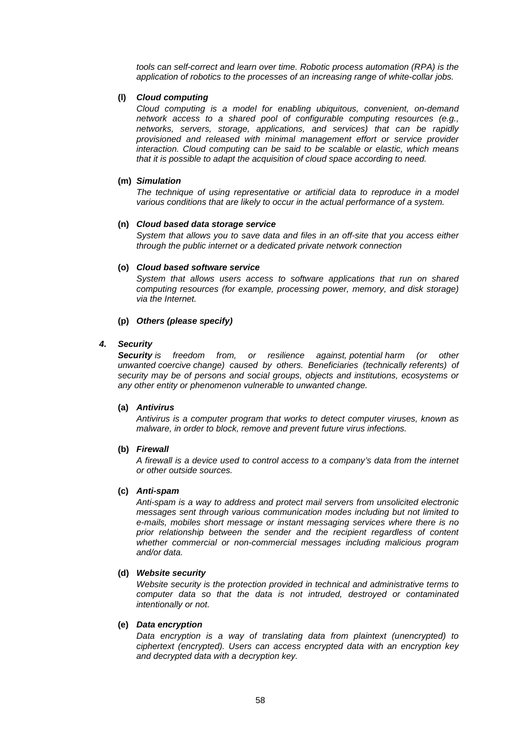*tools can self-correct and learn over time. Robotic process automation (RPA) is the application of robotics to the processes of an increasing range of white-collar jobs.*

**(l)** ***Cloud computing***

*Cloud computing is a model for enabling ubiquitous, convenient, on-demand network access to a shared pool of configurable computing resources (e.g., networks, servers, storage, applications, and services) that can be rapidly provisioned and released with minimal management effort or service provider interaction. Cloud computing can be said to be scalable or elastic, which means that it is possible to adapt the acquisition of cloud space according to need.*

**(m)** ***Simulation***

*The technique of using representative or artificial data to reproduce in a model various conditions that are likely to occur in the actual performance of a system.*

**(n)** ***Cloud based data storage service***

*System that allows you to save data and files in an off-site that you access either through the public internet or a dedicated private network connection*

**(o)** ***Cloud based software service***

*System that allows users access to software applications that run on shared computing resources (for example, processing power, memory, and disk storage) via the Internet.*

**(p)** ***Others (please specify)***

### *4. Security*

***Security*** *is freedom from, or resilience against, potential harm (or other unwanted coercive change) caused by others. Beneficiaries (technically referents) of security may be of persons and social groups, objects and institutions, ecosystems or any other entity or phenomenon vulnerable to unwanted change.*

**(a)** ***Antivirus***

*Antivirus is a computer program that works to detect computer viruses, known as malware, in order to block, remove and prevent future virus infections.*

**(b)** ***Firewall***

*A firewall is a device used to control access to a company's data from the internet or other outside sources.*

**(c)** ***Anti-spam***

*Anti-spam is a way to address and protect mail servers from unsolicited electronic messages sent through various communication modes including but not limited to e-mails, mobiles short message or instant messaging services where there is no prior relationship between the sender and the recipient regardless of content whether commercial or non-commercial messages including malicious program and/or data.*

**(d)** ***Website security***

*Website security is the protection provided in technical and administrative terms to computer data so that the data is not intruded, destroyed or contaminated intentionally or not.*

**(e)** ***Data encryption***

*Data encryption is a way of translating data from plaintext (unencrypted) to ciphertext (encrypted). Users can access encrypted data with an encryption key and decrypted data with a decryption key.*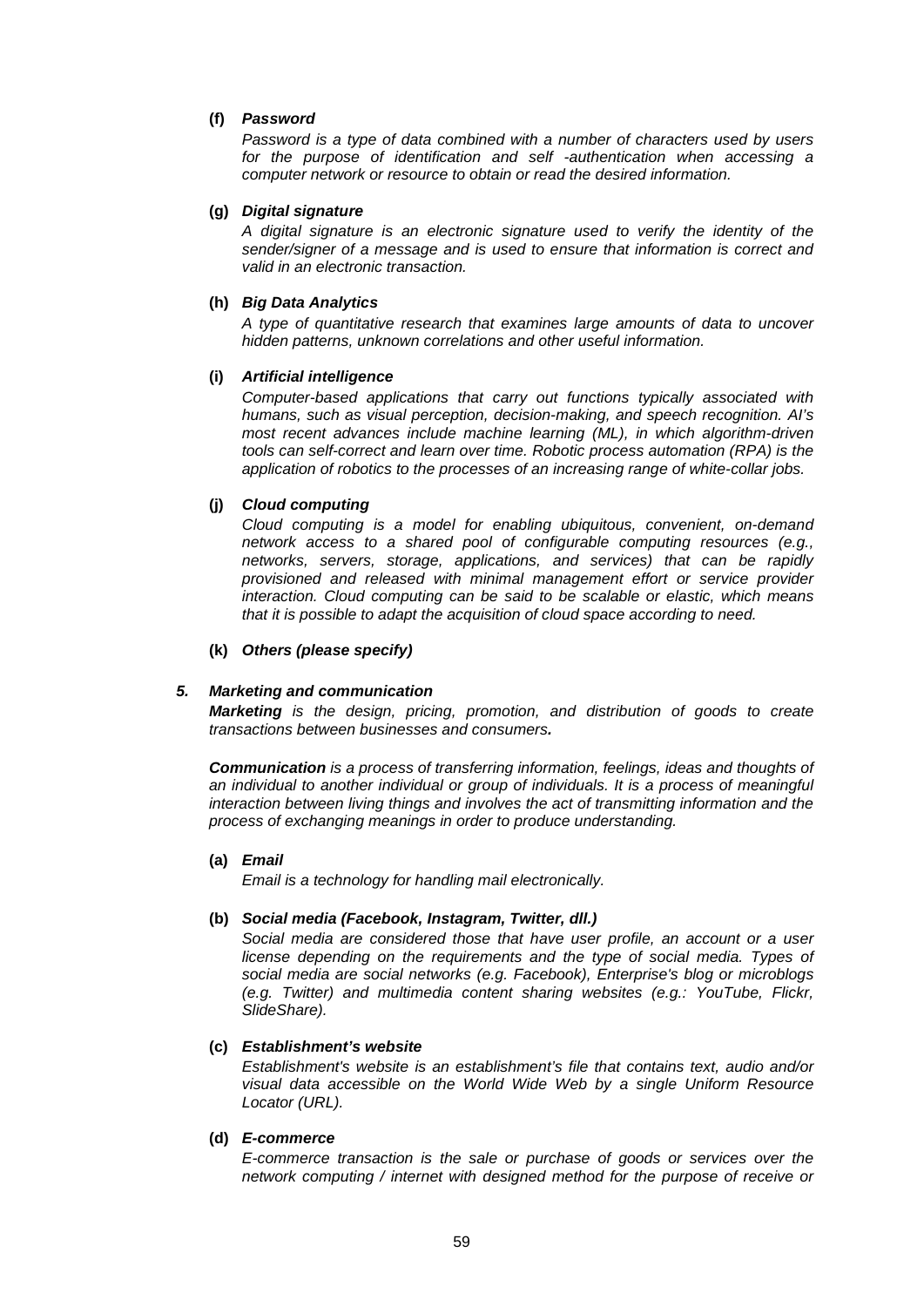**(f)** ***Password***

*Password is a type of data combined with a number of characters used by users for the purpose of identification and self -authentication when accessing a computer network or resource to obtain or read the desired information.*

**(g)** ***Digital signature***

*A digital signature is an electronic signature used to verify the identity of the sender/signer of a message and is used to ensure that information is correct and valid in an electronic transaction.*

**(h)** ***Big Data Analytics***

*A type of quantitative research that examines large amounts of data to uncover hidden patterns, unknown correlations and other useful information.*

**(i)** ***Artificial intelligence***

*Computer-based applications that carry out functions typically associated with humans, such as visual perception, decision-making, and speech recognition. AI's most recent advances include machine learning (ML), in which algorithm-driven tools can self-correct and learn over time. Robotic process automation (RPA) is the application of robotics to the processes of an increasing range of white-collar jobs.*

**(j)** ***Cloud computing***

*Cloud computing is a model for enabling ubiquitous, convenient, on-demand network access to a shared pool of configurable computing resources (e.g., networks, servers, storage, applications, and services) that can be rapidly provisioned and released with minimal management effort or service provider interaction. Cloud computing can be said to be scalable or elastic, which means that it is possible to adapt the acquisition of cloud space according to need.*

**(k)** ***Others (please specify)***

***5. Marketing and communication***

***Marketing*** *is the design, pricing, promotion, and distribution of goods to create transactions between businesses and consumers.*

***Communication*** *is a process of transferring information, feelings, ideas and thoughts of an individual to another individual or group of individuals. It is a process of meaningful interaction between living things and involves the act of transmitting information and the process of exchanging meanings in order to produce understanding.*

**(a)** ***Email***

*Email is a technology for handling mail electronically.*

**(b)** ***Social media (Facebook, Instagram, Twitter, dll.)***

*Social media are considered those that have user profile, an account or a user license depending on the requirements and the type of social media. Types of social media are social networks (e.g. Facebook), Enterprise's blog or microblogs (e.g. Twitter) and multimedia content sharing websites (e.g.: YouTube, Flickr, SlideShare).*

**(c)** ***Establishment's website***

*Establishment's website is an establishment's file that contains text, audio and/or visual data accessible on the World Wide Web by a single Uniform Resource Locator (URL).*

**(d)** ***E-commerce***

*E-commerce transaction is the sale or purchase of goods or services over the network computing / internet with designed method for the purpose of receive or*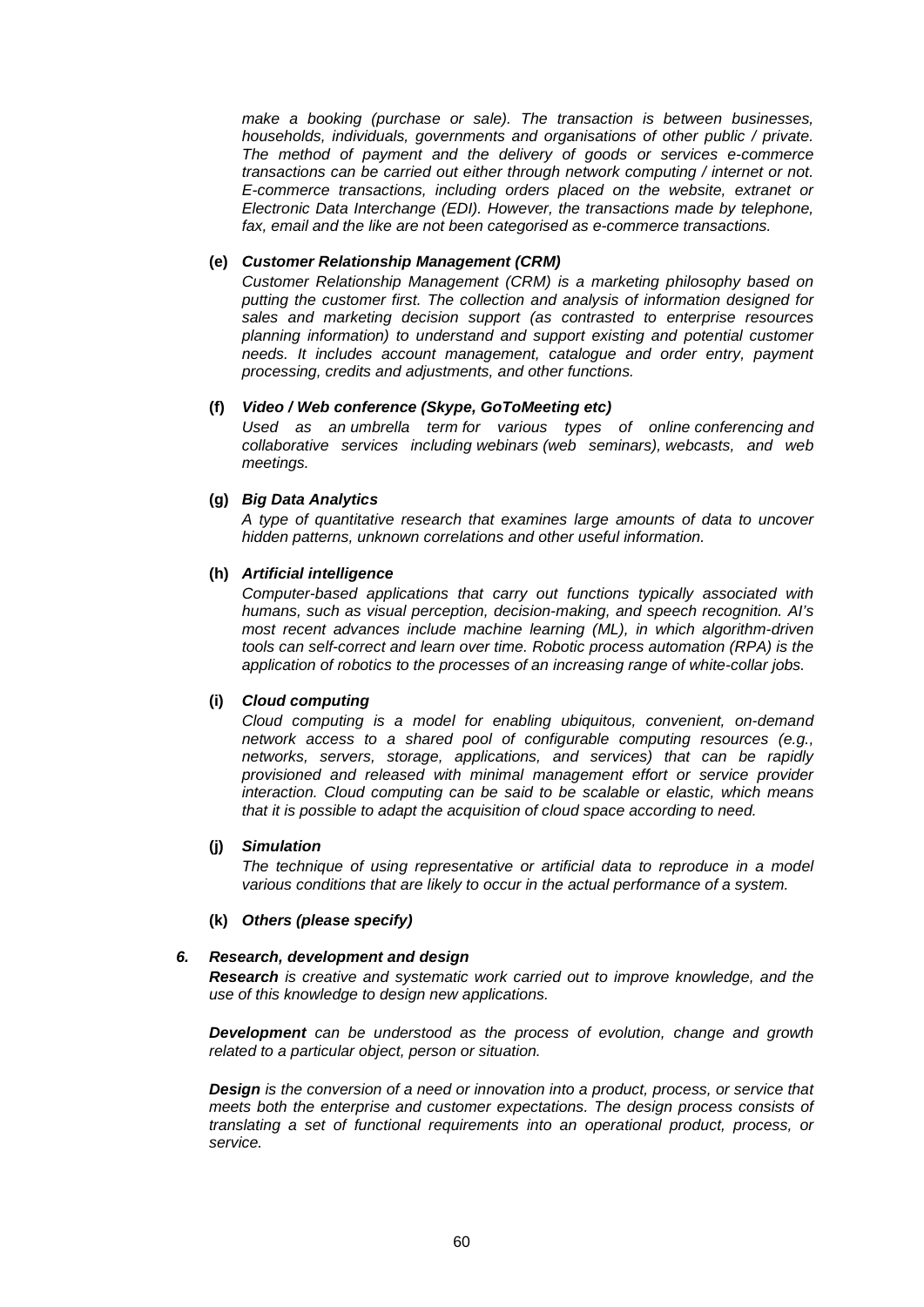*make a booking (purchase or sale). The transaction is between businesses, households, individuals, governments and organisations of other public / private. The method of payment and the delivery of goods or services e-commerce transactions can be carried out either through network computing / internet or not. E-commerce transactions, including orders placed on the website, extranet or Electronic Data Interchange (EDI). However, the transactions made by telephone, fax, email and the like are not been categorised as e-commerce transactions.*

**(e)** ***Customer Relationship Management (CRM)***

*Customer Relationship Management (CRM) is a marketing philosophy based on putting the customer first. The collection and analysis of information designed for sales and marketing decision support (as contrasted to enterprise resources planning information) to understand and support existing and potential customer needs. It includes account management, catalogue and order entry, payment processing, credits and adjustments, and other functions.*

**(f)** ***Video / Web conference (Skype, GoToMeeting etc)***

*Used as an umbrella term for various types of online conferencing and collaborative services including webinars (web seminars), webcasts, and web meetings.*

**(g)** ***Big Data Analytics***

*A type of quantitative research that examines large amounts of data to uncover hidden patterns, unknown correlations and other useful information.*

**(h)** ***Artificial intelligence***

*Computer-based applications that carry out functions typically associated with humans, such as visual perception, decision-making, and speech recognition. AI's most recent advances include machine learning (ML), in which algorithm-driven tools can self-correct and learn over time. Robotic process automation (RPA) is the application of robotics to the processes of an increasing range of white-collar jobs.*

**(i)** ***Cloud computing***

*Cloud computing is a model for enabling ubiquitous, convenient, on-demand network access to a shared pool of configurable computing resources (e.g., networks, servers, storage, applications, and services) that can be rapidly provisioned and released with minimal management effort or service provider interaction. Cloud computing can be said to be scalable or elastic, which means that it is possible to adapt the acquisition of cloud space according to need.*

**(j)** ***Simulation***

*The technique of using representative or artificial data to reproduce in a model various conditions that are likely to occur in the actual performance of a system.*

**(k)** ***Others (please specify)***

***6. Research, development and design***

***Research** is creative and systematic work carried out to improve knowledge, and the use of this knowledge to design new applications.*

***Development** can be understood as the process of evolution, change and growth related to a particular object, person or situation.*

***Design** is the conversion of a need or innovation into a product, process, or service that meets both the enterprise and customer expectations. The design process consists of translating a set of functional requirements into an operational product, process, or service.*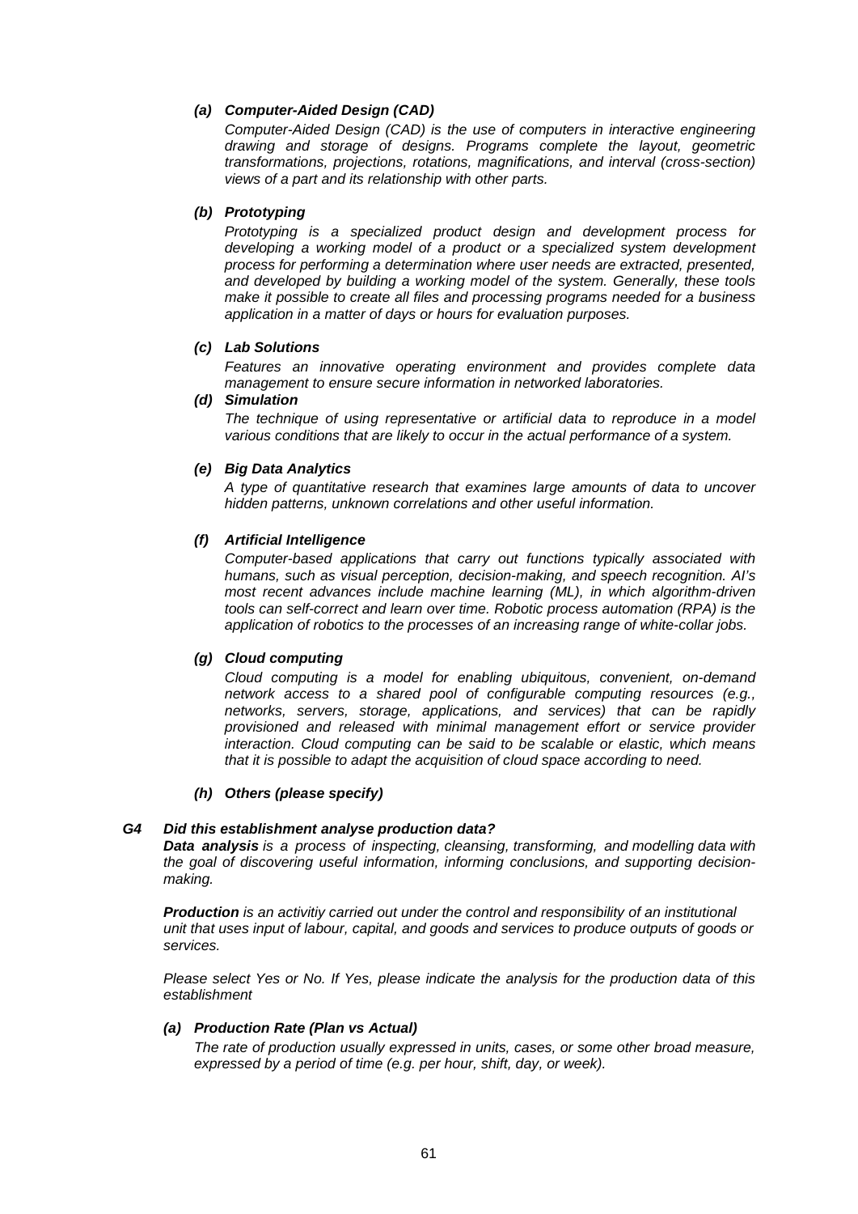***(a) Computer-Aided Design (CAD)***

*Computer-Aided Design (CAD) is the use of computers in interactive engineering drawing and storage of designs. Programs complete the layout, geometric transformations, projections, rotations, magnifications, and interval (cross-section) views of a part and its relationship with other parts.*

***(b) Prototyping***

*Prototyping is a specialized product design and development process for developing a working model of a product or a specialized system development process for performing a determination where user needs are extracted, presented, and developed by building a working model of the system. Generally, these tools make it possible to create all files and processing programs needed for a business application in a matter of days or hours for evaluation purposes.*

***(c) Lab Solutions***

*Features an innovative operating environment and provides complete data management to ensure secure information in networked laboratories.*

***(d) Simulation***

*The technique of using representative or artificial data to reproduce in a model various conditions that are likely to occur in the actual performance of a system.*

***(e) Big Data Analytics***

*A type of quantitative research that examines large amounts of data to uncover hidden patterns, unknown correlations and other useful information.*

***(f) Artificial Intelligence***

*Computer-based applications that carry out functions typically associated with humans, such as visual perception, decision-making, and speech recognition. AI's most recent advances include machine learning (ML), in which algorithm-driven tools can self-correct and learn over time. Robotic process automation (RPA) is the application of robotics to the processes of an increasing range of white-collar jobs.*

***(g) Cloud computing***

*Cloud computing is a model for enabling ubiquitous, convenient, on-demand network access to a shared pool of configurable computing resources (e.g., networks, servers, storage, applications, and services) that can be rapidly provisioned and released with minimal management effort or service provider interaction. Cloud computing can be said to be scalable or elastic, which means that it is possible to adapt the acquisition of cloud space according to need.*

***(h) Others (please specify)***

***G4 Did this establishment analyse production data?***

***Data analysis*** *is a process of inspecting, cleansing, transforming, and modelling data with the goal of discovering useful information, informing conclusions, and supporting decision-making.*

***Production*** *is an activitiy carried out under the control and responsibility of an institutional unit that uses input of labour, capital, and goods and services to produce outputs of goods or services.*

*Please select Yes or No. If Yes, please indicate the analysis for the production data of this establishment*

***(a) Production Rate (Plan vs Actual)***

*The rate of production usually expressed in units, cases, or some other broad measure, expressed by a period of time (e.g. per hour, shift, day, or week).*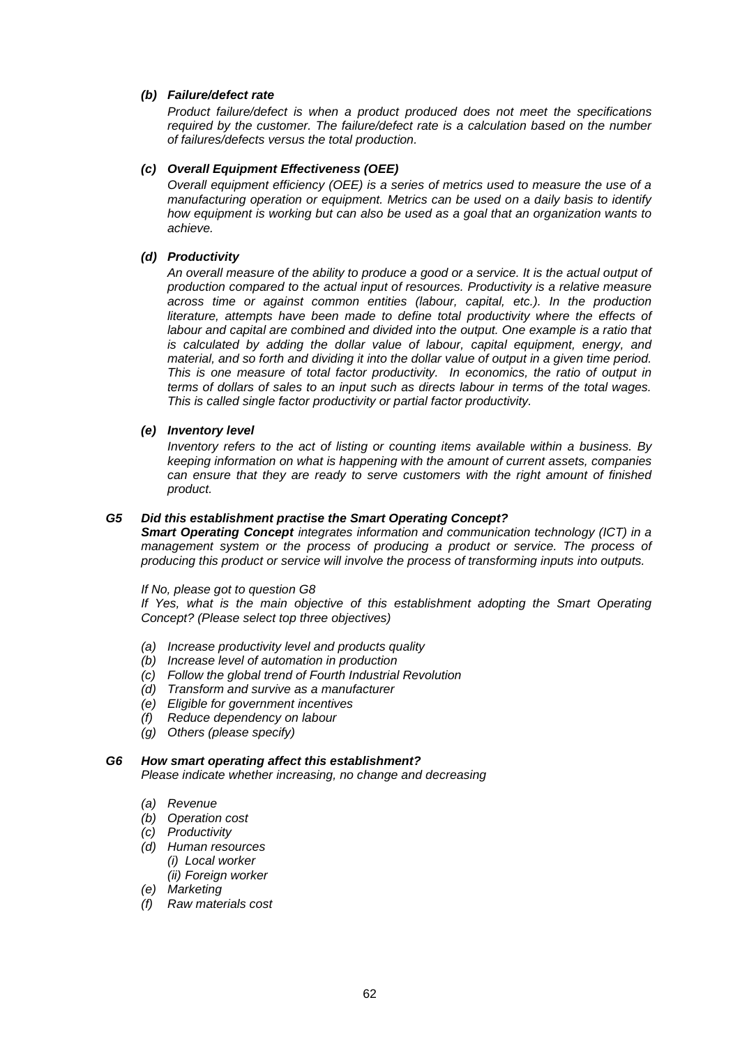***(b) Failure/defect rate***

*Product failure/defect is when a product produced does not meet the specifications required by the customer. The failure/defect rate is a calculation based on the number of failures/defects versus the total production.*

***(c) Overall Equipment Effectiveness (OEE)***

*Overall equipment efficiency (OEE) is a series of metrics used to measure the use of a manufacturing operation or equipment. Metrics can be used on a daily basis to identify how equipment is working but can also be used as a goal that an organization wants to achieve.*

***(d) Productivity***

*An overall measure of the ability to produce a good or a service. It is the actual output of production compared to the actual input of resources. Productivity is a relative measure across time or against common entities (labour, capital, etc.). In the production literature, attempts have been made to define total productivity where the effects of labour and capital are combined and divided into the output. One example is a ratio that is calculated by adding the dollar value of labour, capital equipment, energy, and material, and so forth and dividing it into the dollar value of output in a given time period. This is one measure of total factor productivity. In economics, the ratio of output in terms of dollars of sales to an input such as directs labour in terms of the total wages. This is called single factor productivity or partial factor productivity.*

***(e) Inventory level***

*Inventory refers to the act of listing or counting items available within a business. By keeping information on what is happening with the amount of current assets, companies can ensure that they are ready to serve customers with the right amount of finished product.*

***G5 Did this establishment practise the Smart Operating Concept?***

***Smart Operating Concept*** *integrates information and communication technology (ICT) in a management system or the process of producing a product or service. The process of producing this product or service will involve the process of transforming inputs into outputs.*

*If No, please got to question G8*
*If Yes, what is the main objective of this establishment adopting the Smart Operating Concept? (Please select top three objectives)*

- *(a) Increase productivity level and products quality*
- *(b) Increase level of automation in production*
- *(c) Follow the global trend of Fourth Industrial Revolution*
- *(d) Transform and survive as a manufacturer*
- *(e) Eligible for government incentives*
- *(f) Reduce dependency on labour*
- *(g) Others (please specify)*

***G6 How smart operating affect this establishment?***

*Please indicate whether increasing, no change and decreasing*

- *(a) Revenue*
- *(b) Operation cost*
- *(c) Productivity*
- *(d) Human resources*
  - *(i) Local worker*
  - *(ii) Foreign worker*
- *(e) Marketing*
- *(f) Raw materials cost*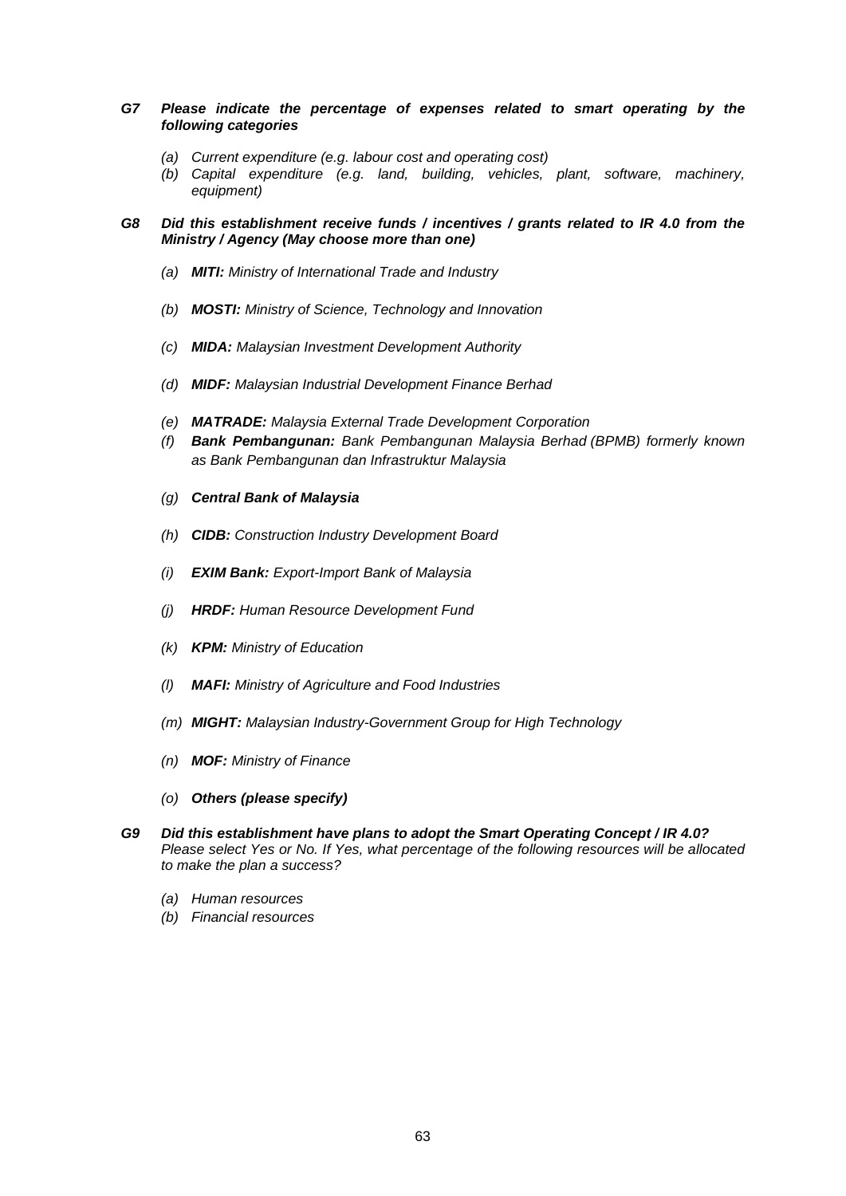***G7 Please indicate the percentage of expenses related to smart operating by the following categories***

*(a) Current expenditure (e.g. labour cost and operating cost)*

*(b) Capital expenditure (e.g. land, building, vehicles, plant, software, machinery, equipment)*

***G8 Did this establishment receive funds / incentives / grants related to IR 4.0 from the Ministry / Agency (May choose more than one)***

*(a)* ***MITI:*** *Ministry of International Trade and Industry*

*(b)* ***MOSTI:*** *Ministry of Science, Technology and Innovation*

*(c)* ***MIDA:*** *Malaysian Investment Development Authority*

*(d)* ***MIDF:*** *Malaysian Industrial Development Finance Berhad*

*(e)* ***MATRADE:*** *Malaysia External Trade Development Corporation*

*(f)* ***Bank Pembangunan:*** *Bank Pembangunan Malaysia Berhad (BPMB) formerly known as Bank Pembangunan dan Infrastruktur Malaysia*

*(g)* ***Central Bank of Malaysia***

*(h)* ***CIDB:*** *Construction Industry Development Board*

*(i)* ***EXIM Bank:*** *Export-Import Bank of Malaysia*

*(j)* ***HRDF:*** *Human Resource Development Fund*

*(k)* ***KPM:*** *Ministry of Education*

*(l)* ***MAFI:*** *Ministry of Agriculture and Food Industries*

*(m)* ***MIGHT:*** *Malaysian Industry-Government Group for High Technology*

*(n)* ***MOF:*** *Ministry of Finance*

*(o)* ***Others (please specify)***

***G9 Did this establishment have plans to adopt the Smart Operating Concept / IR 4.0?*** *Please select Yes or No. If Yes, what percentage of the following resources will be allocated to make the plan a success?*

*(a) Human resources*

*(b) Financial resources*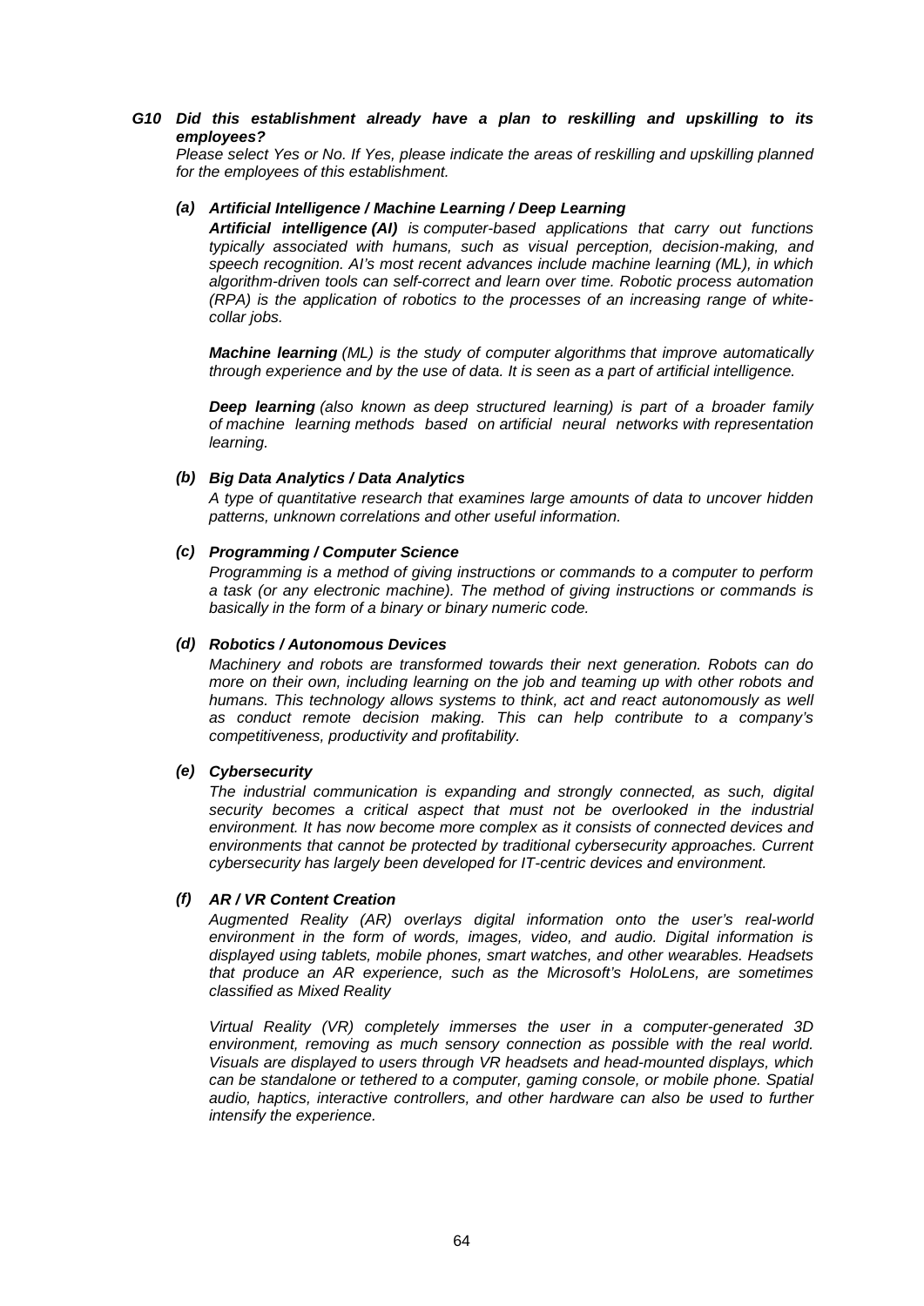***G10 Did this establishment already have a plan to reskilling and upskilling to its employees?***

*Please select Yes or No. If Yes, please indicate the areas of reskilling and upskilling planned for the employees of this establishment.*

***(a) Artificial Intelligence / Machine Learning / Deep Learning***

***Artificial intelligence (AI)*** *is computer-based applications that carry out functions typically associated with humans, such as visual perception, decision-making, and speech recognition. AI's most recent advances include machine learning (ML), in which algorithm-driven tools can self-correct and learn over time. Robotic process automation (RPA) is the application of robotics to the processes of an increasing range of white-collar jobs.*

***Machine learning*** *(ML) is the study of computer algorithms that improve automatically through experience and by the use of data. It is seen as a part of artificial intelligence.*

***Deep learning*** *(also known as deep structured learning) is part of a broader family of machine learning methods based on artificial neural networks with representation learning.*

***(b) Big Data Analytics / Data Analytics***

*A type of quantitative research that examines large amounts of data to uncover hidden patterns, unknown correlations and other useful information.*

***(c) Programming / Computer Science***

*Programming is a method of giving instructions or commands to a computer to perform a task (or any electronic machine). The method of giving instructions or commands is basically in the form of a binary or binary numeric code.*

***(d) Robotics / Autonomous Devices***

*Machinery and robots are transformed towards their next generation. Robots can do more on their own, including learning on the job and teaming up with other robots and humans. This technology allows systems to think, act and react autonomously as well as conduct remote decision making. This can help contribute to a company's competitiveness, productivity and profitability.*

***(e) Cybersecurity***

*The industrial communication is expanding and strongly connected, as such, digital security becomes a critical aspect that must not be overlooked in the industrial environment. It has now become more complex as it consists of connected devices and environments that cannot be protected by traditional cybersecurity approaches. Current cybersecurity has largely been developed for IT-centric devices and environment.*

***(f) AR / VR Content Creation***

*Augmented Reality (AR) overlays digital information onto the user's real-world environment in the form of words, images, video, and audio. Digital information is displayed using tablets, mobile phones, smart watches, and other wearables. Headsets that produce an AR experience, such as the Microsoft's HoloLens, are sometimes classified as Mixed Reality*

*Virtual Reality (VR) completely immerses the user in a computer-generated 3D environment, removing as much sensory connection as possible with the real world. Visuals are displayed to users through VR headsets and head-mounted displays, which can be standalone or tethered to a computer, gaming console, or mobile phone. Spatial audio, haptics, interactive controllers, and other hardware can also be used to further intensify the experience.*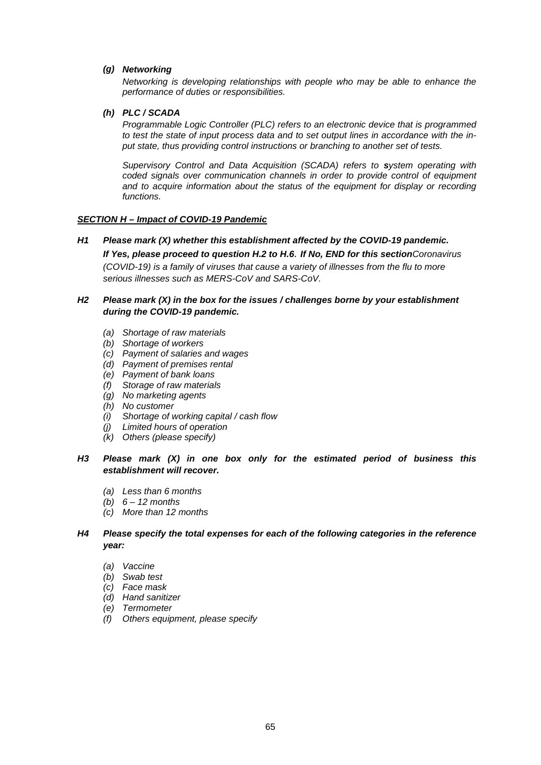***(g) Networking***

*Networking is developing relationships with people who may be able to enhance the performance of duties or responsibilities.*

***(h) PLC / SCADA***

*Programmable Logic Controller (PLC) refers to an electronic device that is programmed to test the state of input process data and to set output lines in accordance with the input state, thus providing control instructions or branching to another set of tests.*

*Supervisory Control and Data Acquisition (SCADA) refers to **s**ystem operating with coded signals over communication channels in order to provide control of equipment and to acquire information about the status of the equipment for display or recording functions.*

***SECTION H – Impact of COVID-19 Pandemic***

***H1 Please mark (X) whether this establishment affected by the COVID-19 pandemic.***

***If Yes, please proceed to question H.2 to H.6. If No, END for this section****Coronavirus (COVID-19) is a family of viruses that cause a variety of illnesses from the flu to more serious illnesses such as MERS-CoV and SARS-CoV.*

***H2 Please mark (X) in the box for the issues / challenges borne by your establishment during the COVID-19 pandemic.***

- *(a) Shortage of raw materials*
- *(b) Shortage of workers*
- *(c) Payment of salaries and wages*
- *(d) Payment of premises rental*
- *(e) Payment of bank loans*
- *(f) Storage of raw materials*
- *(g) No marketing agents*
- *(h) No customer*
- *(i) Shortage of working capital / cash flow*
- *(j) Limited hours of operation*
- *(k) Others (please specify)*

***H3 Please mark (X) in one box only for the estimated period of business this establishment will recover.***

- *(a) Less than 6 months*
- *(b) 6 – 12 months*
- *(c) More than 12 months*

***H4 Please specify the total expenses for each of the following categories in the reference year:***

- *(a) Vaccine*
- *(b) Swab test*
- *(c) Face mask*
- *(d) Hand sanitizer*
- *(e) Termometer*
- *(f) Others equipment, please specify*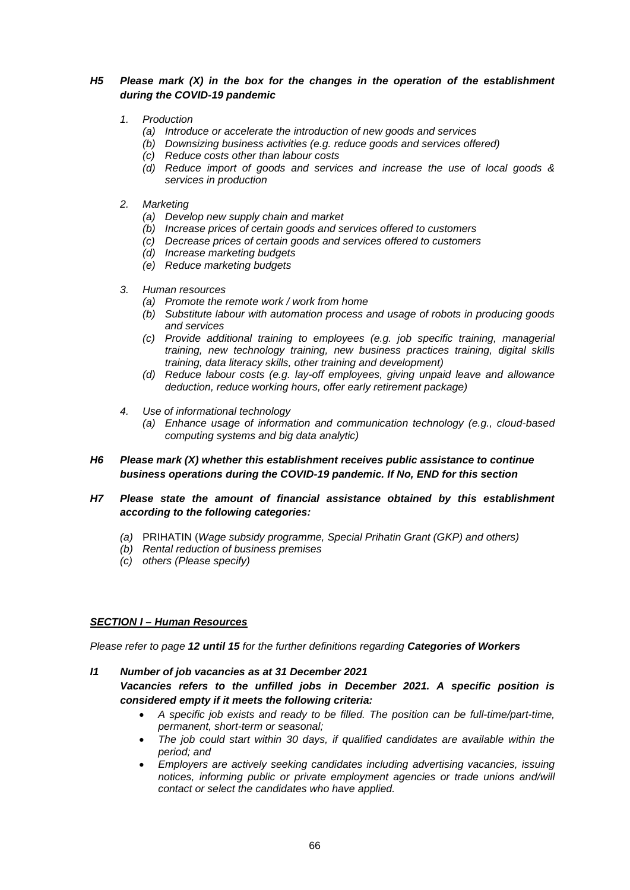***H5 Please mark (X) in the box for the changes in the operation of the establishment during the COVID-19 pandemic***

1. *Production*
   - *(a) Introduce or accelerate the introduction of new goods and services*
   - *(b) Downsizing business activities (e.g. reduce goods and services offered)*
   - *(c) Reduce costs other than labour costs*
   - *(d) Reduce import of goods and services and increase the use of local goods & services in production*

2. *Marketing*
   - *(a) Develop new supply chain and market*
   - *(b) Increase prices of certain goods and services offered to customers*
   - *(c) Decrease prices of certain goods and services offered to customers*
   - *(d) Increase marketing budgets*
   - *(e) Reduce marketing budgets*

3. *Human resources*
   - *(a) Promote the remote work / work from home*
   - *(b) Substitute labour with automation process and usage of robots in producing goods and services*
   - *(c) Provide additional training to employees (e.g. job specific training, managerial training, new technology training, new business practices training, digital skills training, data literacy skills, other training and development)*
   - *(d) Reduce labour costs (e.g. lay-off employees, giving unpaid leave and allowance deduction, reduce working hours, offer early retirement package)*

4. *Use of informational technology*
   - *(a) Enhance usage of information and communication technology (e.g., cloud-based computing systems and big data analytic)*

***H6 Please mark (X) whether this establishment receives public assistance to continue business operations during the COVID-19 pandemic. If No, END for this section***

***H7 Please state the amount of financial assistance obtained by this establishment according to the following categories:***

- *(a)* PRIHATIN (*Wage subsidy programme, Special Prihatin Grant (GKP) and others)*
- *(b) Rental reduction of business premises*
- *(c) others (Please specify)*

***<u>SECTION I – Human Resources</u>***

*Please refer to page **12 until 15** for the further definitions regarding **Categories of Workers***

***I1 Number of job vacancies as at 31 December 2021***

***Vacancies refers to the unfilled jobs in December 2021. A specific position is considered empty if it meets the following criteria:***

- *A specific job exists and ready to be filled. The position can be full-time/part-time, permanent, short-term or seasonal;*
- *The job could start within 30 days, if qualified candidates are available within the period; and*
- *Employers are actively seeking candidates including advertising vacancies, issuing notices, informing public or private employment agencies or trade unions and/will contact or select the candidates who have applied.*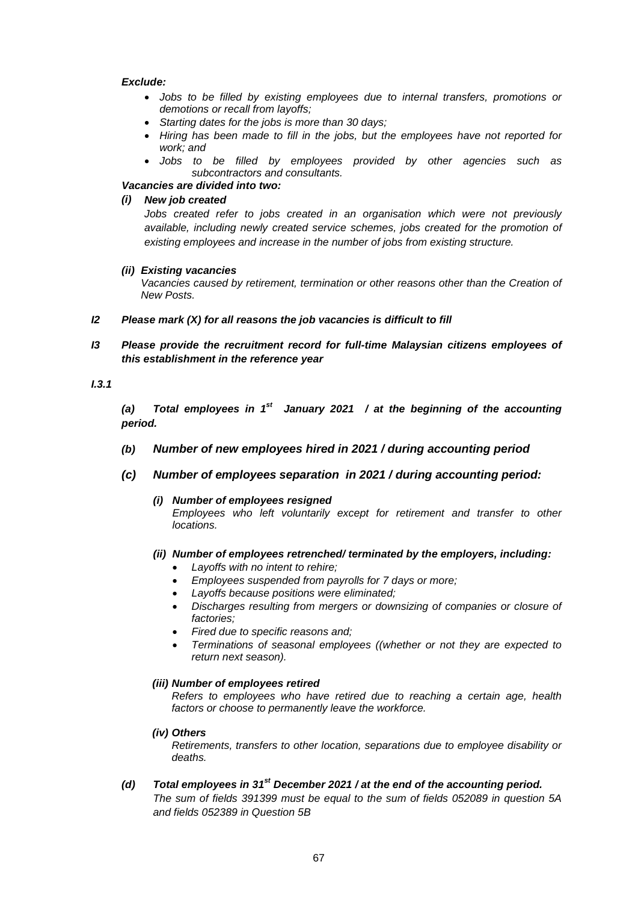***Exclude:***

- *Jobs to be filled by existing employees due to internal transfers, promotions or demotions or recall from layoffs;*
- *Starting dates for the jobs is more than 30 days;*
- *Hiring has been made to fill in the jobs, but the employees have not reported for work; and*
- *Jobs to be filled by employees provided by other agencies such as subcontractors and consultants.*

***Vacancies are divided into two:***

***(i) New job created***

*Jobs created refer to jobs created in an organisation which were not previously available, including newly created service schemes, jobs created for the promotion of existing employees and increase in the number of jobs from existing structure.*

***(ii) Existing vacancies***

*Vacancies caused by retirement, termination or other reasons other than the Creation of New Posts.*

***I2 Please mark (X) for all reasons the job vacancies is difficult to fill***

***I3 Please provide the recruitment record for full-time Malaysian citizens employees of this establishment in the reference year***

***I.3.1***

***(a) Total employees in 1st January 2021 / at the beginning of the accounting period.***

***(b) Number of new employees hired in 2021 / during accounting period***

***(c) Number of employees separation in 2021 / during accounting period:***

***(i) Number of employees resigned***

*Employees who left voluntarily except for retirement and transfer to other locations.*

***(ii) Number of employees retrenched/ terminated by the employers, including:***

- *Layoffs with no intent to rehire;*
- *Employees suspended from payrolls for 7 days or more;*
- *Layoffs because positions were eliminated;*
- *Discharges resulting from mergers or downsizing of companies or closure of factories;*
- *Fired due to specific reasons and;*
- *Terminations of seasonal employees ((whether or not they are expected to return next season).*

***(iii) Number of employees retired***

*Refers to employees who have retired due to reaching a certain age, health factors or choose to permanently leave the workforce.*

***(iv) Others***

*Retirements, transfers to other location, separations due to employee disability or deaths.*

***(d) Total employees in 31st December 2021 / at the end of the accounting period.***

*The sum of fields 391399 must be equal to the sum of fields 052089 in question 5A and fields 052389 in Question 5B*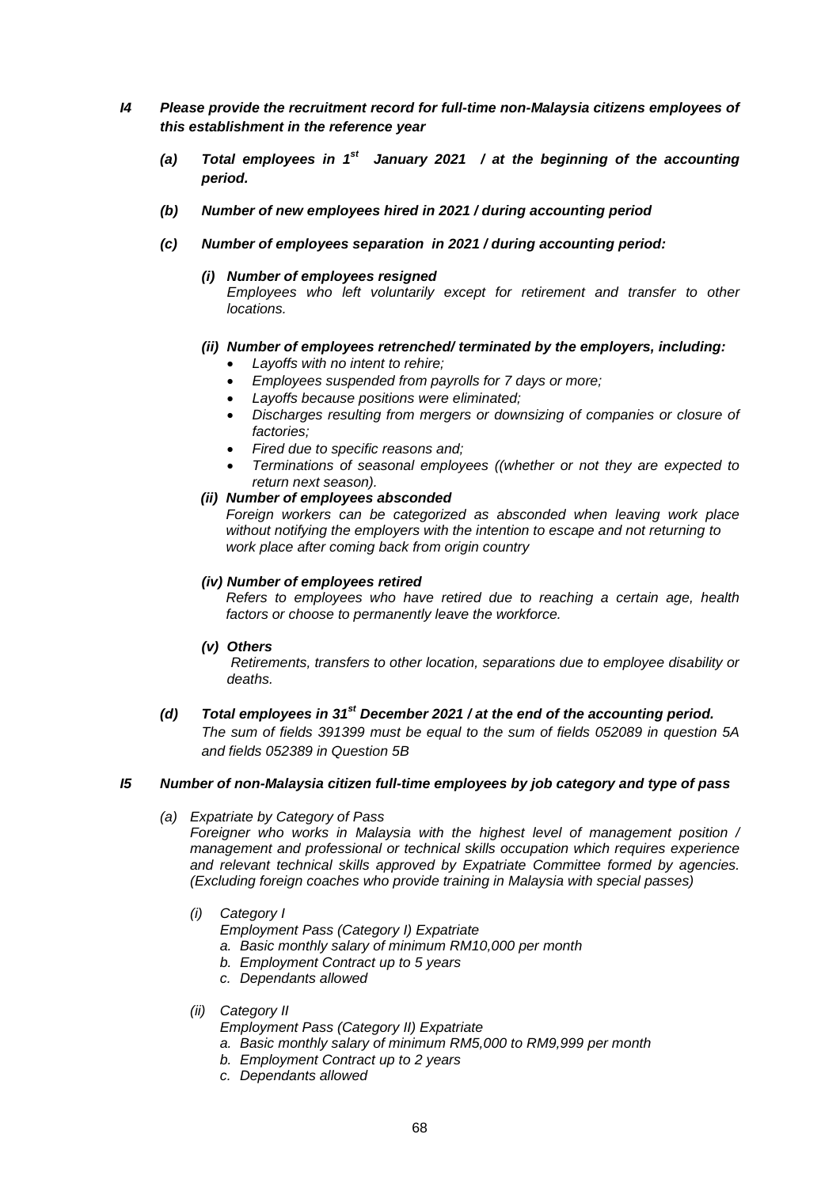***I4 Please provide the recruitment record for full-time non-Malaysia citizens employees of this establishment in the reference year***

***(a) Total employees in 1st January 2021 / at the beginning of the accounting period.***

***(b) Number of new employees hired in 2021 / during accounting period***

***(c) Number of employees separation in 2021 / during accounting period:***

***(i) Number of employees resigned***

*Employees who left voluntarily except for retirement and transfer to other locations.*

***(ii) Number of employees retrenched/ terminated by the employers, including:***

- *Layoffs with no intent to rehire;*
- *Employees suspended from payrolls for 7 days or more;*
- *Layoffs because positions were eliminated;*
- *Discharges resulting from mergers or downsizing of companies or closure of factories;*
- *Fired due to specific reasons and;*
- *Terminations of seasonal employees ((whether or not they are expected to return next season).*

***(ii) Number of employees absconded***

*Foreign workers can be categorized as absconded when leaving work place without notifying the employers with the intention to escape and not returning to work place after coming back from origin country*

***(iv) Number of employees retired***

*Refers to employees who have retired due to reaching a certain age, health factors or choose to permanently leave the workforce.*

***(v) Others***

*Retirements, transfers to other location, separations due to employee disability or deaths.*

***(d) Total employees in 31st December 2021 / at the end of the accounting period.***

*The sum of fields 391399 must be equal to the sum of fields 052089 in question 5A and fields 052389 in Question 5B*

***I5 Number of non-Malaysia citizen full-time employees by job category and type of pass***

*(a) Expatriate by Category of Pass*

*Foreigner who works in Malaysia with the highest level of management position / management and professional or technical skills occupation which requires experience and relevant technical skills approved by Expatriate Committee formed by agencies. (Excluding foreign coaches who provide training in Malaysia with special passes)*

*(i) Category I*

*Employment Pass (Category I) Expatriate*

*a. Basic monthly salary of minimum RM10,000 per month*
*b. Employment Contract up to 5 years*
*c. Dependants allowed*

*(ii) Category II*

*Employment Pass (Category II) Expatriate*

*a. Basic monthly salary of minimum RM5,000 to RM9,999 per month*
*b. Employment Contract up to 2 years*
*c. Dependants allowed*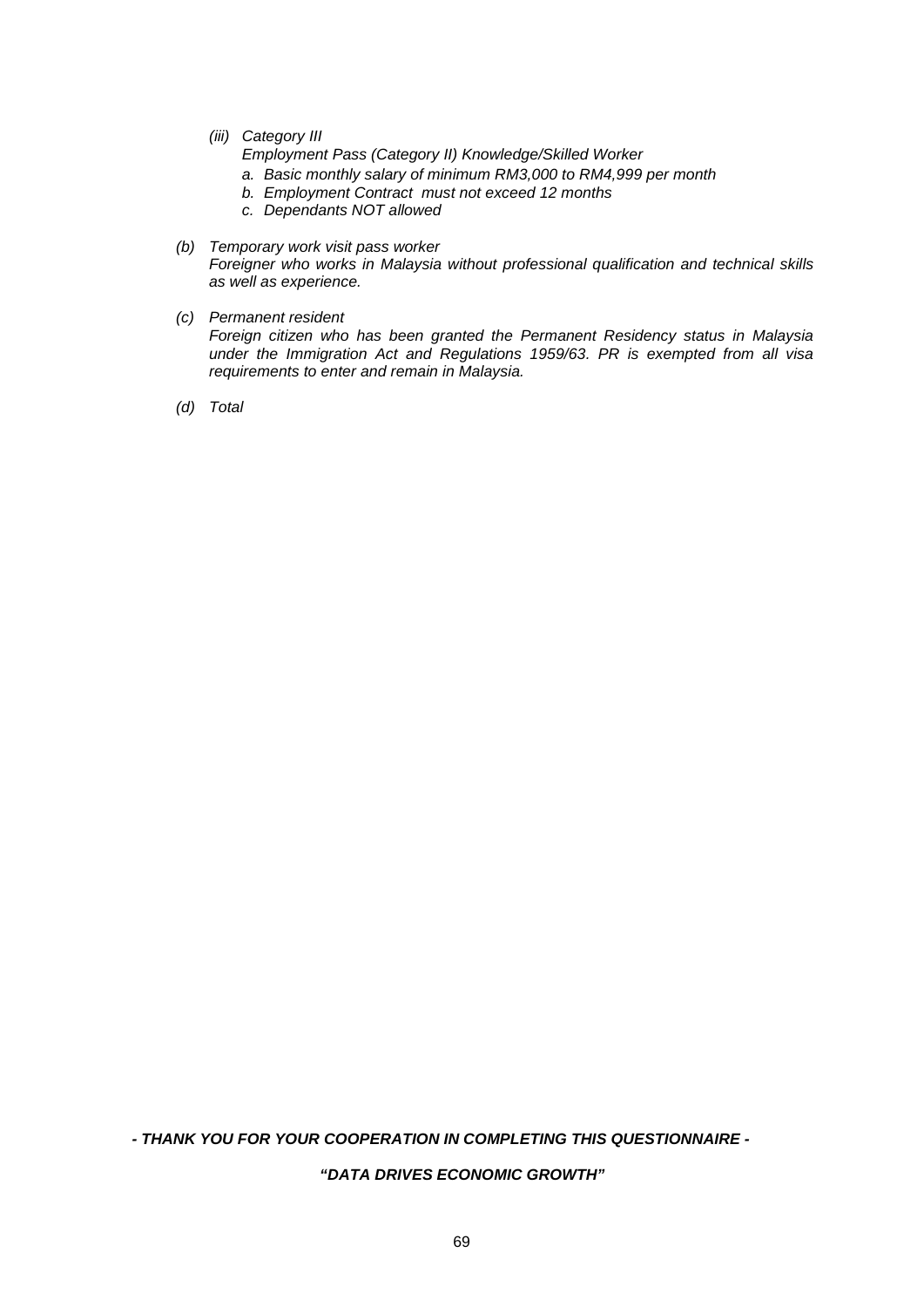*(iii) Category III*

*Employment Pass (Category II) Knowledge/Skilled Worker*

*a. Basic monthly salary of minimum RM3,000 to RM4,999 per month*
*b. Employment Contract must not exceed 12 months*
*c. Dependants NOT allowed*

*(b) Temporary work visit pass worker*

*Foreigner who works in Malaysia without professional qualification and technical skills as well as experience.*

*(c) Permanent resident*

*Foreign citizen who has been granted the Permanent Residency status in Malaysia under the Immigration Act and Regulations 1959/63. PR is exempted from all visa requirements to enter and remain in Malaysia.*

*(d) Total*

***- THANK YOU FOR YOUR COOPERATION IN COMPLETING THIS QUESTIONNAIRE -***

***"DATA DRIVES ECONOMIC GROWTH"***